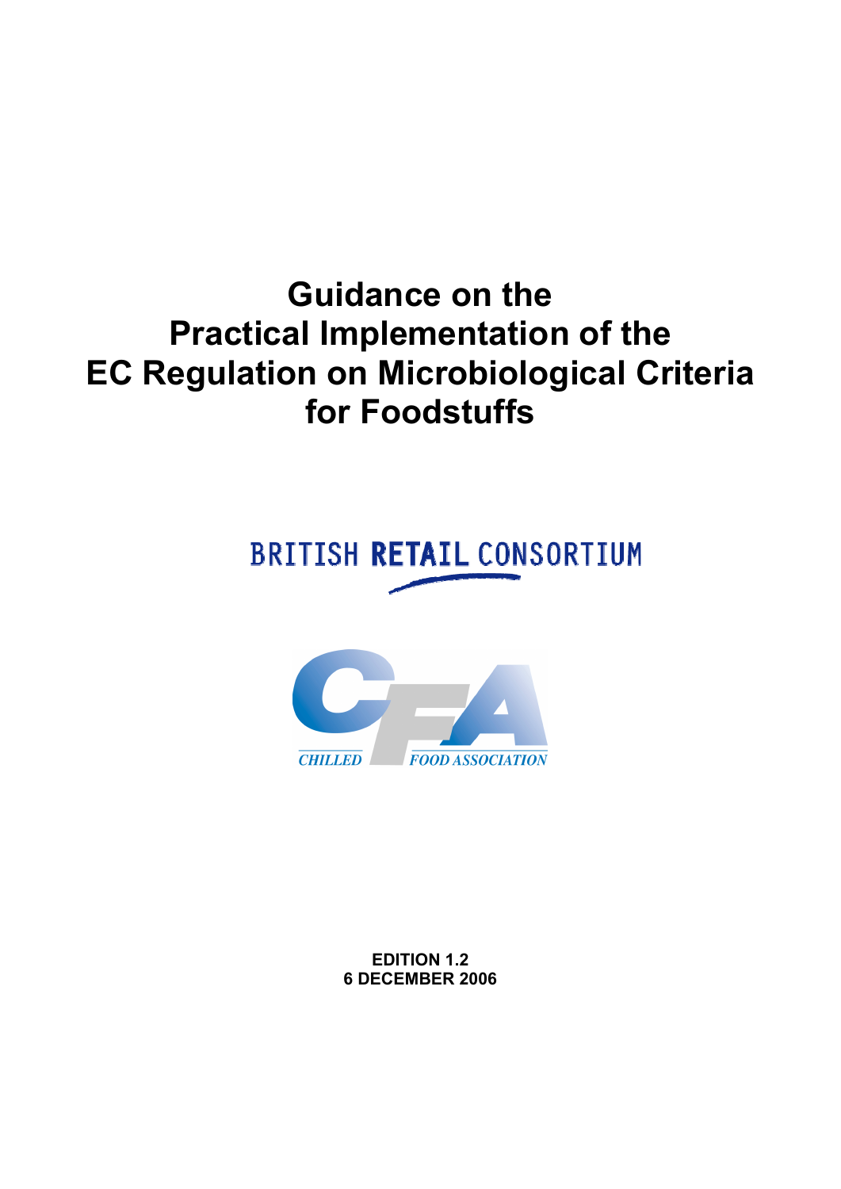# Guidance on the Practical Implementation of the EC Regulation on Microbiological Criteria for Foodstuffs

BRITISH RETAIL CONSORTIUM

CHILLED FOOD ASSOCIATION

**EDITION 1.2**
**6 DECEMBER 2006**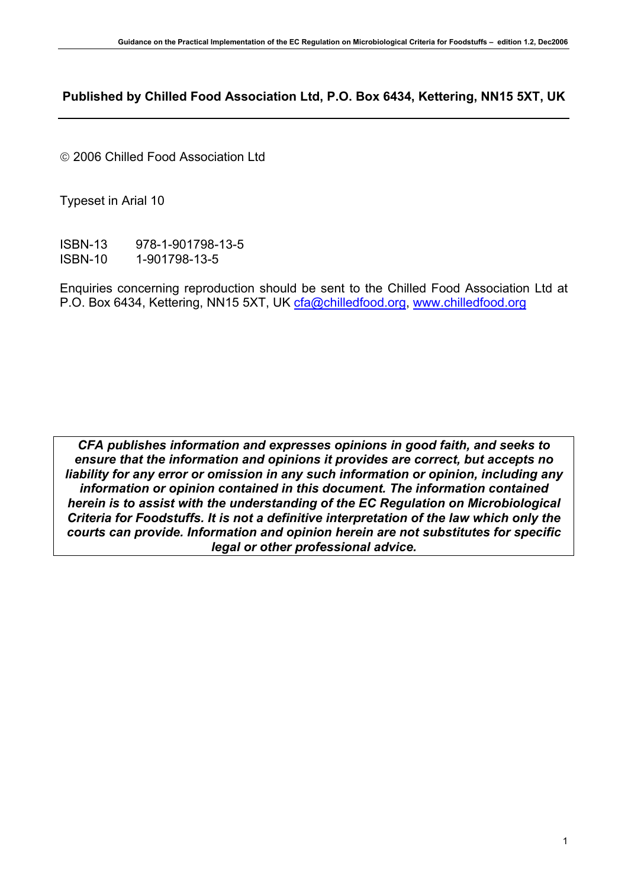**Published by Chilled Food Association Ltd, P.O. Box 6434, Kettering, NN15 5XT, UK**

---

© 2006 Chilled Food Association Ltd

Typeset in Arial 10

ISBN-13 978-1-901798-13-5
ISBN-10 1-901798-13-5

Enquiries concerning reproduction should be sent to the Chilled Food Association Ltd at P.O. Box 6434, Kettering, NN15 5XT, UK cfa@chilledfood.org, www.chilledfood.org

***CFA publishes information and expresses opinions in good faith, and seeks to ensure that the information and opinions it provides are correct, but accepts no liability for any error or omission in any such information or opinion, including any information or opinion contained in this document. The information contained herein is to assist with the understanding of the EC Regulation on Microbiological Criteria for Foodstuffs. It is not a definitive interpretation of the law which only the courts can provide. Information and opinion herein are not substitutes for specific legal or other professional advice.***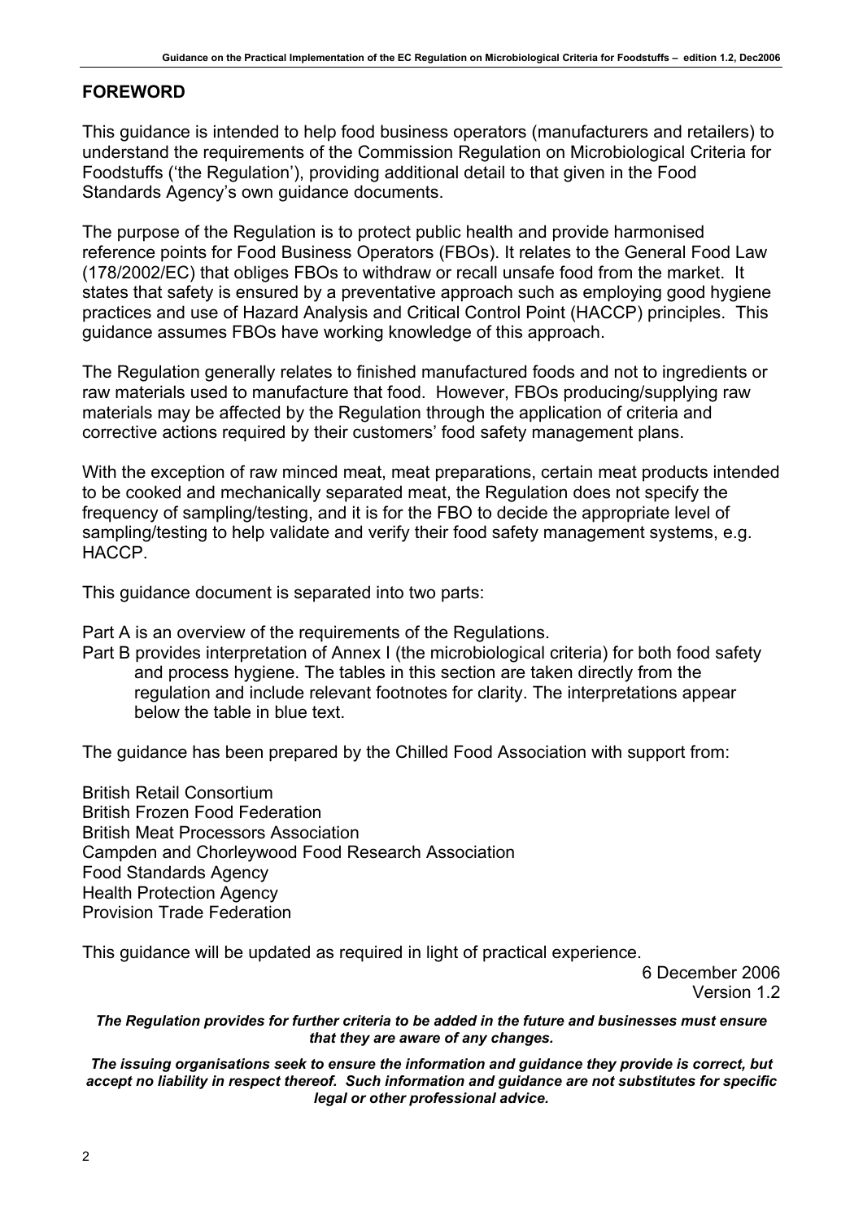## FOREWORD

This guidance is intended to help food business operators (manufacturers and retailers) to understand the requirements of the Commission Regulation on Microbiological Criteria for Foodstuffs ('the Regulation'), providing additional detail to that given in the Food Standards Agency's own guidance documents.

The purpose of the Regulation is to protect public health and provide harmonised reference points for Food Business Operators (FBOs). It relates to the General Food Law (178/2002/EC) that obliges FBOs to withdraw or recall unsafe food from the market. It states that safety is ensured by a preventative approach such as employing good hygiene practices and use of Hazard Analysis and Critical Control Point (HACCP) principles. This guidance assumes FBOs have working knowledge of this approach.

The Regulation generally relates to finished manufactured foods and not to ingredients or raw materials used to manufacture that food. However, FBOs producing/supplying raw materials may be affected by the Regulation through the application of criteria and corrective actions required by their customers' food safety management plans.

With the exception of raw minced meat, meat preparations, certain meat products intended to be cooked and mechanically separated meat, the Regulation does not specify the frequency of sampling/testing, and it is for the FBO to decide the appropriate level of sampling/testing to help validate and verify their food safety management systems, e.g. HACCP.

This guidance document is separated into two parts:

Part A is an overview of the requirements of the Regulations.
Part B provides interpretation of Annex I (the microbiological criteria) for both food safety and process hygiene. The tables in this section are taken directly from the regulation and include relevant footnotes for clarity. The interpretations appear below the table in blue text.

The guidance has been prepared by the Chilled Food Association with support from:

British Retail Consortium
British Frozen Food Federation
British Meat Processors Association
Campden and Chorleywood Food Research Association
Food Standards Agency
Health Protection Agency
Provision Trade Federation

This guidance will be updated as required in light of practical experience.

6 December 2006
Version 1.2

***The Regulation provides for further criteria to be added in the future and businesses must ensure that they are aware of any changes.***

***The issuing organisations seek to ensure the information and guidance they provide is correct, but accept no liability in respect thereof. Such information and guidance are not substitutes for specific legal or other professional advice.***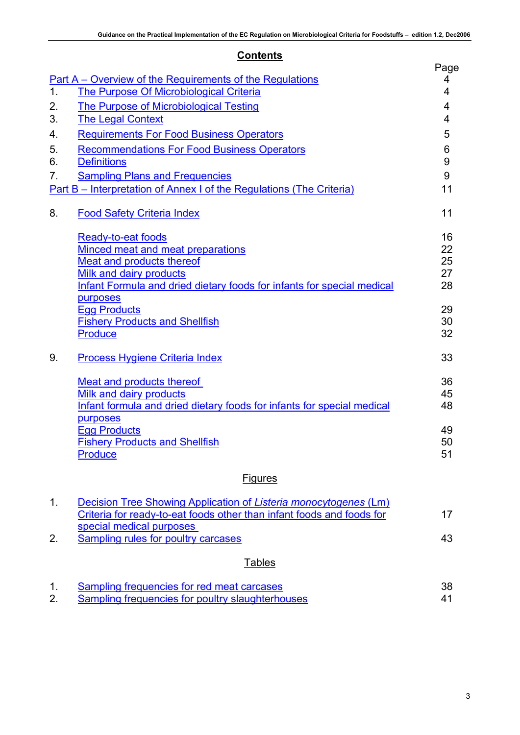# Contents

| | | Page |
|---|---|---|
| Part A – Overview of the Requirements of the Regulations | | 4 |
| 1. | The Purpose Of Microbiological Criteria | 4 |
| 2. | The Purpose of Microbiological Testing | 4 |
| 3. | The Legal Context | 4 |
| 4. | Requirements For Food Business Operators | 5 |
| 5. | Recommendations For Food Business Operators | 6 |
| 6. | Definitions | 9 |
| 7. | Sampling Plans and Frequencies | 9 |
| Part B – Interpretation of Annex I of the Regulations (The Criteria) | | 11 |
| 8. | Food Safety Criteria Index | 11 |
| | Ready-to-eat foods | 16 |
| | Minced meat and meat preparations | 22 |
| | Meat and products thereof | 25 |
| | Milk and dairy products | 27 |
| | Infant Formula and dried dietary foods for infants for special medical purposes | 28 |
| | Egg Products | 29 |
| | Fishery Products and Shellfish | 30 |
| | Produce | 32 |
| 9. | Process Hygiene Criteria Index | 33 |
| | Meat and products thereof | 36 |
| | Milk and dairy products | 45 |
| | Infant formula and dried dietary foods for infants for special medical purposes | 48 |
| | Egg Products | 49 |
| | Fishery Products and Shellfish | 50 |
| | Produce | 51 |

## Figures

| | | |
|---|---|---|
| 1. | Decision Tree Showing Application of *Listeria monocytogenes* (Lm) Criteria for ready-to-eat foods other than infant foods and foods for special medical purposes | 17 |
| 2. | Sampling rules for poultry carcases | 43 |

## Tables

| | | |
|---|---|---|
| 1. | Sampling frequencies for red meat carcases | 38 |
| 2. | Sampling frequencies for poultry slaughterhouses | 41 |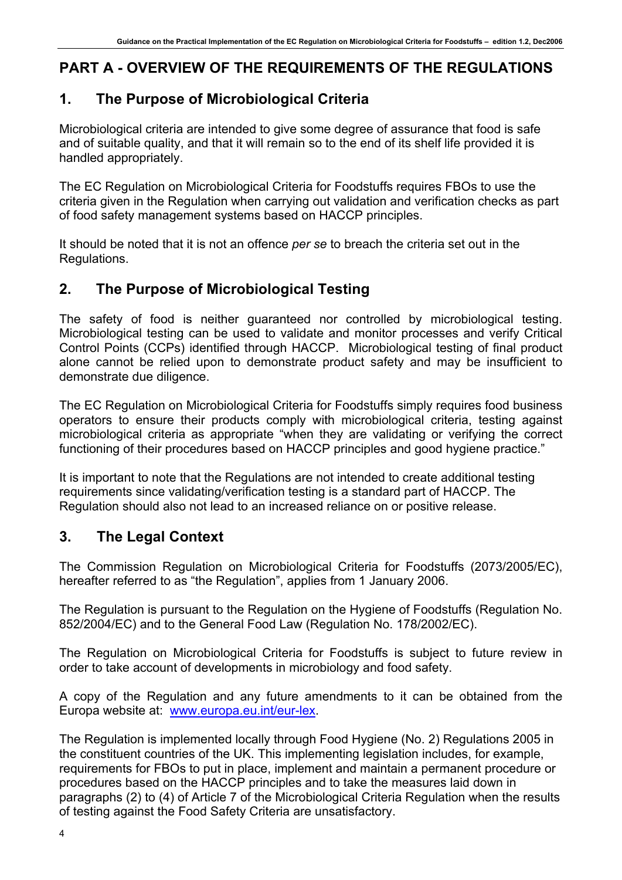# PART A - OVERVIEW OF THE REQUIREMENTS OF THE REGULATIONS

## 1. The Purpose of Microbiological Criteria

Microbiological criteria are intended to give some degree of assurance that food is safe and of suitable quality, and that it will remain so to the end of its shelf life provided it is handled appropriately.

The EC Regulation on Microbiological Criteria for Foodstuffs requires FBOs to use the criteria given in the Regulation when carrying out validation and verification checks as part of food safety management systems based on HACCP principles.

It should be noted that it is not an offence *per se* to breach the criteria set out in the Regulations.

## 2. The Purpose of Microbiological Testing

The safety of food is neither guaranteed nor controlled by microbiological testing. Microbiological testing can be used to validate and monitor processes and verify Critical Control Points (CCPs) identified through HACCP. Microbiological testing of final product alone cannot be relied upon to demonstrate product safety and may be insufficient to demonstrate due diligence.

The EC Regulation on Microbiological Criteria for Foodstuffs simply requires food business operators to ensure their products comply with microbiological criteria, testing against microbiological criteria as appropriate "when they are validating or verifying the correct functioning of their procedures based on HACCP principles and good hygiene practice."

It is important to note that the Regulations are not intended to create additional testing requirements since validating/verification testing is a standard part of HACCP. The Regulation should also not lead to an increased reliance on or positive release.

## 3. The Legal Context

The Commission Regulation on Microbiological Criteria for Foodstuffs (2073/2005/EC), hereafter referred to as "the Regulation", applies from 1 January 2006.

The Regulation is pursuant to the Regulation on the Hygiene of Foodstuffs (Regulation No. 852/2004/EC) and to the General Food Law (Regulation No. 178/2002/EC).

The Regulation on Microbiological Criteria for Foodstuffs is subject to future review in order to take account of developments in microbiology and food safety.

A copy of the Regulation and any future amendments to it can be obtained from the Europa website at: www.europa.eu.int/eur-lex.

The Regulation is implemented locally through Food Hygiene (No. 2) Regulations 2005 in the constituent countries of the UK. This implementing legislation includes, for example, requirements for FBOs to put in place, implement and maintain a permanent procedure or procedures based on the HACCP principles and to take the measures laid down in paragraphs (2) to (4) of Article 7 of the Microbiological Criteria Regulation when the results of testing against the Food Safety Criteria are unsatisfactory.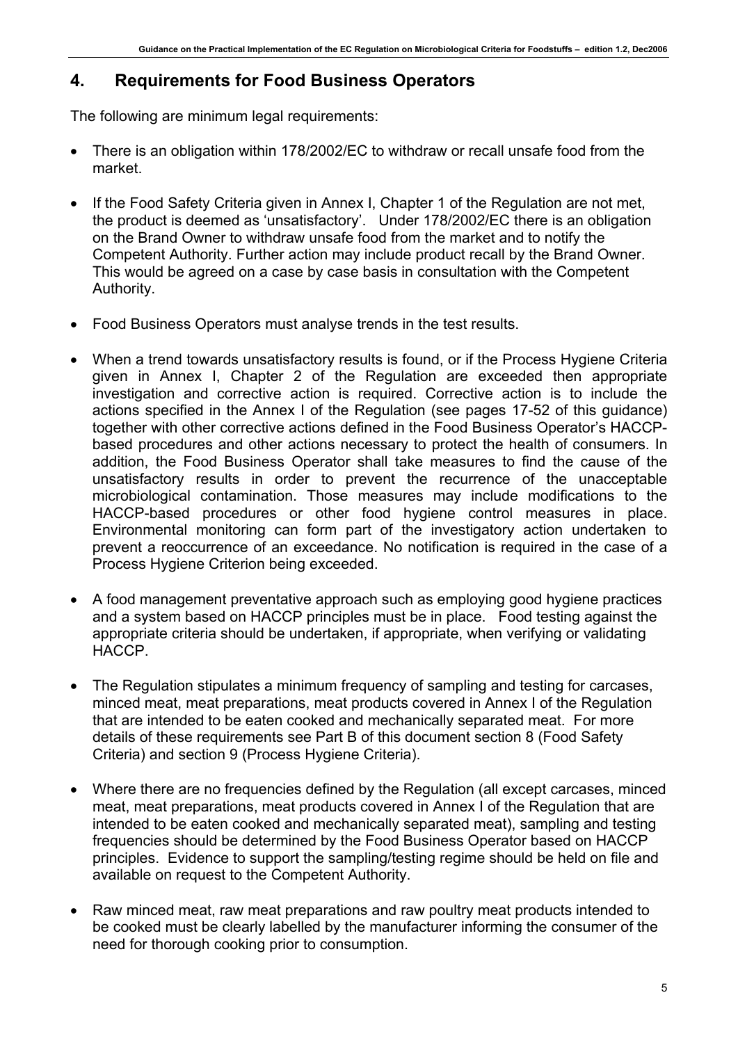## 4. Requirements for Food Business Operators

The following are minimum legal requirements:

- There is an obligation within 178/2002/EC to withdraw or recall unsafe food from the market.
- If the Food Safety Criteria given in Annex I, Chapter 1 of the Regulation are not met, the product is deemed as 'unsatisfactory'. Under 178/2002/EC there is an obligation on the Brand Owner to withdraw unsafe food from the market and to notify the Competent Authority. Further action may include product recall by the Brand Owner. This would be agreed on a case by case basis in consultation with the Competent Authority.
- Food Business Operators must analyse trends in the test results.
- When a trend towards unsatisfactory results is found, or if the Process Hygiene Criteria given in Annex I, Chapter 2 of the Regulation are exceeded then appropriate investigation and corrective action is required. Corrective action is to include the actions specified in the Annex I of the Regulation (see pages 17-52 of this guidance) together with other corrective actions defined in the Food Business Operator's HACCP-based procedures and other actions necessary to protect the health of consumers. In addition, the Food Business Operator shall take measures to find the cause of the unsatisfactory results in order to prevent the recurrence of the unacceptable microbiological contamination. Those measures may include modifications to the HACCP-based procedures or other food hygiene control measures in place. Environmental monitoring can form part of the investigatory action undertaken to prevent a reoccurrence of an exceedance. No notification is required in the case of a Process Hygiene Criterion being exceeded.
- A food management preventative approach such as employing good hygiene practices and a system based on HACCP principles must be in place. Food testing against the appropriate criteria should be undertaken, if appropriate, when verifying or validating HACCP.
- The Regulation stipulates a minimum frequency of sampling and testing for carcases, minced meat, meat preparations, meat products covered in Annex I of the Regulation that are intended to be eaten cooked and mechanically separated meat. For more details of these requirements see Part B of this document section 8 (Food Safety Criteria) and section 9 (Process Hygiene Criteria).
- Where there are no frequencies defined by the Regulation (all except carcases, minced meat, meat preparations, meat products covered in Annex I of the Regulation that are intended to be eaten cooked and mechanically separated meat), sampling and testing frequencies should be determined by the Food Business Operator based on HACCP principles. Evidence to support the sampling/testing regime should be held on file and available on request to the Competent Authority.
- Raw minced meat, raw meat preparations and raw poultry meat products intended to be cooked must be clearly labelled by the manufacturer informing the consumer of the need for thorough cooking prior to consumption.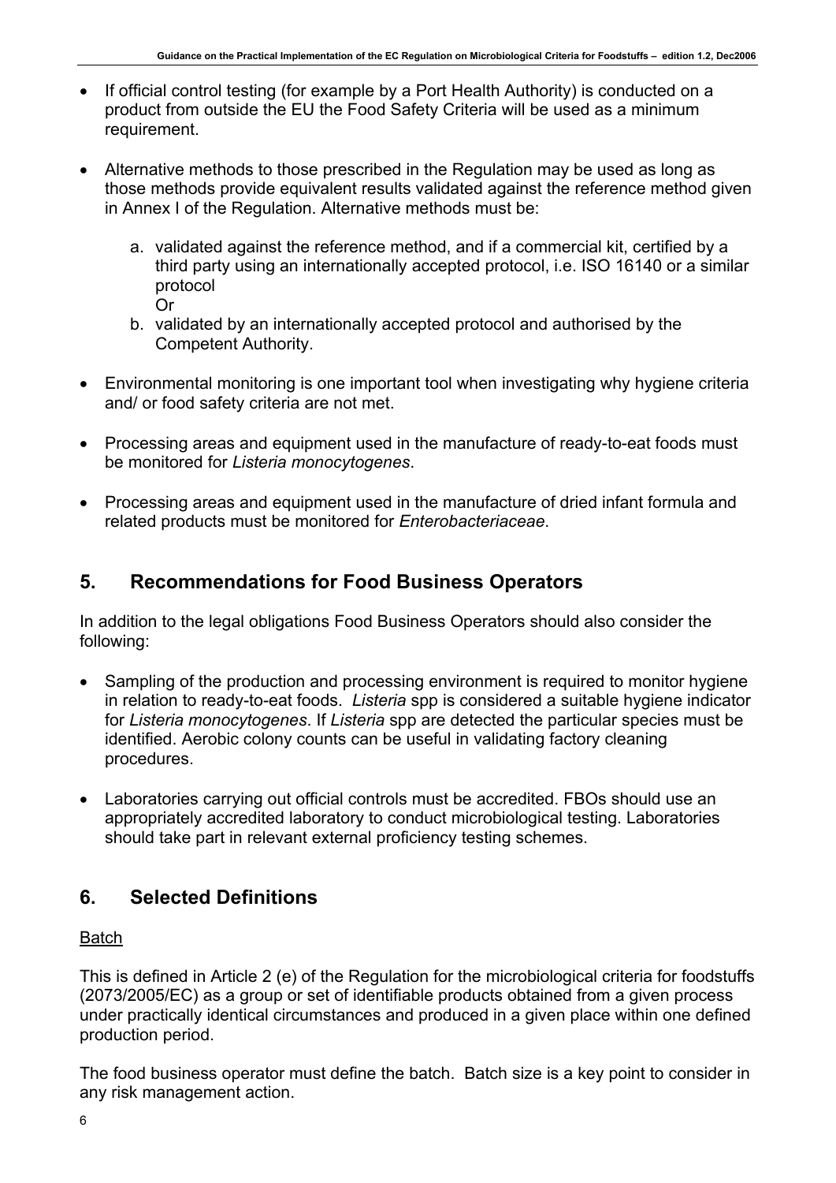- If official control testing (for example by a Port Health Authority) is conducted on a product from outside the EU the Food Safety Criteria will be used as a minimum requirement.

- Alternative methods to those prescribed in the Regulation may be used as long as those methods provide equivalent results validated against the reference method given in Annex I of the Regulation. Alternative methods must be:

  a. validated against the reference method, and if a commercial kit, certified by a third party using an internationally accepted protocol, i.e. ISO 16140 or a similar protocol
     Or
  b. validated by an internationally accepted protocol and authorised by the Competent Authority.

- Environmental monitoring is one important tool when investigating why hygiene criteria and/ or food safety criteria are not met.

- Processing areas and equipment used in the manufacture of ready-to-eat foods must be monitored for *Listeria monocytogenes*.

- Processing areas and equipment used in the manufacture of dried infant formula and related products must be monitored for *Enterobacteriaceae*.

## 5. Recommendations for Food Business Operators

In addition to the legal obligations Food Business Operators should also consider the following:

- Sampling of the production and processing environment is required to monitor hygiene in relation to ready-to-eat foods. *Listeria* spp is considered a suitable hygiene indicator for *Listeria monocytogenes*. If *Listeria* spp are detected the particular species must be identified. Aerobic colony counts can be useful in validating factory cleaning procedures.

- Laboratories carrying out official controls must be accredited. FBOs should use an appropriately accredited laboratory to conduct microbiological testing. Laboratories should take part in relevant external proficiency testing schemes.

## 6. Selected Definitions

Batch

This is defined in Article 2 (e) of the Regulation for the microbiological criteria for foodstuffs (2073/2005/EC) as a group or set of identifiable products obtained from a given process under practically identical circumstances and produced in a given place within one defined production period.

The food business operator must define the batch. Batch size is a key point to consider in any risk management action.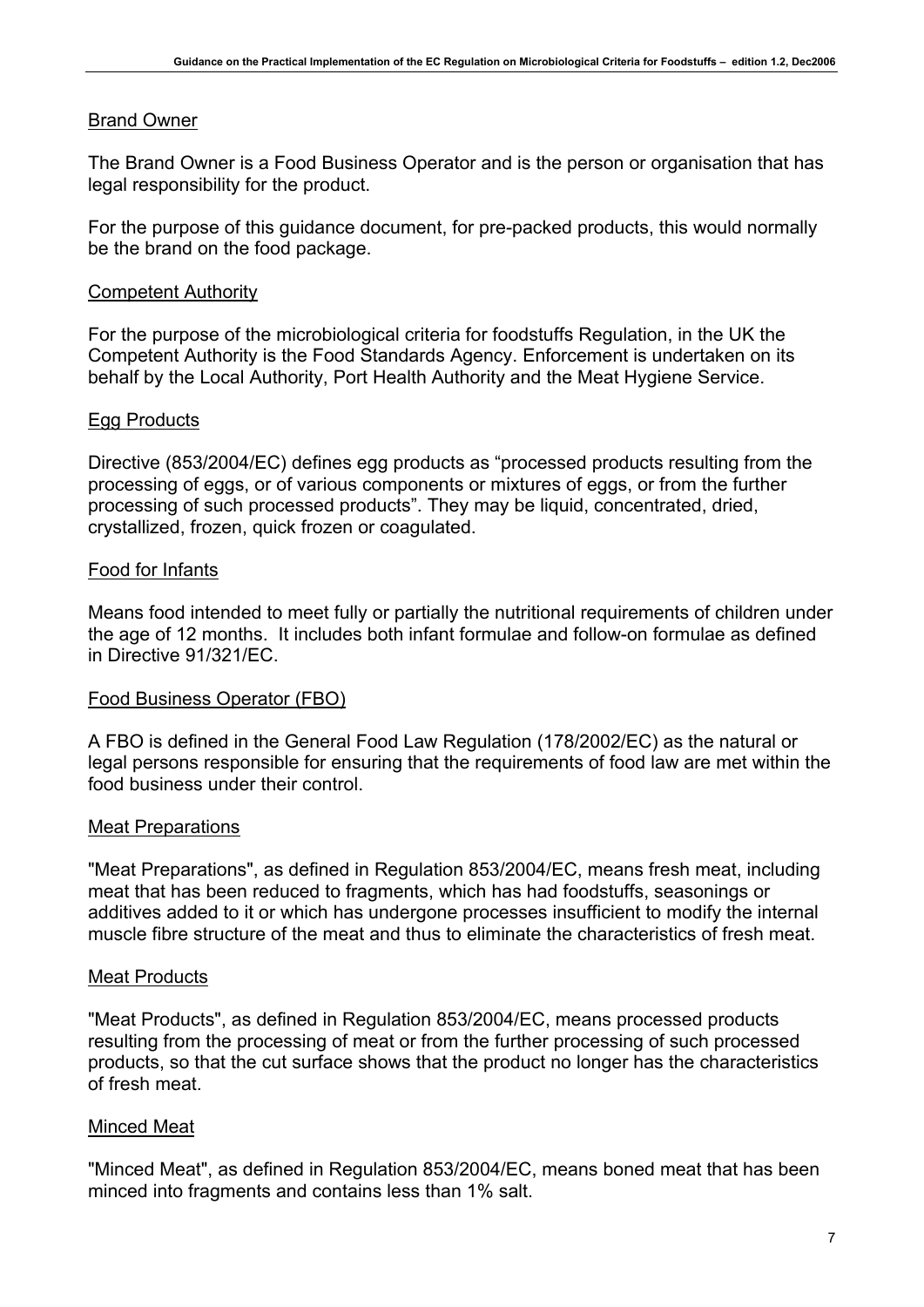### Brand Owner

The Brand Owner is a Food Business Operator and is the person or organisation that has legal responsibility for the product.

For the purpose of this guidance document, for pre-packed products, this would normally be the brand on the food package.

### Competent Authority

For the purpose of the microbiological criteria for foodstuffs Regulation, in the UK the Competent Authority is the Food Standards Agency. Enforcement is undertaken on its behalf by the Local Authority, Port Health Authority and the Meat Hygiene Service.

### Egg Products

Directive (853/2004/EC) defines egg products as "processed products resulting from the processing of eggs, or of various components or mixtures of eggs, or from the further processing of such processed products". They may be liquid, concentrated, dried, crystallized, frozen, quick frozen or coagulated.

### Food for Infants

Means food intended to meet fully or partially the nutritional requirements of children under the age of 12 months. It includes both infant formulae and follow-on formulae as defined in Directive 91/321/EC.

### Food Business Operator (FBO)

A FBO is defined in the General Food Law Regulation (178/2002/EC) as the natural or legal persons responsible for ensuring that the requirements of food law are met within the food business under their control.

### Meat Preparations

"Meat Preparations", as defined in Regulation 853/2004/EC, means fresh meat, including meat that has been reduced to fragments, which has had foodstuffs, seasonings or additives added to it or which has undergone processes insufficient to modify the internal muscle fibre structure of the meat and thus to eliminate the characteristics of fresh meat.

### Meat Products

"Meat Products", as defined in Regulation 853/2004/EC, means processed products resulting from the processing of meat or from the further processing of such processed products, so that the cut surface shows that the product no longer has the characteristics of fresh meat.

### Minced Meat

"Minced Meat", as defined in Regulation 853/2004/EC, means boned meat that has been minced into fragments and contains less than 1% salt.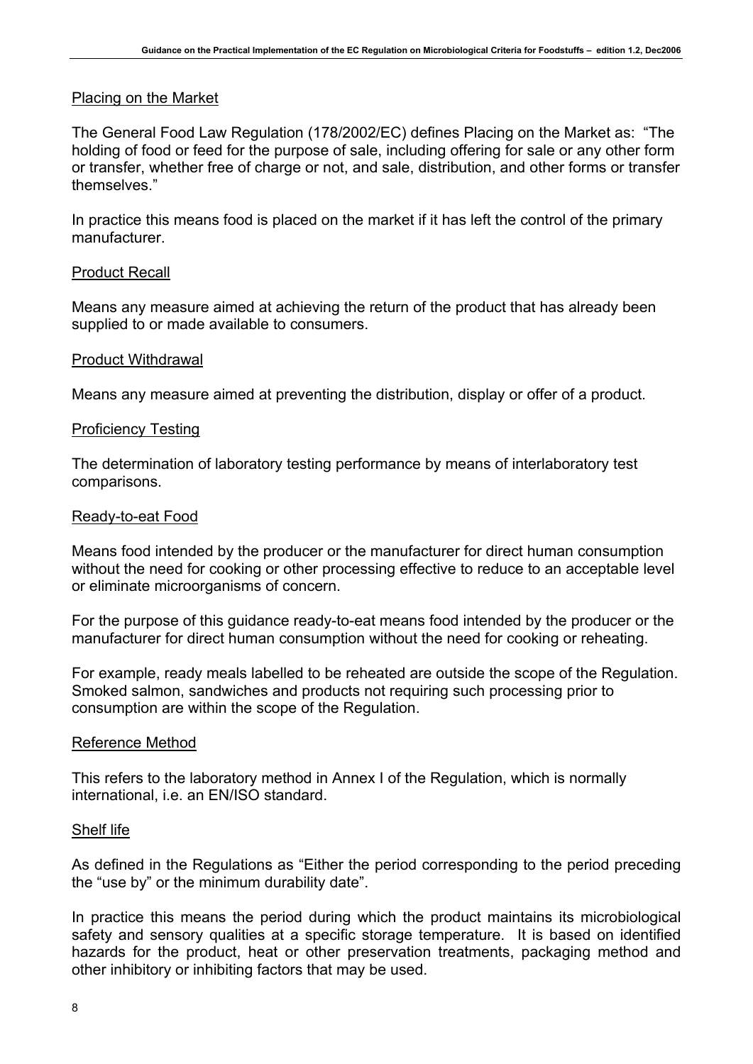Placing on the Market

The General Food Law Regulation (178/2002/EC) defines Placing on the Market as: "The holding of food or feed for the purpose of sale, including offering for sale or any other form or transfer, whether free of charge or not, and sale, distribution, and other forms or transfer themselves."

In practice this means food is placed on the market if it has left the control of the primary manufacturer.

Product Recall

Means any measure aimed at achieving the return of the product that has already been supplied to or made available to consumers.

Product Withdrawal

Means any measure aimed at preventing the distribution, display or offer of a product.

Proficiency Testing

The determination of laboratory testing performance by means of interlaboratory test comparisons.

Ready-to-eat Food

Means food intended by the producer or the manufacturer for direct human consumption without the need for cooking or other processing effective to reduce to an acceptable level or eliminate microorganisms of concern.

For the purpose of this guidance ready-to-eat means food intended by the producer or the manufacturer for direct human consumption without the need for cooking or reheating.

For example, ready meals labelled to be reheated are outside the scope of the Regulation. Smoked salmon, sandwiches and products not requiring such processing prior to consumption are within the scope of the Regulation.

Reference Method

This refers to the laboratory method in Annex I of the Regulation, which is normally international, i.e. an EN/ISO standard.

Shelf life

As defined in the Regulations as "Either the period corresponding to the period preceding the "use by" or the minimum durability date".

In practice this means the period during which the product maintains its microbiological safety and sensory qualities at a specific storage temperature. It is based on identified hazards for the product, heat or other preservation treatments, packaging method and other inhibitory or inhibiting factors that may be used.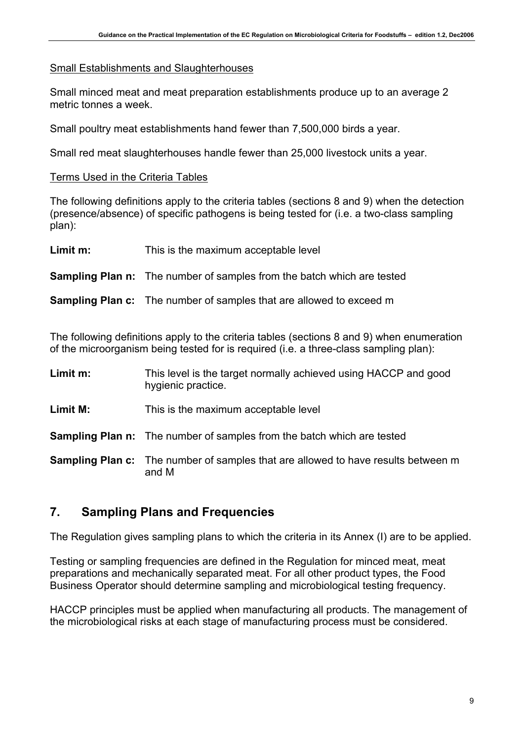Small Establishments and Slaughterhouses

Small minced meat and meat preparation establishments produce up to an average 2 metric tonnes a week.

Small poultry meat establishments hand fewer than 7,500,000 birds a year.

Small red meat slaughterhouses handle fewer than 25,000 livestock units a year.

Terms Used in the Criteria Tables

The following definitions apply to the criteria tables (sections 8 and 9) when the detection (presence/absence) of specific pathogens is being tested for (i.e. a two-class sampling plan):

**Limit m:** This is the maximum acceptable level

**Sampling Plan n:** The number of samples from the batch which are tested

**Sampling Plan c:** The number of samples that are allowed to exceed m

The following definitions apply to the criteria tables (sections 8 and 9) when enumeration of the microorganism being tested for is required (i.e. a three-class sampling plan):

**Limit m:** This level is the target normally achieved using HACCP and good hygienic practice.

**Limit M:** This is the maximum acceptable level

**Sampling Plan n:** The number of samples from the batch which are tested

**Sampling Plan c:** The number of samples that are allowed to have results between m and M

## 7. Sampling Plans and Frequencies

The Regulation gives sampling plans to which the criteria in its Annex (I) are to be applied.

Testing or sampling frequencies are defined in the Regulation for minced meat, meat preparations and mechanically separated meat. For all other product types, the Food Business Operator should determine sampling and microbiological testing frequency.

HACCP principles must be applied when manufacturing all products. The management of the microbiological risks at each stage of manufacturing process must be considered.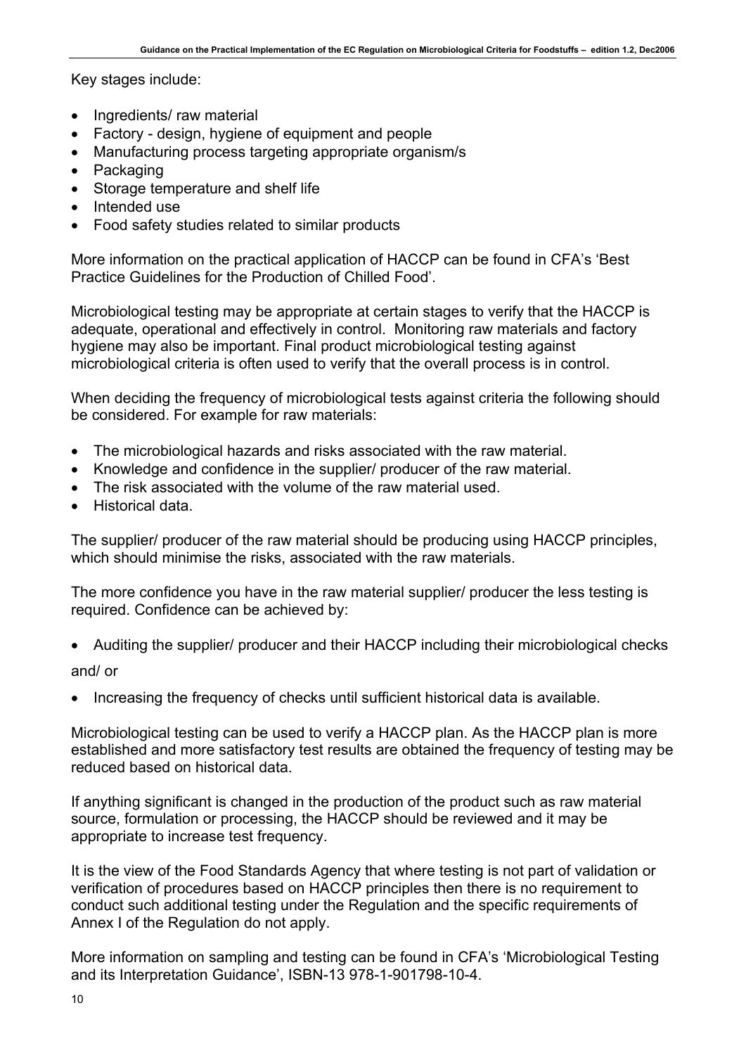Key stages include:

- Ingredients/ raw material
- Factory - design, hygiene of equipment and people
- Manufacturing process targeting appropriate organism/s
- Packaging
- Storage temperature and shelf life
- Intended use
- Food safety studies related to similar products

More information on the practical application of HACCP can be found in CFA's 'Best Practice Guidelines for the Production of Chilled Food'.

Microbiological testing may be appropriate at certain stages to verify that the HACCP is adequate, operational and effectively in control. Monitoring raw materials and factory hygiene may also be important. Final product microbiological testing against microbiological criteria is often used to verify that the overall process is in control.

When deciding the frequency of microbiological tests against criteria the following should be considered. For example for raw materials:

- The microbiological hazards and risks associated with the raw material.
- Knowledge and confidence in the supplier/ producer of the raw material.
- The risk associated with the volume of the raw material used.
- Historical data.

The supplier/ producer of the raw material should be producing using HACCP principles, which should minimise the risks, associated with the raw materials.

The more confidence you have in the raw material supplier/ producer the less testing is required. Confidence can be achieved by:

- Auditing the supplier/ producer and their HACCP including their microbiological checks

and/ or

- Increasing the frequency of checks until sufficient historical data is available.

Microbiological testing can be used to verify a HACCP plan. As the HACCP plan is more established and more satisfactory test results are obtained the frequency of testing may be reduced based on historical data.

If anything significant is changed in the production of the product such as raw material source, formulation or processing, the HACCP should be reviewed and it may be appropriate to increase test frequency.

It is the view of the Food Standards Agency that where testing is not part of validation or verification of procedures based on HACCP principles then there is no requirement to conduct such additional testing under the Regulation and the specific requirements of Annex I of the Regulation do not apply.

More information on sampling and testing can be found in CFA's 'Microbiological Testing and its Interpretation Guidance', ISBN-13 978-1-901798-10-4.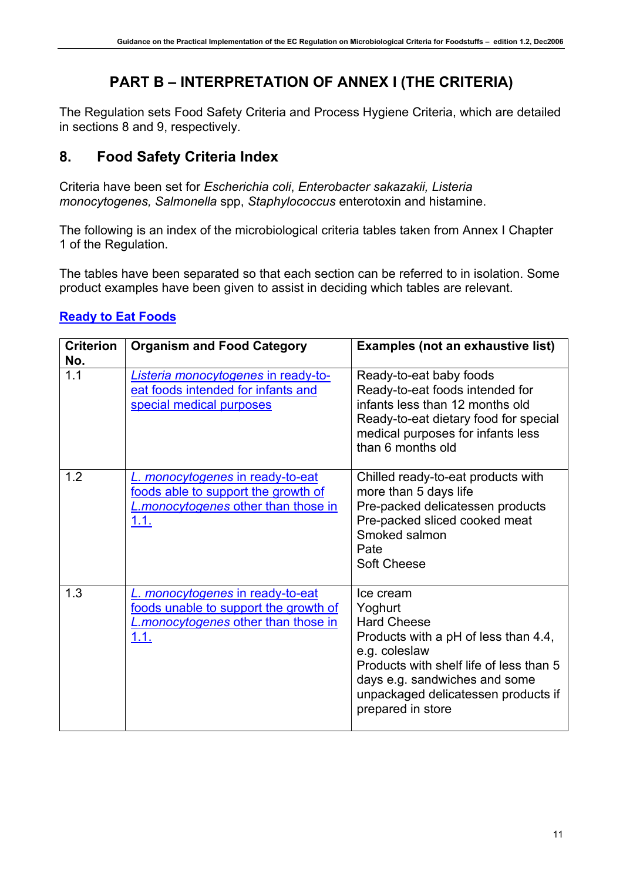# PART B – INTERPRETATION OF ANNEX I (THE CRITERIA)

The Regulation sets Food Safety Criteria and Process Hygiene Criteria, which are detailed in sections 8 and 9, respectively.

## 8. Food Safety Criteria Index

Criteria have been set for *Escherichia coli*, *Enterobacter sakazakii, Listeria monocytogenes, Salmonella* spp, *Staphylococcus* enterotoxin and histamine.

The following is an index of the microbiological criteria tables taken from Annex I Chapter 1 of the Regulation.

The tables have been separated so that each section can be referred to in isolation. Some product examples have been given to assist in deciding which tables are relevant.

### Ready to Eat Foods

| Criterion No. | Organism and Food Category | Examples (not an exhaustive list) |
|---|---|---|
| 1.1 | *Listeria monocytogenes* in ready-to-eat foods intended for infants and special medical purposes | Ready-to-eat baby foods<br>Ready-to-eat foods intended for infants less than 12 months old<br>Ready-to-eat dietary food for special medical purposes for infants less than 6 months old |
| 1.2 | *L. monocytogenes* in ready-to-eat foods able to support the growth of *L.monocytogenes* other than those in 1.1. | Chilled ready-to-eat products with more than 5 days life<br>Pre-packed delicatessen products<br>Pre-packed sliced cooked meat<br>Smoked salmon<br>Pate<br>Soft Cheese |
| 1.3 | *L. monocytogenes* in ready-to-eat foods unable to support the growth of *L.monocytogenes* other than those in 1.1. | Ice cream<br>Yoghurt<br>Hard Cheese<br>Products with a pH of less than 4.4, e.g. coleslaw<br>Products with shelf life of less than 5 days e.g. sandwiches and some unpackaged delicatessen products if prepared in store |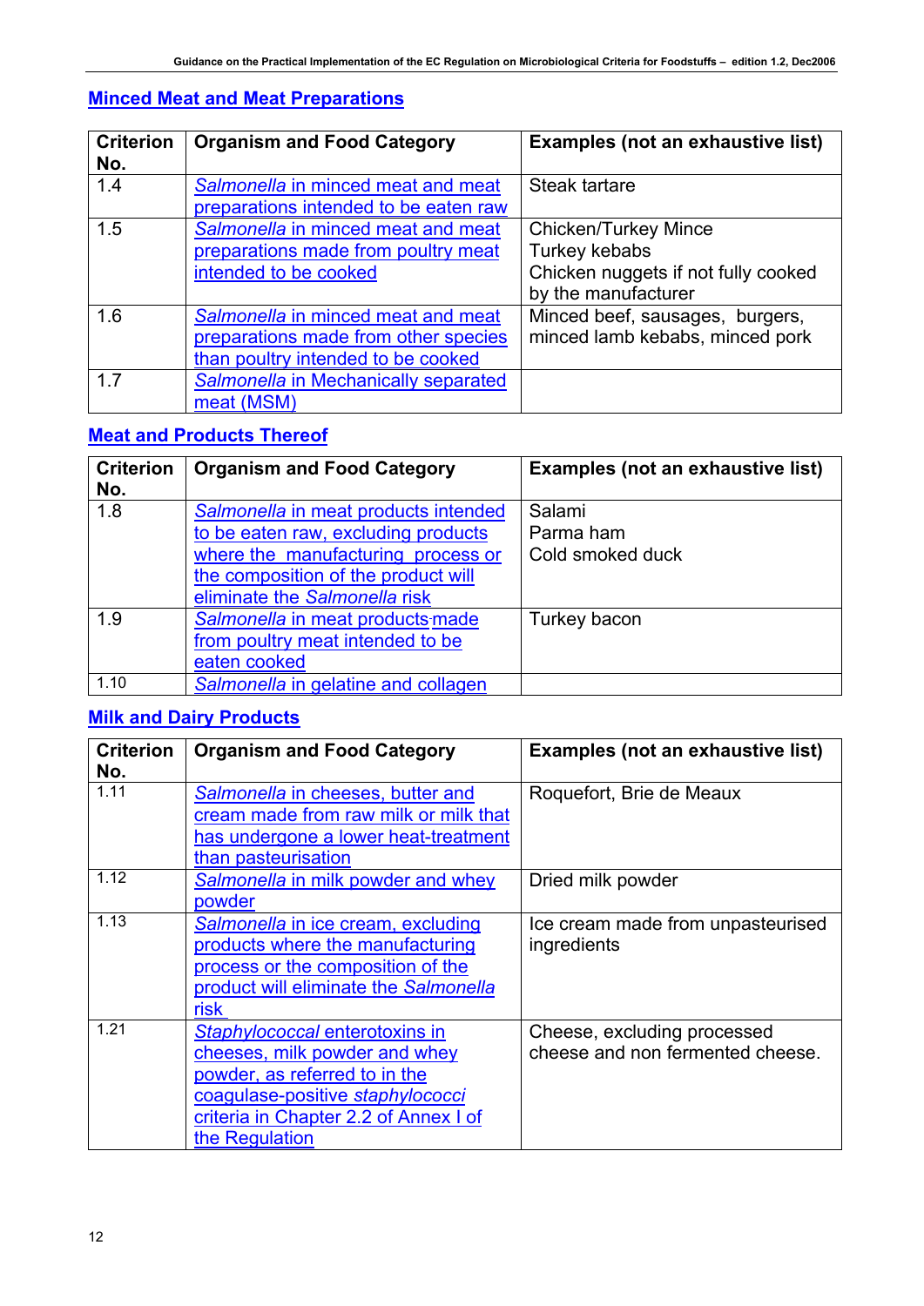## [Minced Meat and Meat Preparations]()

| Criterion No. | Organism and Food Category | Examples (not an exhaustive list) |
|---|---|---|
| 1.4 | *Salmonella* in minced meat and meat preparations intended to be eaten raw | Steak tartare |
| 1.5 | *Salmonella* in minced meat and meat preparations made from poultry meat intended to be cooked | Chicken/Turkey Mince<br>Turkey kebabs<br>Chicken nuggets if not fully cooked by the manufacturer |
| 1.6 | *Salmonella* in minced meat and meat preparations made from other species than poultry intended to be cooked | Minced beef, sausages, burgers, minced lamb kebabs, minced pork |
| 1.7 | *Salmonella* in Mechanically separated meat (MSM) | |

## [Meat and Products Thereof]()

| Criterion No. | Organism and Food Category | Examples (not an exhaustive list) |
|---|---|---|
| 1.8 | *Salmonella* in meat products intended to be eaten raw, excluding products where the manufacturing process or the composition of the product will eliminate the *Salmonella* risk | Salami<br>Parma ham<br>Cold smoked duck |
| 1.9 | *Salmonella* in meat products made from poultry meat intended to be eaten cooked | Turkey bacon |
| 1.10 | *Salmonella* in gelatine and collagen | |

## [Milk and Dairy Products]()

| Criterion No. | Organism and Food Category | Examples (not an exhaustive list) |
|---|---|---|
| 1.11 | *Salmonella* in cheeses, butter and cream made from raw milk or milk that has undergone a lower heat-treatment than pasteurisation | Roquefort, Brie de Meaux |
| 1.12 | *Salmonella* in milk powder and whey powder | Dried milk powder |
| 1.13 | *Salmonella* in ice cream, excluding products where the manufacturing process or the composition of the product will eliminate the *Salmonella* risk | Ice cream made from unpasteurised ingredients |
| 1.21 | *Staphylococcal* enterotoxins in cheeses, milk powder and whey powder, as referred to in the coagulase-positive *staphylococci* criteria in Chapter 2.2 of Annex I of the Regulation | Cheese, excluding processed cheese and non fermented cheese. |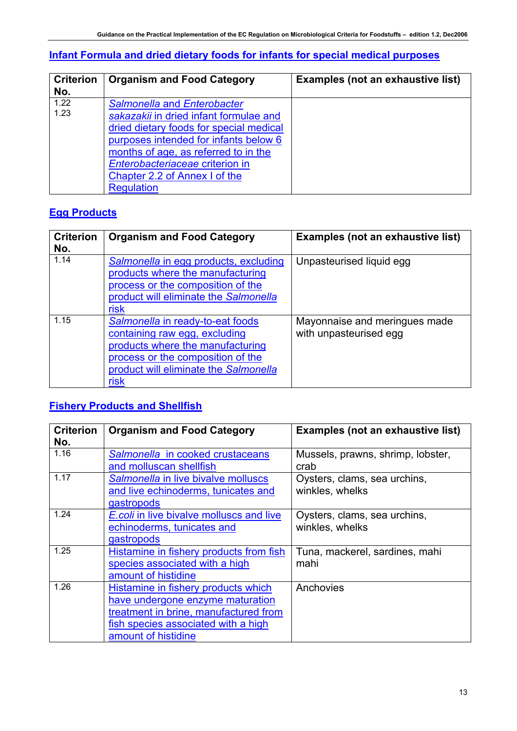## Infant Formula and dried dietary foods for infants for special medical purposes

| Criterion No. | Organism and Food Category | Examples (not an exhaustive list) |
|---|---|---|
| 1.22<br>1.23 | *Salmonella* and *Enterobacter sakazakii* in dried infant formulae and dried dietary foods for special medical purposes intended for infants below 6 months of age, as referred to in the *Enterobacteriaceae* criterion in Chapter 2.2 of Annex I of the Regulation | |

## Egg Products

| Criterion No. | Organism and Food Category | Examples (not an exhaustive list) |
|---|---|---|
| 1.14 | *Salmonella* in egg products, excluding products where the manufacturing process or the composition of the product will eliminate the *Salmonella* risk | Unpasteurised liquid egg |
| 1.15 | *Salmonella* in ready-to-eat foods containing raw egg, excluding products where the manufacturing process or the composition of the product will eliminate the *Salmonella* risk | Mayonnaise and meringues made with unpasteurised egg |

## Fishery Products and Shellfish

| Criterion No. | Organism and Food Category | Examples (not an exhaustive list) |
|---|---|---|
| 1.16 | *Salmonella* in cooked crustaceans and molluscan shellfish | Mussels, prawns, shrimp, lobster, crab |
| 1.17 | *Salmonella* in live bivalve molluscs and live echinoderms, tunicates and gastropods | Oysters, clams, sea urchins, winkles, whelks |
| 1.24 | *E.coli* in live bivalve molluscs and live echinoderms, tunicates and gastropods | Oysters, clams, sea urchins, winkles, whelks |
| 1.25 | Histamine in fishery products from fish species associated with a high amount of histidine | Tuna, mackerel, sardines, mahi mahi |
| 1.26 | Histamine in fishery products which have undergone enzyme maturation treatment in brine, manufactured from fish species associated with a high amount of histidine | Anchovies |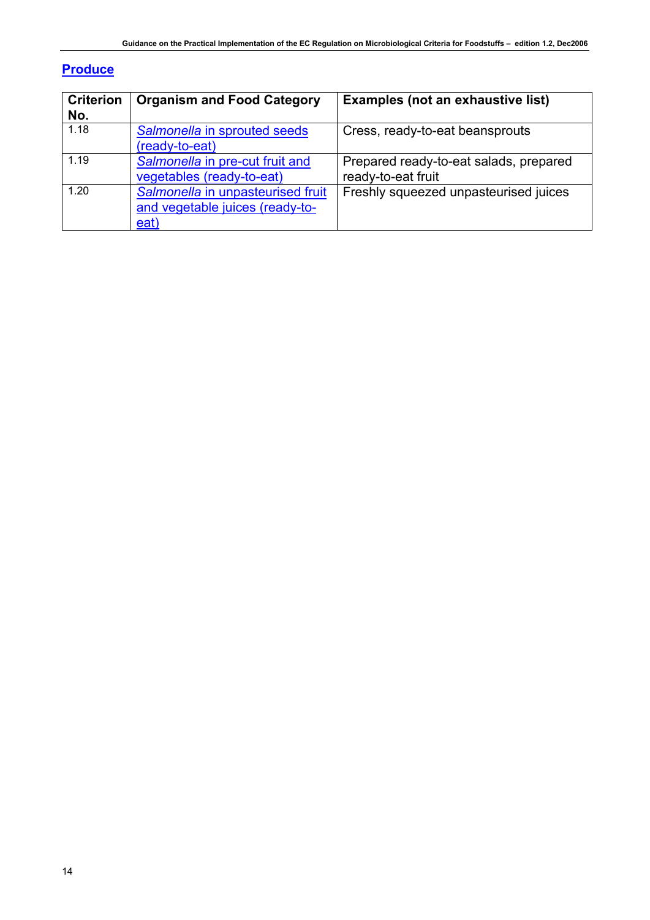## Produce

| Criterion No. | Organism and Food Category | Examples (not an exhaustive list) |
|---|---|---|
| 1.18 | *Salmonella* in sprouted seeds (ready-to-eat) | Cress, ready-to-eat beansprouts |
| 1.19 | *Salmonella* in pre-cut fruit and vegetables (ready-to-eat) | Prepared ready-to-eat salads, prepared ready-to-eat fruit |
| 1.20 | *Salmonella* in unpasteurised fruit and vegetable juices (ready-to-eat) | Freshly squeezed unpasteurised juices |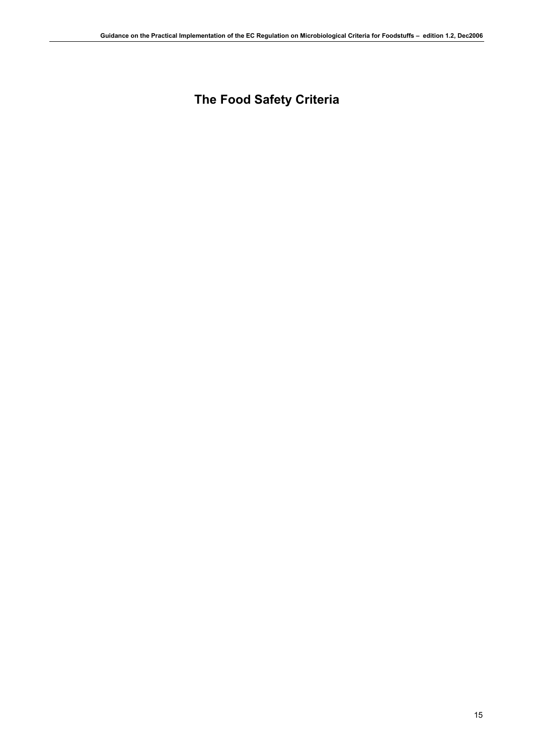# The Food Safety Criteria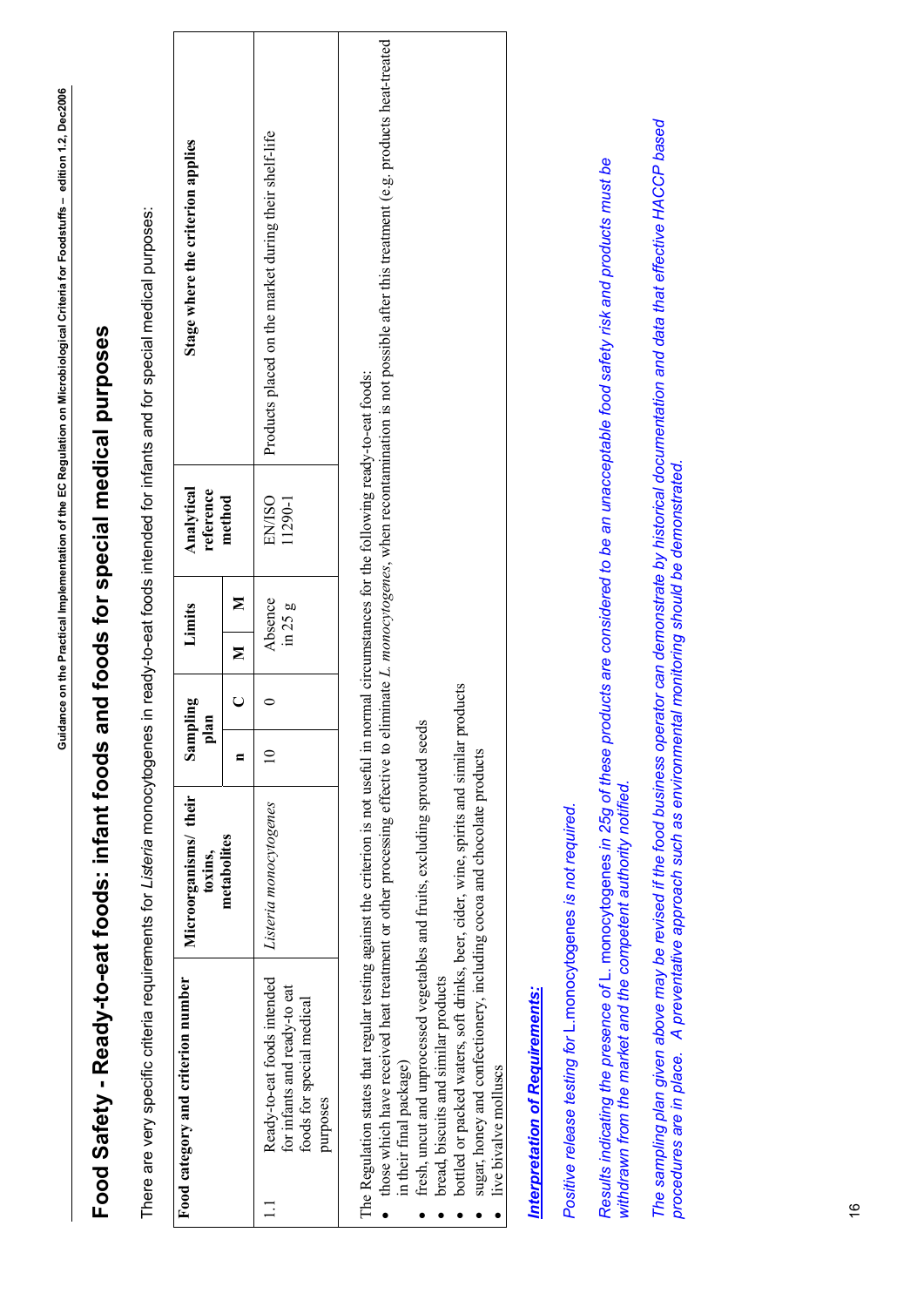# Food Safety - Ready-to-eat foods: infant foods and foods for special medical purposes

There are very specific criteria requirements for *Listeria* monocytogenes in ready-to-eat foods intended for infants and for special medical purposes:

| Food category and criterion number | | Microorganisms/ their toxins, metabolites | Sampling plan | | Limits | | Analytical reference method | Stage where the criterion applies |
|---|---|---|---|---|---|---|---|---|
| | | | n | C | M | M | | |
| 1.1 | Ready-to-eat foods intended for infants and ready-to eat foods for special medical purposes | *Listeria monocytogenes* | 10 | 0 | Absence in 25 g | | EN/ISO 11290-1 | Products placed on the market during their shelf-life |

The Regulation states that regular testing against the criterion is not useful in normal circumstances for the following ready-to-eat foods:

- those which have received heat treatment or other processing effective to eliminate *L. monocytogenes*, when recontamination is not possible after this treatment (e.g. products heat-treated in their final package)
- fresh, uncut and unprocessed vegetables and fruits, excluding sprouted seeds
- bread, biscuits and similar products
- bottled or packed waters, soft drinks, beer, cider, wine, spirits and similar products
- sugar, honey and confectionery, including cocoa and chocolate products
- live bivalve molluscs

***Interpretation of Requirements:***

*Positive release testing for* L.monocytogenes *is not required.*

*Results indicating the presence of* L. monocytogenes *in 25g of these products are considered to be an unacceptable food safety risk and products must be withdrawn from the market and the competent authority notified.*

*The sampling plan given above may be revised if the food business operator can demonstrate by historical documentation and data that effective HACCP based procedures are in place. A preventative approach such as environmental monitoring should be demonstrated.*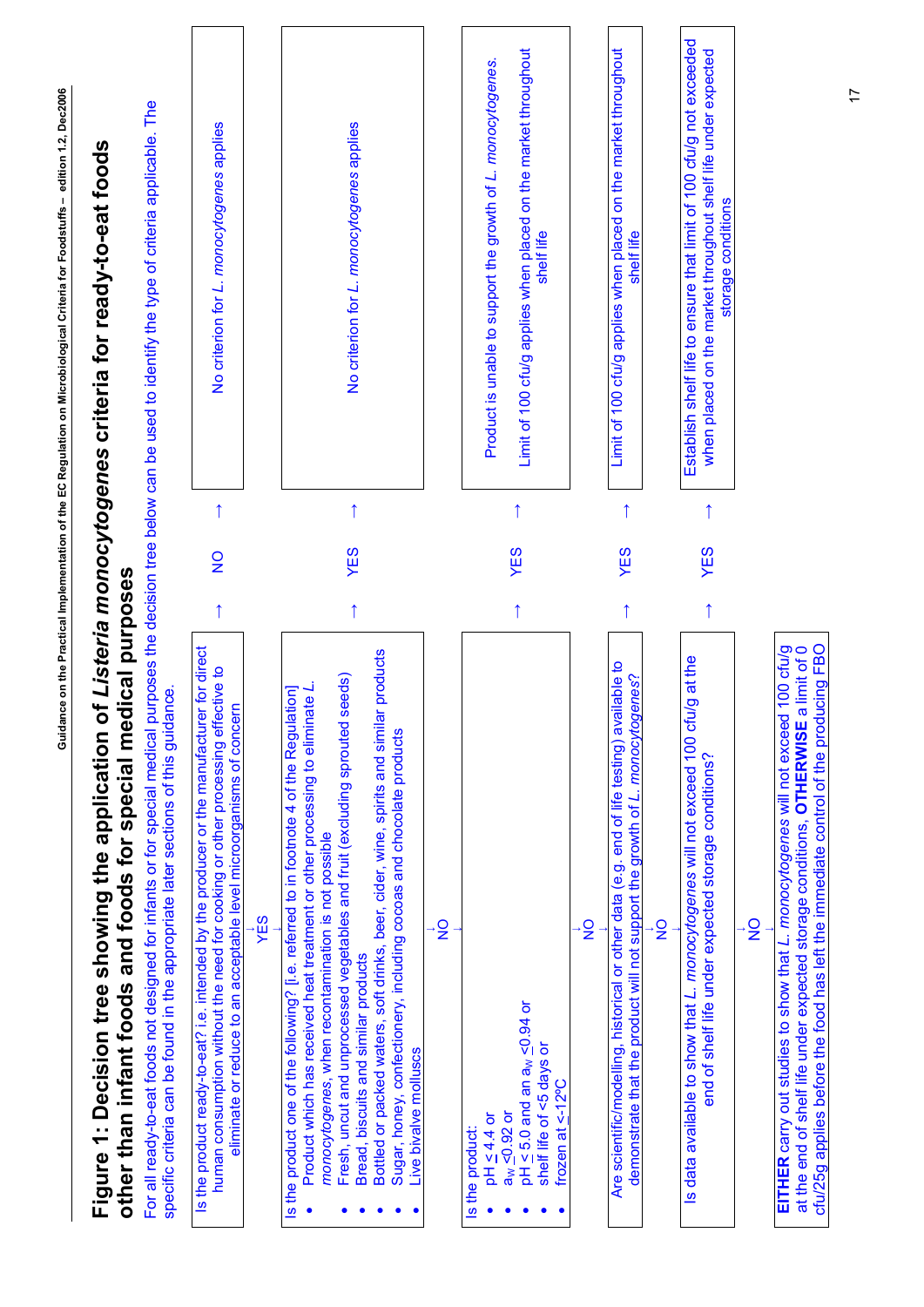# Figure 1: Decision tree showing the application of *Listeria monocytogenes* criteria for ready-to-eat foods other than infant foods and foods for special medical purposes

For all ready-to-eat foods not designed for infants or for special medical purposes the decision tree below can be used to identify the type of criteria applicable. The specific criteria can be found in the appropriate later sections of this guidance.

**1.** Is the product ready-to-eat? i.e. intended by the producer or the manufacturer for direct human consumption without the need for cooking or other processing effective to eliminate or reduce to an acceptable level microorganisms of concern

- NO → No criterion for *L. monocytogenes* applies
- YES ↓

**2.** Is the product one of the following? [i.e. referred to in footnote 4 of the Regulation]

- Product which has received heat treatment or other processing to eliminate *L. monocytogenes*, when recontamination is not possible
- Fresh, uncut and unprocessed vegetables and fruit (excluding sprouted seeds)
- Bread, biscuits and similar products
- Bottled or packed waters, soft drinks, beer, cider, wine, spirits and similar products
- Sugar, honey, confectionery, including cocoas and chocolate products
- Live bivalve molluscs

- YES → No criterion for *L. monocytogenes* applies
- NO ↓

**3.** Is the product:

- pH ≤ 4.4 or
- $a_w$ ≤0.92 or
- pH ≤ 5.0 and an $a_w$ ≤0.94 or
- shelf life of <5 days or
- frozen at ≤-12ºC

- YES → Product is unable to support the growth of *L. monocytogenes*. Limit of 100 cfu/g applies when placed on the market throughout shelf life
- NO ↓

**4.** Are scientific/modelling, historical or other data (e.g. end of life testing) available to demonstrate that the product will not support the growth of *L. monocytogenes*?

- YES → Limit of 100 cfu/g applies when placed on the market throughout shelf life
- NO ↓

**5.** Is data available to show that *L. monocytogenes* will not exceed 100 cfu/g at the end of shelf life under expected storage conditions?

- YES → Establish shelf life to ensure that limit of 100 cfu/g not exceeded when placed on the market throughout shelf life under expected storage conditions
- NO ↓

**6.** **EITHER** carry out studies to show that *L. monocytogenes* will not exceed 100 cfu/g at the end of shelf life under expected storage conditions, **OTHERWISE** a limit of 0 cfu/25g applies before the food has left the immediate control of the producing FBO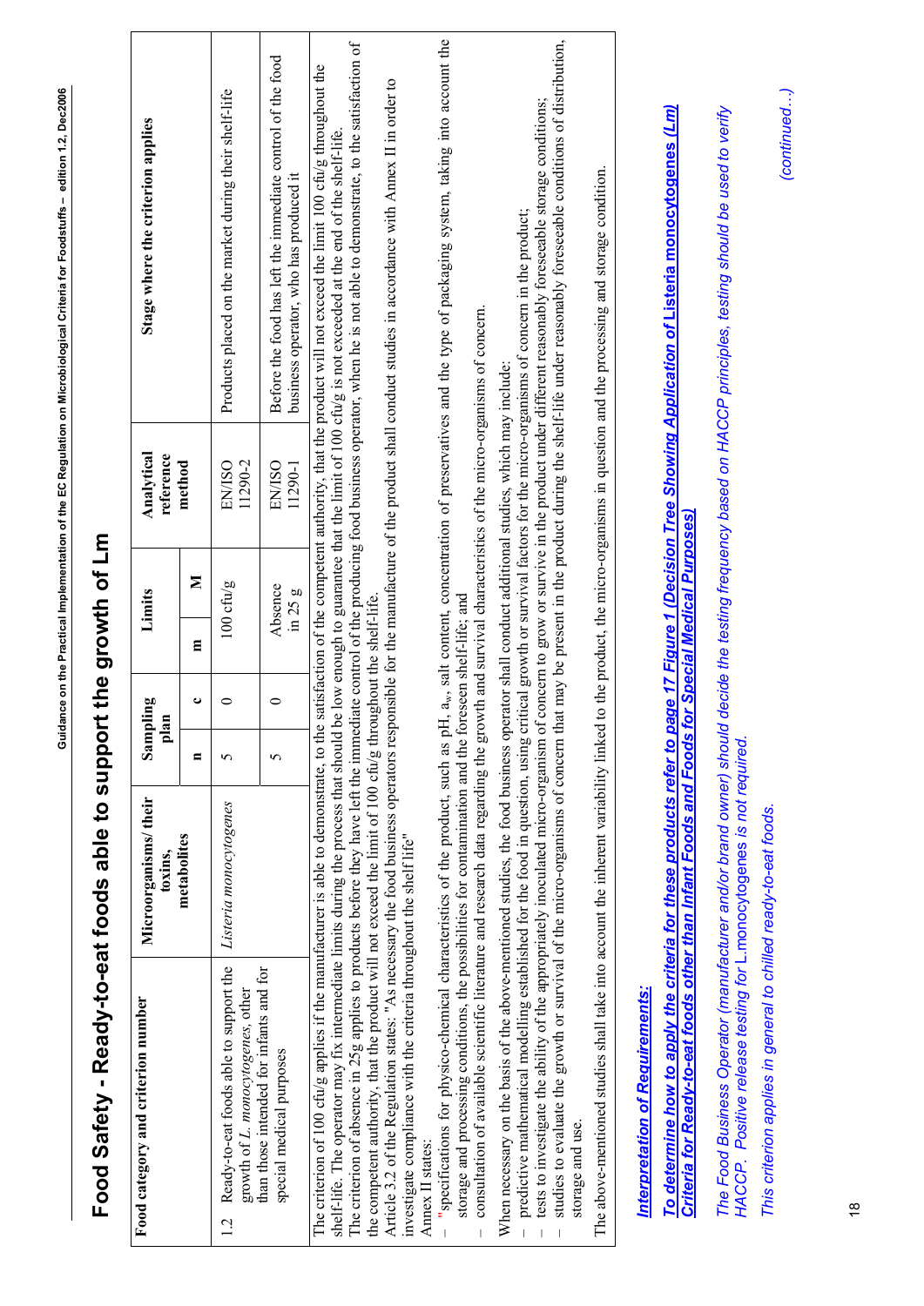# Food Safety - Ready-to-eat foods able to support the growth of Lm

| Food category and criterion number | Microorganisms/ their toxins, metabolites | Sampling plan | | Limits | | Analytical reference method | Stage where the criterion applies |
|---|---|---|---|---|---|---|---|
| | | n | c | m | M | | |
| 1.2 Ready-to-eat foods able to support the growth of *L. monocytogenes*, other than those intended for infants and for special medical purposes | *Listeria monocytogenes* | 5 | 0 | 100 cfu/g | | EN/ISO 11290-2 | Products placed on the market during their shelf-life |
| | | 5 | 0 | Absence in 25 g | | EN/ISO 11290-1 | Before the food has left the immediate control of the food business operator, who has produced it |

The criterion of 100 cfu/g applies if the manufacturer is able to demonstrate, to the satisfaction of the competent authority, that the product will not exceed the limit 100 cfu/g throughout the shelf-life. The operator may fix intermediate limits during the process that should be low enough to guarantee that the limit of 100 cfu/g is not exceeded at the end of the shelf-life.
The criterion of absence in 25g applies to products before they have left the immediate control of the producing food business operator, when he is not able to demonstrate, to the satisfaction of the competent authority, that the product will not exceed the limit of 100 cfu/g throughout the shelf-life.
Article 3.2 of the Regulation states: "As necessary the food business operators responsible for the manufacture of the product shall conduct studies in accordance with Annex II in order to investigate compliance with the criteria throughout the shelf life"
Annex II states:

- "specifications for physio-chemical characteristics of the product, such as pH, $a_w$, salt content, concentration of preservatives and the type of packaging system, taking into account the storage and processing conditions, the possibilities for contamination and the foreseen shelf-life; and
- consultation of available scientific literature and research data regarding the growth and survival characteristics of the micro-organisms of concern.

When necessary on the basis of the above-mentioned studies, the food business operator shall conduct additional studies, which may include:

- predictive mathematical modelling established for the food in question, using critical growth or survival factors for the micro-organisms of concern in the product;
- tests to investigate the ability of the appropriately inoculated micro-organism of concern to grow or survive in the product under different reasonably foreseeable storage conditions;
- studies to evaluate the growth or survival of the micro-organisms of concern that may be present in the product during the shelf-life under reasonably foreseeable conditions of distribution, storage and use.

The above-mentioned studies shall take into account the inherent variability linked to the product, the micro-organisms in question and the processing and storage condition.

***Interpretation of Requirements:***

***To determine how to apply the criteria for these products refer to page 17 Figure 1 (Decision Tree Showing Application of Listeria monocytogenes (Lm) Criteria for Ready-to-eat foods other than Infant Foods and Foods for Special Medical Purposes)***

*The Food Business Operator (manufacturer and/or brand owner) should decide the testing frequency based on HACCP principles, testing should be used to verify HACCP. Positive release testing for L.monocytogenes is not required.*

*This criterion applies in general to chilled ready-to-eat foods.*

*(continued…)*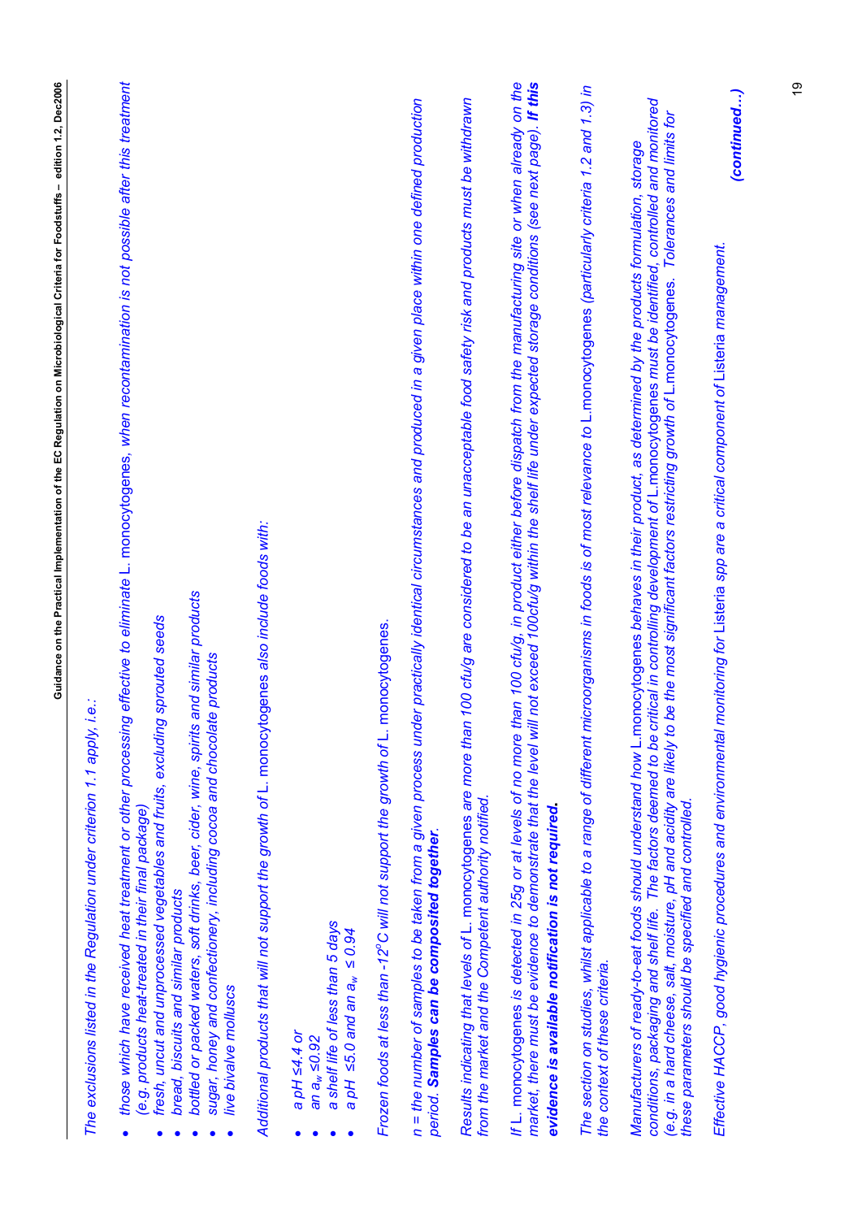*The exclusions listed in the Regulation under criterion 1.1 apply, i.e.:*

- *those which have received heat treatment or other processing effective to eliminate* L. monocytogenes, *when recontamination is not possible after this treatment (e.g. products heat-treated in their final package)*
- *fresh, uncut and unprocessed vegetables and fruits, excluding sprouted seeds*
- *bread, biscuits and similar products*
- *bottled or packed waters, soft drinks, beer, cider, wine, spirits and similar products*
- *sugar, honey and confectionery, including cocoa and chocolate products*
- *live bivalve molluscs*

*Additional products that will not support the growth of* L. monocytogenes *also include foods with:*

- *a pH ≤4.4 or*
- *an $a_w$ ≤0.92*
- *a shelf life of less than 5 days*
- *a pH ≤5.0 and an $a_w$ ≤ 0.94*

*Frozen foods at less than -12°C will not support the growth of* L. monocytogenes.

*n = the number of samples to be taken from a given process under practically identical circumstances and produced in a given place within one defined production period.* ***Samples can be composited together.***

*Results indicating that levels of* L. monocytogenes *are more than 100 cfu/g are considered to be an unacceptable food safety risk and products must be withdrawn from the market and the Competent authority notified.*

*If* L. monocytogenes *is detected in 25g or at levels of no more than 100 cfu/g, in product either before dispatch from the manufacturing site or when already on the market, there must be evidence to demonstrate that the level will not exceed 100cfu/g within the shelf life under expected storage conditions (see next page).* ***If this evidence is available notification is not required.***

*The section on studies, whilst applicable to a range of different microorganisms in foods is of most relevance to* L. monocytogenes *(particularly criteria 1.2 and 1.3) in the context of these criteria.*

*Manufacturers of ready-to-eat foods should understand how* L. monocytogenes *behaves in their product, as determined by the products formulation, storage conditions, packaging and shelf life. The factors deemed to be critical in controlling development of* L. monocytogenes *must be identified, controlled and monitored (e.g. in a hard cheese, salt, moisture, pH and acidity are likely to be the most significant factors restricting growth of* L. monocytogenes. *Tolerances and limits for these parameters should be specified and controlled.*

*Effective HACCP, good hygienic procedures and environmental monitoring for* Listeria *spp are a critical component of* Listeria *management.*

***(continued…)***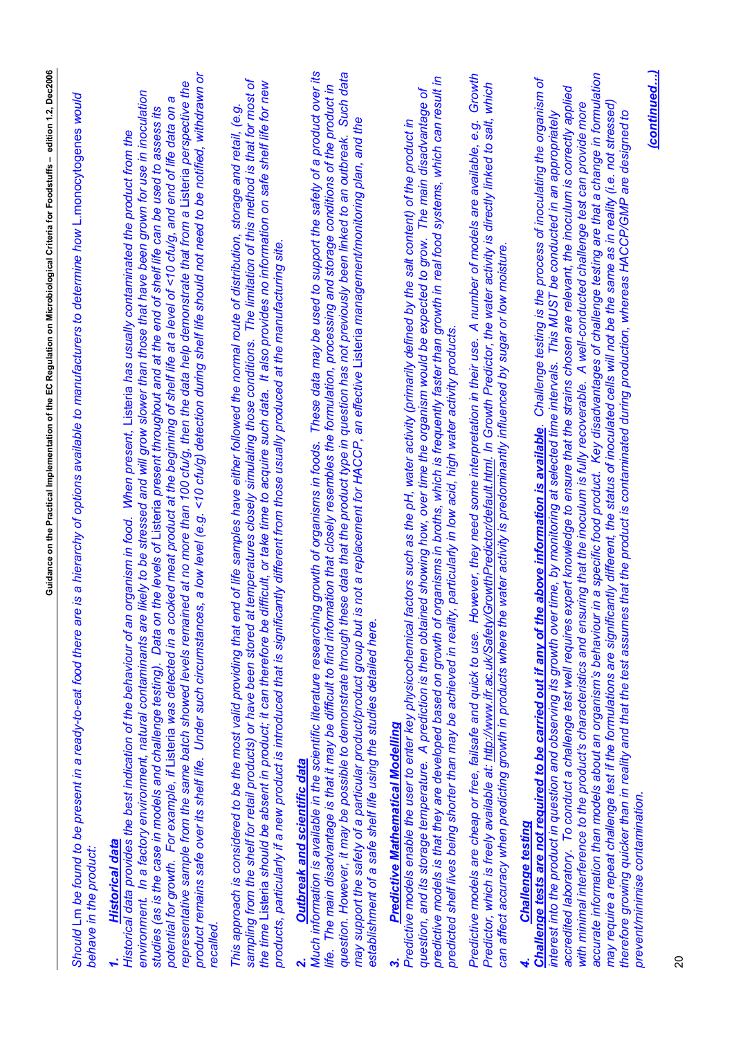*Should* Lm *be found to be present in a ready-to-eat food there are is a hierarchy of options available to manufacturers to determine how* L.monocytogenes *would behave in the product:*

*1.* ***Historical data***

*Historical data provides the best indication of the behaviour of an organism in food. When present,* Listeria *has usually contaminated the product from the environment. In a factory environment, natural contaminants are likely to be stressed and will grow slower than those that have been grown for use in inoculation studies (as is the case in models and challenge testing). Data on the levels of* Listeria *present throughout and at the end of shelf life can be used to assess its potential for growth. For example, if* Listeria *was detected in a cooked meat product at the beginning of shelf life at a level of <10 cfu/g, and end of life data on a representative sample from the same batch showed levels remained at no more than 100 cfu/g, then the data help demonstrate that from a* Listeria *perspective the product remains safe over its shelf life. Under such circumstances, a low level (e.g. <10 cfu/g) detection during shelf life should not need to be notified, withdrawn or recalled.*

*This approach is considered to be the most valid providing that end of life samples have either followed the normal route of distribution, storage and retail, (e.g. sampling from the shelf for retail products) or have been stored at temperatures closely simulating those conditions. The limitation of this method is that for most of the time* Listeria *should be absent in product; it can therefore be difficult, or take time to acquire such data. It also provides no information on safe shelf life for new products, particularly if a new product is introduced that is significantly different from those usually produced at the manufacturing site.*

*2.* ***Outbreak and scientific data***

*Much information is available in the scientific literature researching growth of organisms in foods. These data may be used to support the safety of a product over its life. The main disadvantage is that it may be difficult to find information that closely resembles the formulation, processing and storage conditions of the product in question. However, it may be possible to demonstrate through these data that the product type in question has not previously been linked to an outbreak. Such data may support the safety of a particular product/product group but is not a replacement for HACCP, an effective* Listeria *management/monitoring plan, and the establishment of a safe shelf life using the studies detailed here.*

*3.* ***Predictive Mathematical Modelling***

*Predictive models enable the user to enter key physicochemical factors such as the pH, water activity (primarily defined by the salt content) of the product in question, and its storage temperature. A prediction is then obtained showing how, over time the organism would be expected to grow. The main disadvantage of predictive models is that they are developed based on growth of organisms in broths, which is frequently faster than growth in real food systems, which can result in predicted shelf lives being shorter than may be achieved in reality, particularly in low acid, high water activity products.*

*Predictive models are cheap or free, failsafe and quick to use. However, they need some interpretation in their use. A number of models are available, e.g. Growth Predictor, which is freely available at: http://www.ifr.ac.uk/Safety/GrowthPredictor/default.html. In Growth Predictor, the water activity is directly linked to salt, which can affect accuracy when predicting growth in products where the water activity is predominantly influenced by sugar or low moisture.*

*4.* ***Challenge testing***

***Challenge tests are not required to be carried out if any of the above information is available.*** *Challenge testing is the process of inoculating the organism of interest into the product in question and observing its growth over time, by monitoring at selected time intervals. This MUST be conducted in an appropriately accredited laboratory. To conduct a challenge test well requires expert knowledge to ensure that the strains chosen are relevant, the inoculum is correctly applied with minimal interference to the product's characteristics and ensuring that the inoculum is fully recoverable. A well-conducted challenge test can provide more accurate information than models about an organism's behaviour in a specific food product. Key disadvantages of challenge testing are that a change in formulation may require a repeat challenge test if the formulations are significantly different, the status of inoculated cells will not be the same as in reality (i.e. not stressed) therefore growing quicker than in reality and that the test assumes that the product is contaminated during production, whereas HACCP/GMP are designed to prevent/minimise contamination.*

***(continued…)***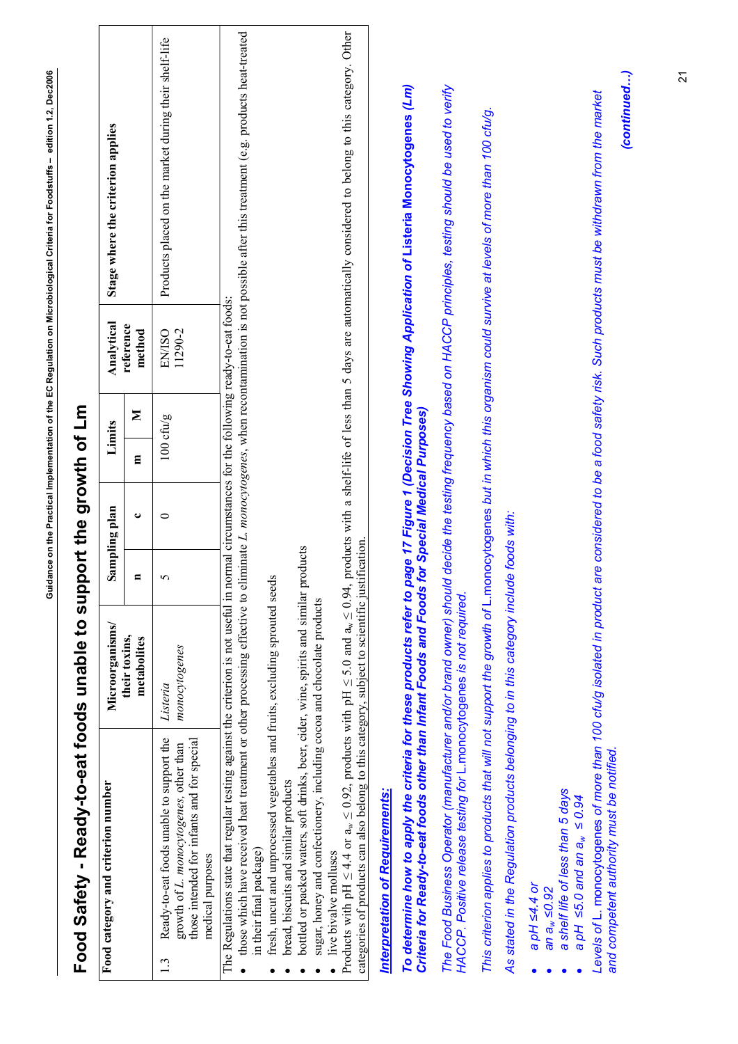# Food Safety - Ready-to-eat foods unable to support the growth of Lm

| Food category and criterion number | Microorganisms/ their toxins, metabolites | Sampling plan | | Limits | | Analytical reference method | Stage where the criterion applies |
|---|---|---|---|---|---|---|---|
| | | n | c | m | M | | |
| 1.3 Ready-to-eat foods unable to support the growth of *L. monocytogenes*, other than those intended for infants and for special medical purposes | *Listeria monocytogenes* | 5 | 0 | 100 cfu/g | | EN/ISO 11290-2 | Products placed on the market during their shelf-life |

The Regulations state that regular testing against the criterion is not useful in normal circumstances for the following ready-to-eat foods:

- those which have received heat treatment or other processing effective to eliminate *L. monocytogenes*, when recontamination is not possible after this treatment (e.g. products heat-treated in their final package)
- fresh, uncut and unprocessed vegetables and fruits, excluding sprouted seeds
- bread, biscuits and similar products
- bottled or packed waters, soft drinks, beer, cider, wine, spirits and similar products
- sugar, honey and confectionery, including cocoa and chocolate products
- live bivalve molluscs

Products with pH ≤ 4.4 or $a_w$ ≤ 0.92, products with pH ≤ 5.0 and $a_w$ ≤ 0.94, products with a shelf-life of less than 5 days are automatically considered to belong to this category. Other categories of products can also belong to this category, subject to scientific justification.

***Interpretation of Requirements:***

***To determine how to apply the criteria for these products refer to page 17 Figure 1 (Decision Tree Showing Application of Listeria Monocytogenes (Lm) Criteria for Ready-to-eat foods other than Infant Foods and Foods for Special Medical Purposes)***

*The Food Business Operator (manufacturer and/or brand owner) should decide the testing frequency based on HACCP principles, testing should be used to verify HACCP. Positive release testing for* L.monocytogenes *is not required.*

*This criterion applies to products that will not support the growth of* L.monocytogenes *but in which this organism could survive at levels of more than 100 cfu/g.*

*As stated in the Regulation products belonging to in this category include foods with:*

- *a pH ≤4.4 or*
- *an $a_w$ ≤0.92*
- *a shelf life of less than 5 days*
- *a pH ≤5.0 and an $a_w$ ≤ 0.94*

*Levels of* L. monocytogenes *of more than 100 cfu/g isolated in product are considered to be a food safety risk. Such products must be withdrawn from the market and competent authority must be notified.*

***(continued…)***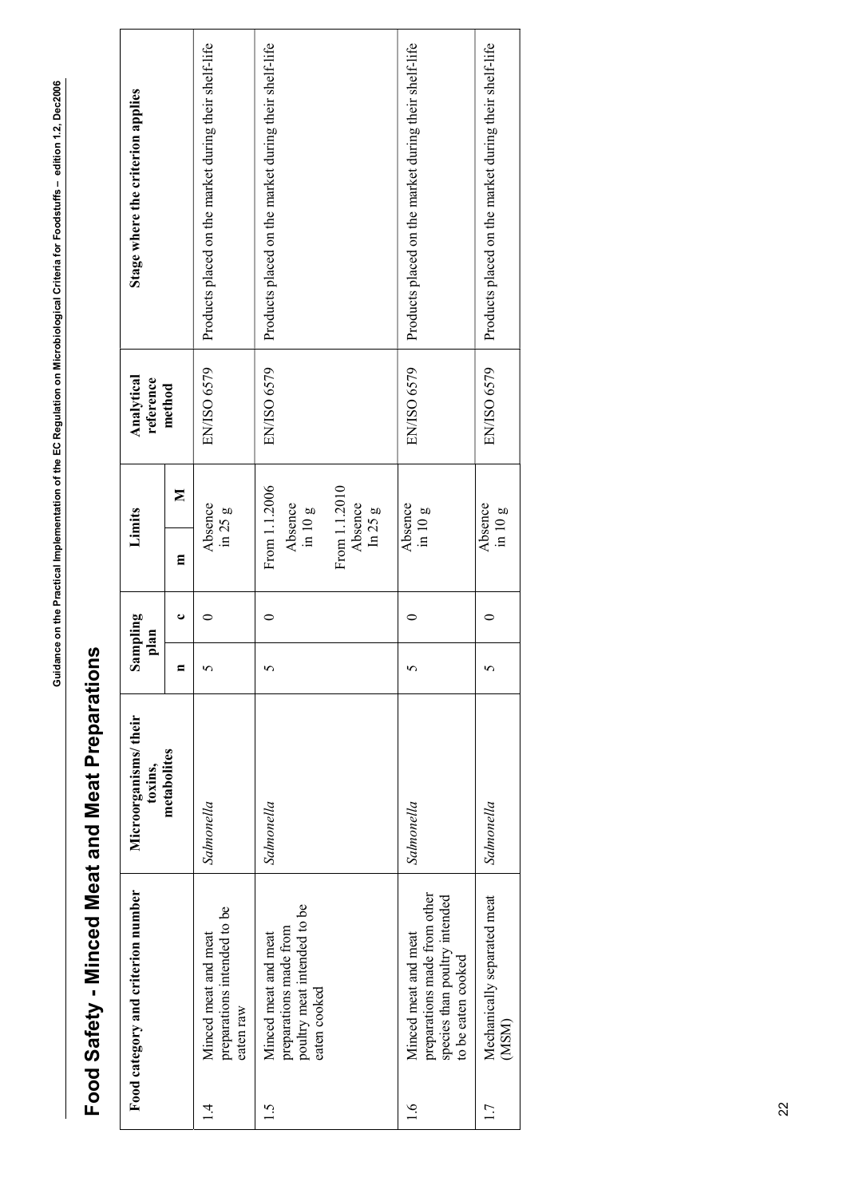# Food Safety - Minced Meat and Meat Preparations

| Food category and criterion number | | Microorganisms/ their toxins, metabolites | Sampling plan | | Limits | | Analytical reference method | Stage where the criterion applies |
|---|---|---|---|---|---|---|---|---|
| | | | n | c | m | M | | |
| 1.4 | Minced meat and meat preparations intended to be eaten raw | *Salmonella* | 5 | 0 | Absence in 25 g | | EN/ISO 6579 | Products placed on the market during their shelf-life |
| 1.5 | Minced meat and meat preparations made from poultry meat intended to be eaten cooked | *Salmonella* | 5 | 0 | From 1.1.2006 Absence in 10 g<br>From 1.1.2010 Absence In 25 g | | EN/ISO 6579 | Products placed on the market during their shelf-life |
| 1.6 | Minced meat and meat preparations made from other species than poultry intended to be eaten cooked | *Salmonella* | 5 | 0 | Absence in 10 g | | EN/ISO 6579 | Products placed on the market during their shelf-life |
| 1.7 | Mechanically separated meat (MSM) | *Salmonella* | 5 | 0 | Absence in 10 g | | EN/ISO 6579 | Products placed on the market during their shelf-life |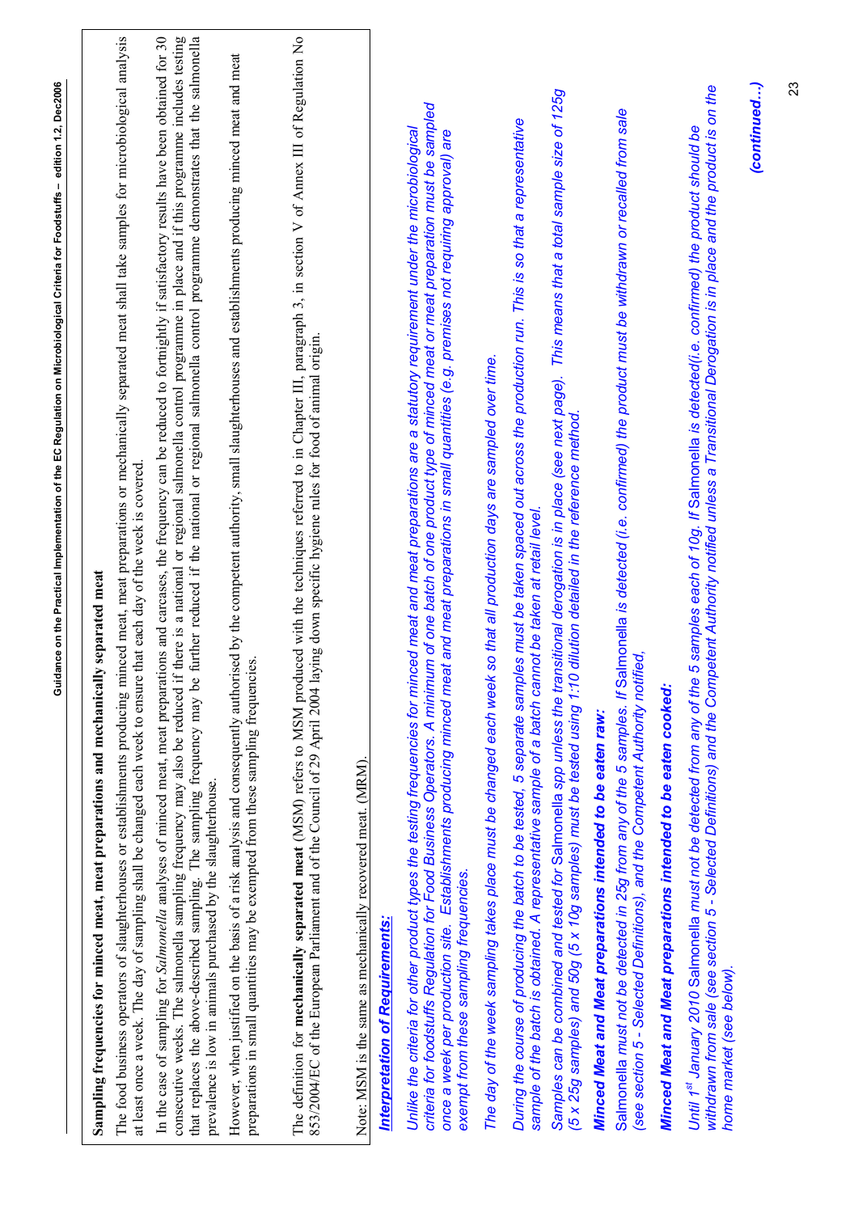**Sampling frequencies for minced meat, meat preparations and mechanically separated meat**

The food business operators of slaughterhouses or establishments producing minced meat, meat preparations or mechanically separated meat shall take samples for microbiological analysis at least once a week. The day of sampling shall be changed each week to ensure that each day of the week is covered.

In the case of sampling for *Salmonella* analyses of minced meat, meat preparations and carcases, the frequency can be reduced to fortnightly if satisfactory results have been obtained for 30 consecutive weeks. The salmonella sampling frequency may also be reduced if there is a national or regional salmonella control programme in place and if this programme includes testing that replaces the above-described sampling. The sampling frequency may be further reduced if the national or regional salmonella control programme demonstrates that the salmonella prevalence is low in animals purchased by the slaughterhouse.

However, when justified on the basis of a risk analysis and consequently authorised by the competent authority, small slaughterhouses and establishments producing minced meat and meat preparations in small quantities may be exempted from these sampling frequencies.

The definition for **mechanically separated meat** (MSM) refers to MSM produced with the techniques referred to in Chapter III, paragraph 3, in section V of Annex III of Regulation No 853/2004/EC of the European Parliament and of the Council of 29 April 2004 laying down specific hygiene rules for food of animal origin.

Note: MSM is the same as mechanically recovered meat. (MRM).

***Interpretation of Requirements:***

*Unlike the criteria for other product types the testing frequencies for minced meat and meat preparations are a statutory requirement under the microbiological criteria for foodstuffs Regulation for Food Business Operators. A minimum of one batch of one product type of minced meat or meat preparation must be sampled once a week per production site. Establishments producing minced meat and meat preparations in small quantities (e.g. premises not requiring approval) are exempt from these sampling frequencies.*

*The day of the week sampling takes place must be changed each week so that all production days are sampled over time.*

*During the course of producing the batch to be tested, 5 separate samples must be taken spaced out across the production run. This is so that a representative sample of the batch is obtained. A representative sample of a batch cannot be taken at retail level.*

*Samples can be combined and tested for* Salmonella spp *unless the transitional derogation is in place (see next page). This means that a total sample size of 125g (5 x 25g samples) and 50g (5 x 10g samples) must be tested using 1:10 dilution detailed in the reference method.*

***Minced Meat and Meat preparations intended to be eaten raw:***

Salmonella *must not be detected in 25g from any of the 5 samples. If* Salmonella *is detected (i.e. confirmed) the product must be withdrawn or recalled from sale (see section 5 - Selected Definitions), and the Competent Authority notified,*

***Minced Meat and Meat preparations intended to be eaten cooked:***

*Until 1st January 2010* Salmonella *must not be detected from any of the 5 samples each of 10g. If* Salmonella *is detected(i.e. confirmed) the product should be withdrawn from sale (see section 5 - Selected Definitions) and the Competent Authority notified unless a Transitional Derogation is in place and the product is on the home market (see below).*

***(continued…)***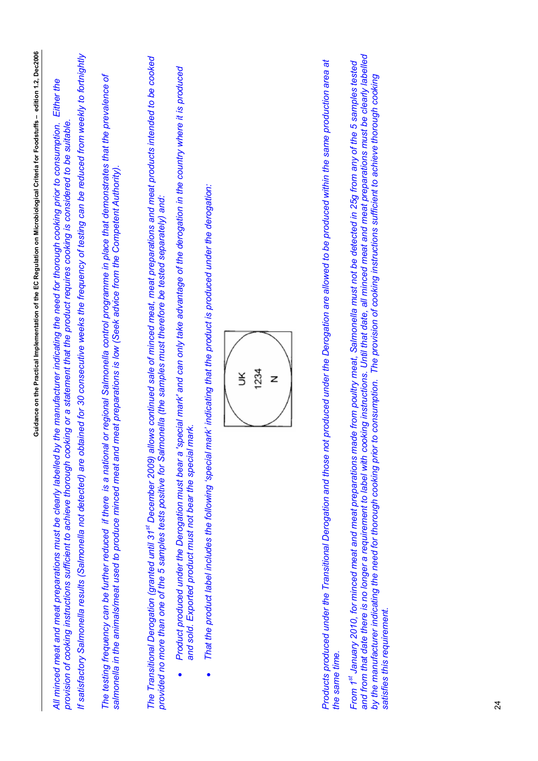*All minced meat and meat preparations must be clearly labelled by the manufacturer indicating the need for thorough cooking prior to consumption. Either the provision of cooking instructions sufficient to achieve thorough cooking or a statement that the product requires cooking is considered to be suitable.*

*If satisfactory Salmonella results (Salmonella not detected) are obtained for 30 consecutive weeks the frequency of testing can be reduced from weekly to fortnightly*

*The testing frequency can be further reduced if there is a national or regional Salmonella control programme in place that demonstrates that the prevalence of salmonella in the animals/meat used to produce minced meat and meat preparations is low (Seek advice from the Competent Authority).*

*The Transitional Derogation (granted until 31st December 2009) allows continued sale of minced meat, meat preparations and meat products intended to be cooked provided no more than one of the 5 samples tests positive for Salmonella (the samples must therefore be tested separately) and:*

- *Product produced under the Derogation must bear a 'special mark' and can only take advantage of the derogation in the country where it is produced and sold. Exported product must not bear the special mark.*
- *That the product label includes the following 'special mark' indicating that the product is produced under the derogation:*

UK
1234
N

*Products produced under the Transitional Derogation and those not produced under the Derogation are allowed to be produced within the same production area at the same time.*

*From 1st January 2010, for minced meat and meat preparations made from poultry meat, Salmonella must not be detected in 25g from any of the 5 samples tested and from that date there is no longer a requirement to label with cooking instructions. Until that date, all minced meat and meat preparations must be clearly labelled by the manufacturer indicating the need for thorough cooking prior to consumption. The provision of cooking instructions sufficient to achieve thorough cooking satisfies this requirement.*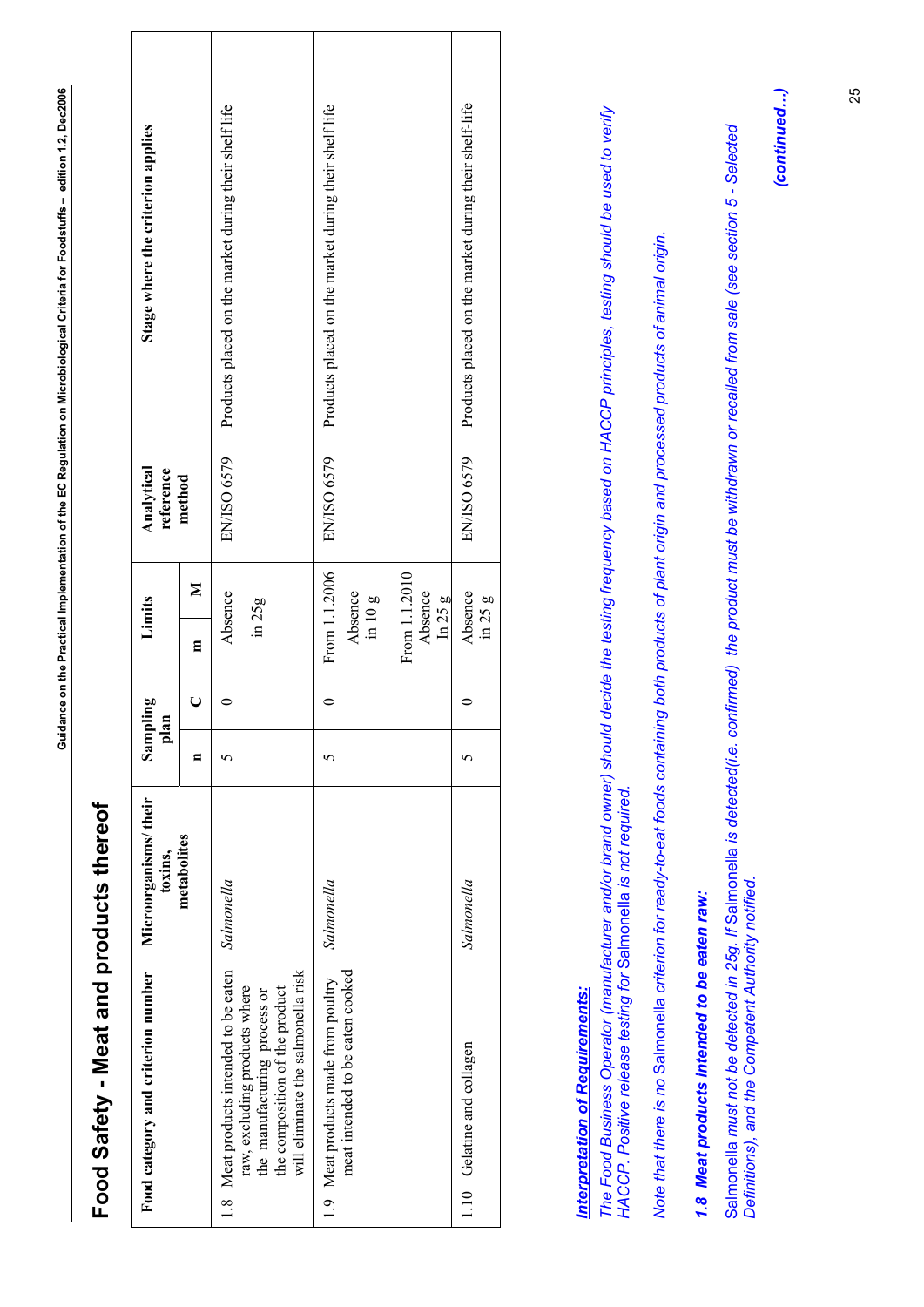# Food Safety - Meat and products thereof

| Food category and criterion number | Microorganisms/ their toxins, metabolites | Sampling plan | | Limits | | Analytical reference method | Stage where the criterion applies |
|---|---|---|---|---|---|---|---|
| | | n | C | m | M | | |
| 1.8 Meat products intended to be eaten raw, excluding products where the manufacturing process or the composition of the product will eliminate the salmonella risk | *Salmonella* | 5 | 0 | Absence in 25g | | EN/ISO 6579 | Products placed on the market during their shelf life |
| 1.9 Meat products made from poultry meat intended to be eaten cooked | *Salmonella* | 5 | 0 | From 1.1.2006 Absence in 10 g<br>From 1.1.2010 Absence In 25 g | | EN/ISO 6579 | Products placed on the market during their shelf life |
| 1.10 Gelatine and collagen | *Salmonella* | 5 | 0 | Absence in 25 g | | EN/ISO 6579 | Products placed on the market during their shelf-life |

***Interpretation of Requirements:***

*The Food Business Operator (manufacturer and/or brand owner) should decide the testing frequency based on HACCP principles, testing should be used to verify HACCP. Positive release testing for* Salmonella *is not required.*

*Note that there is no* Salmonella *criterion for ready-to-eat foods containing both products of plant origin and processed products of animal origin.*

***1.8 Meat products intended to be eaten raw:***

Salmonella *must not be detected in 25g. If* Salmonella *is detected(i.e. confirmed) the product must be withdrawn or recalled from sale (see section 5 - Selected Definitions), and the Competent Authority notified.*

***(continued…)***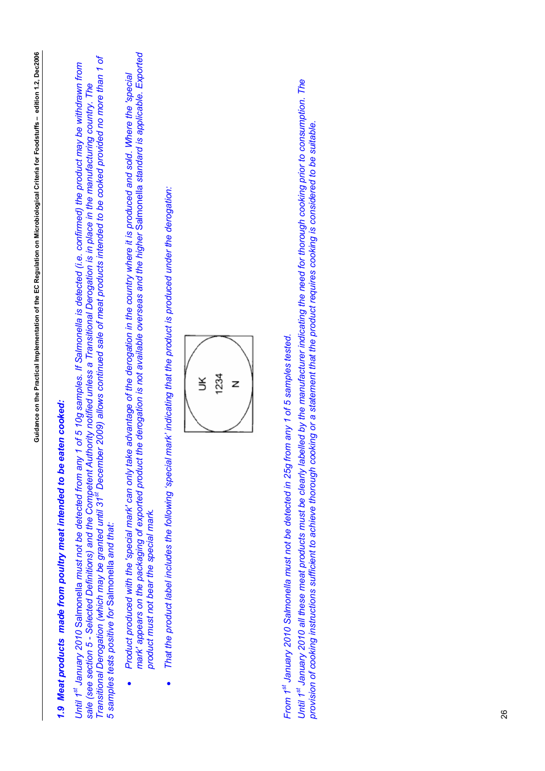## *1.9 Meat products made from poultry meat intended to be eaten cooked:*

*Until 1st January 2010* Salmonella *must not be detected from any 1 of 5 10g samples. If Salmonella is detected (i.e. confirmed) the product may be withdrawn from sale (see section 5 - Selected Definitions) and the Competent Authority notified unless a Transitional Derogation is in place in the manufacturing country. The Transitional Derogation (which may be granted until 31st December 2009) allows continued sale of meat products intended to be cooked provided no more than 1 of 5 samples tests positive for* Salmonella *and that:*

- *Product produced with the 'special mark' can only take advantage of the derogation in the country where it is produced and sold. Where the 'special mark' appears on the packaging of exported product the derogation is not available overseas and the higher* Salmonella *standard is applicable. Exported product must not bear the special mark.*
- *That the product label includes the following 'special mark' indicating that the product is produced under the derogation:*

UK
1234
N

*From 1st January 2010 Salmonella must not be detected in 25g from any 1 of 5 samples tested.*

*Until 1st January 2010 all these meat products must be clearly labelled by the manufacturer indicating the need for thorough cooking prior to consumption. The provision of cooking instructions sufficient to achieve thorough cooking or a statement that the product requires cooking is considered to be suitable.*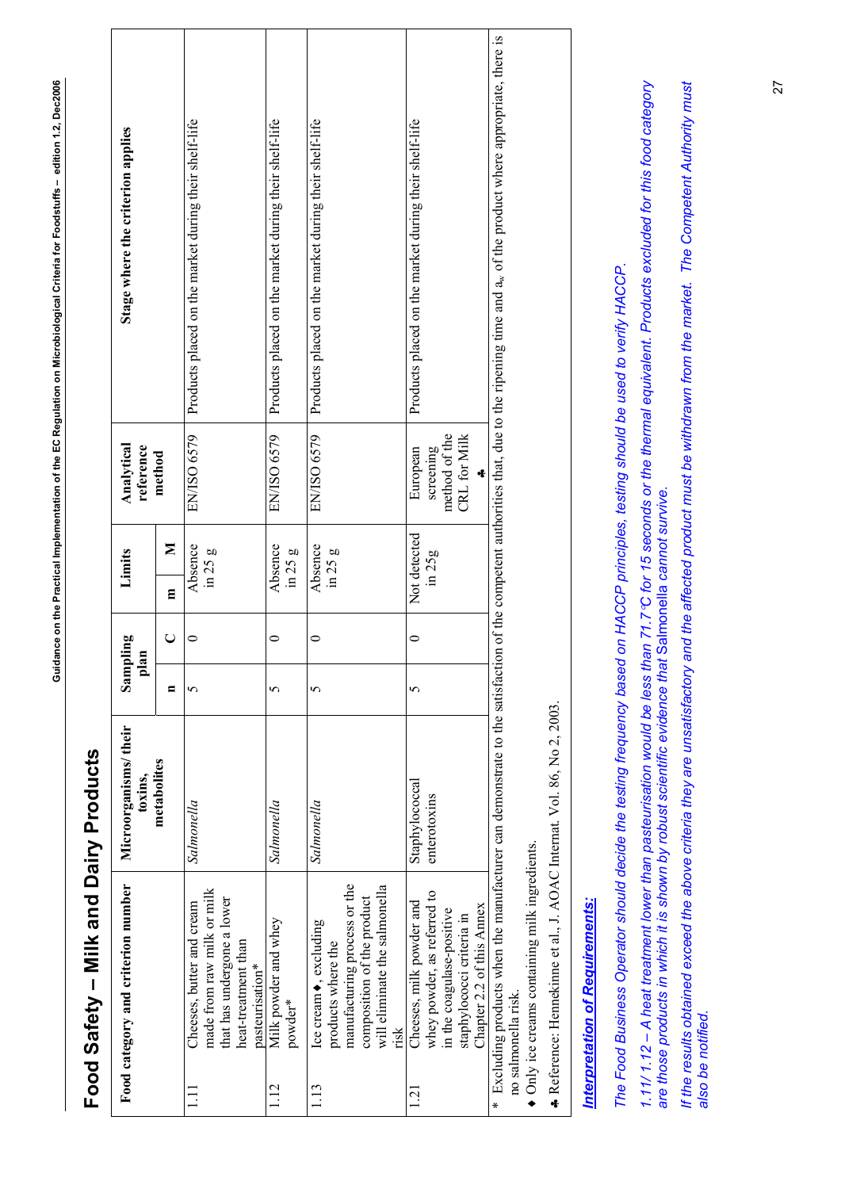# Food Safety – Milk and Dairy Products

| Food category and criterion number | | Microorganisms/ their toxins, metabolites | Sampling plan | | Limits | | Analytical reference method | Stage where the criterion applies |
|---|---|---|---|---|---|---|---|---|
| | | | n | C | m | M | | |
| 1.11 | Cheeses, butter and cream made from raw milk or milk that has undergone a lower heat-treatment than pasteurisation* | *Salmonella* | 5 | 0 | Absence in 25 g | | EN/ISO 6579 | Products placed on the market during their shelf-life |
| 1.12 | Milk powder and whey powder* | *Salmonella* | 5 | 0 | Absence in 25 g | | EN/ISO 6579 | Products placed on the market during their shelf-life |
| 1.13 | Ice cream♦, excluding products where the manufacturing process or the composition of the product will eliminate the salmonella risk | *Salmonella* | 5 | 0 | Absence in 25 g | | EN/ISO 6579 | Products placed on the market during their shelf-life |
| 1.21 | Cheeses, milk powder and whey powder, as referred to in the coagulase-positive staphylococci criteria in Chapter 2.2 of this Annex | Staphylococcal enterotoxins | 5 | 0 | Not detected in 25g | | European screening method of the CRL for Milk ♣ | Products placed on the market during their shelf-life |

\* Excluding products when the manufacturer can demonstrate to the satisfaction of the competent authorities that, due to the ripening time and $a_w$ of the product where appropriate, there is no salmonella risk.

♦ Only ice creams containing milk ingredients.

♣ Reference: Hennekinne et al., J. AOAC Internat. Vol. 86, No 2, 2003.

***Interpretation of Requirements:***

*The Food Business Operator should decide the testing frequency based on HACCP principles, testing should be used to verify HACCP.*

*1.11/ 1.12 – A heat treatment lower than pasteurisation would be less than 71.7°C for 15 seconds or the thermal equivalent. Products excluded for this food category are those products in which it is shown by robust scientific evidence that* Salmonella *cannot survive.*

*If the results obtained exceed the above criteria they are unsatisfactory and the affected product must be withdrawn from the market. The Competent Authority must also be notified.*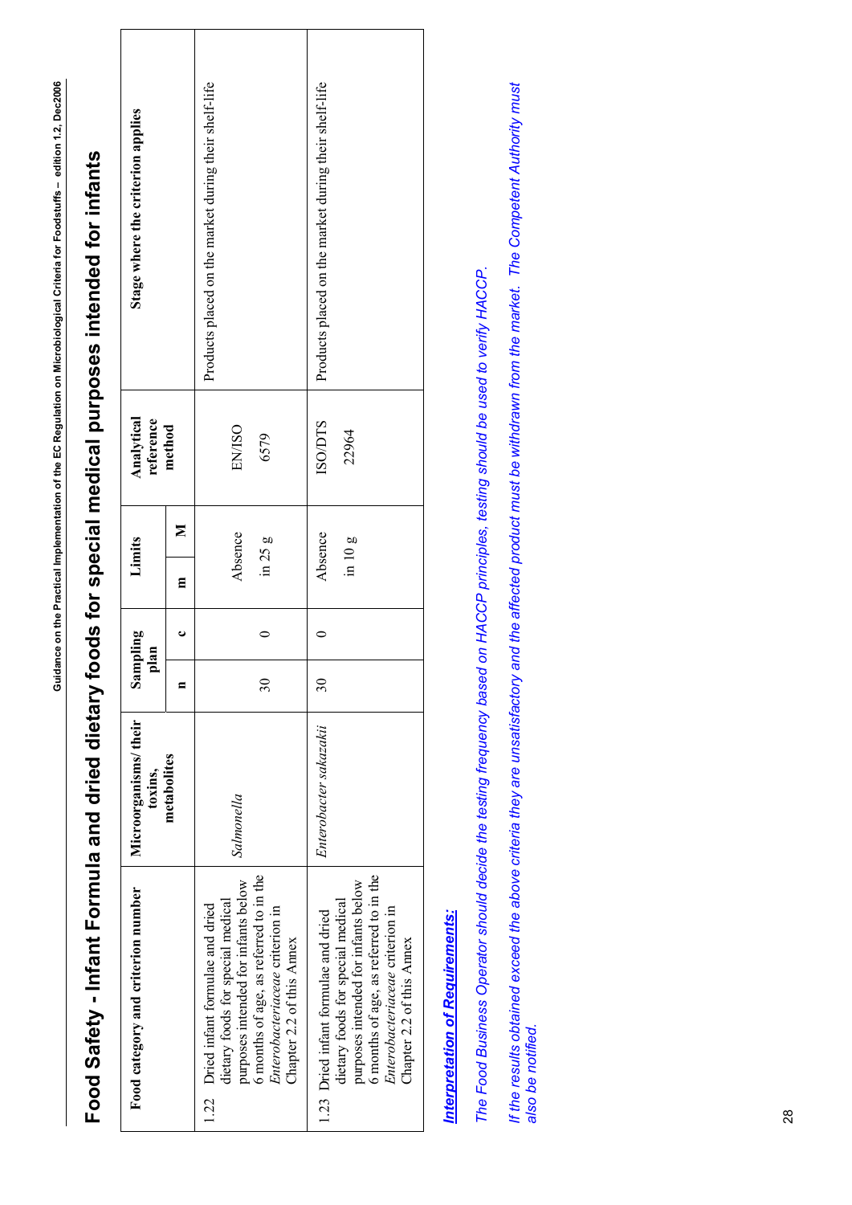# Food Safety - Infant Formula and dried dietary foods for special medical purposes intended for infants

| Food category and criterion number | Microorganisms/ their toxins, metabolites | Sampling plan | | Limits | | Analytical reference method | Stage where the criterion applies |
|---|---|---|---|---|---|---|---|
| | | n | c | m | M | | |
| 1.22 Dried infant formulae and dried dietary foods for special medical purposes intended for infants below 6 months of age, as referred to in the *Enterobacteriaceae* criterion in Chapter 2.2 of this Annex | *Salmonella* | 30 | 0 | Absence in 25 g | | EN/ISO 6579 | Products placed on the market during their shelf-life |
| 1.23 Dried infant formulae and dried dietary foods for special medical purposes intended for infants below 6 months of age, as referred to in the *Enterobacteriaceae* criterion in Chapter 2.2 of this Annex | *Enterobacter sakazakii* | 30 | 0 | Absence in 10 g | | ISO/DTS 22964 | Products placed on the market during their shelf-life |

***Interpretation of Requirements:***

*The Food Business Operator should decide the testing frequency based on HACCP principles, testing should be used to verify HACCP.*

*If the results obtained exceed the above criteria they are unsatisfactory and the affected product must be withdrawn from the market. The Competent Authority must also be notified.*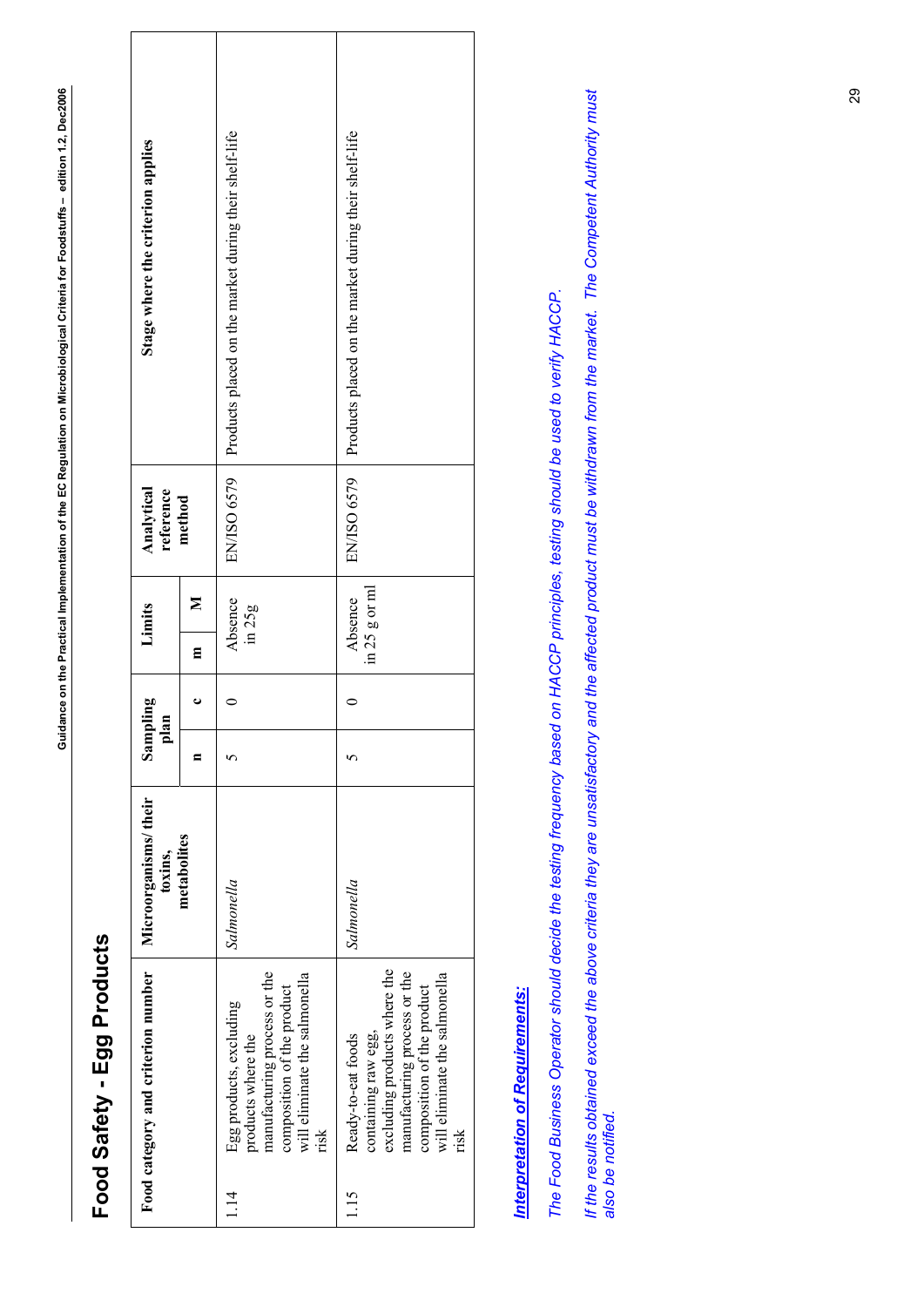# Food Safety - Egg Products

| Food category and criterion number | | Microorganisms/ their toxins, metabolites | Sampling plan | | Limits | | Analytical reference method | Stage where the criterion applies |
|---|---|---|---|---|---|---|---|---|
| | | | n | c | m | M | | |
| 1.14 | Egg products, excluding products where the manufacturing process or the composition of the product will eliminate the salmonella risk | *Salmonella* | 5 | 0 | Absence in 25g | | EN/ISO 6579 | Products placed on the market during their shelf-life |
| 1.15 | Ready-to-eat foods containing raw egg, excluding products where the manufacturing process or the composition of the product will eliminate the salmonella risk | *Salmonella* | 5 | 0 | Absence in 25 g or ml | | EN/ISO 6579 | Products placed on the market during their shelf-life |

***Interpretation of Requirements:***

*The Food Business Operator should decide the testing frequency based on HACCP principles, testing should be used to verify HACCP.*

*If the results obtained exceed the above criteria they are unsatisfactory and the affected product must be withdrawn from the market. The Competent Authority must also be notified.*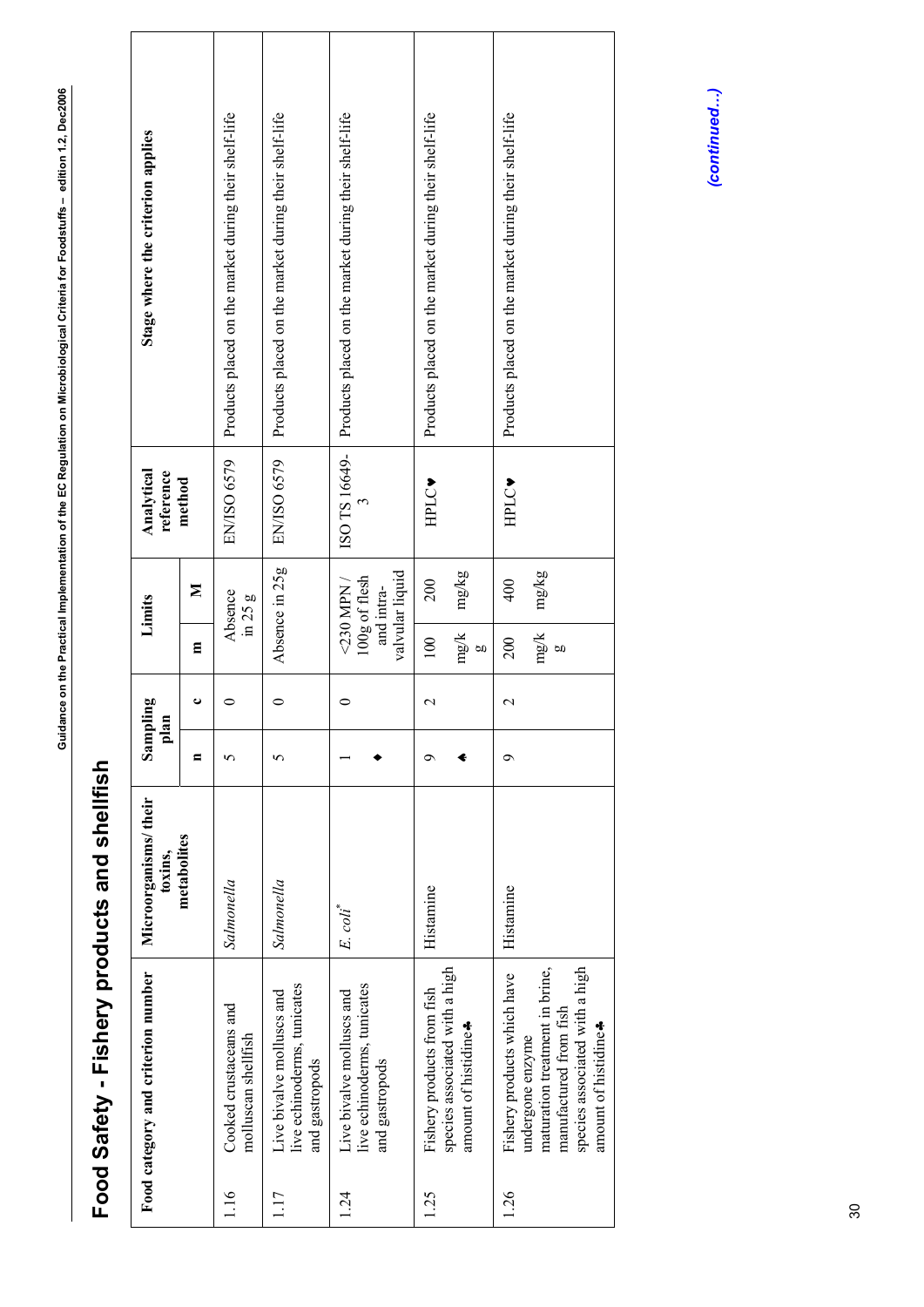# Food Safety - Fishery products and shellfish

| Food category and criterion number | | Microorganisms/ their toxins, metabolites | Sampling plan | | Limits | | Analytical reference method | Stage where the criterion applies |
|---|---|---|---|---|---|---|---|---|
| | | | n | c | m | M | | |
| 1.16 | Cooked crustaceans and molluscan shellfish | *Salmonella* | 5 | 0 | Absence in 25 g | | EN/ISO 6579 | Products placed on the market during their shelf-life |
| 1.17 | Live bivalve molluscs and live echinoderms, tunicates and gastropods | *Salmonella* | 5 | 0 | Absence in 25g | | EN/ISO 6579 | Products placed on the market during their shelf-life |
| 1.24 | Live bivalve molluscs and live echinoderms, tunicates and gastropods | *E. coli*[*] | 1 ♦ | 0 | <230 MPN / 100g of flesh and intra-valvular liquid | | ISO TS 16649-3 | Products placed on the market during their shelf-life |
| 1.25 | Fishery products from fish species associated with a high amount of histidine♣ | Histamine | 9 ♠ | 2 | 100 mg/kg | 200 mg/kg | HPLC♥ | Products placed on the market during their shelf-life |
| 1.26 | Fishery products which have undergone enzyme maturation treatment in brine, manufactured from fish species associated with a high amount of histidine♣ | Histamine | 9 | 2 | 200 mg/kg | 400 mg/kg | HPLC♥ | Products placed on the market during their shelf-life |

*(continued…)*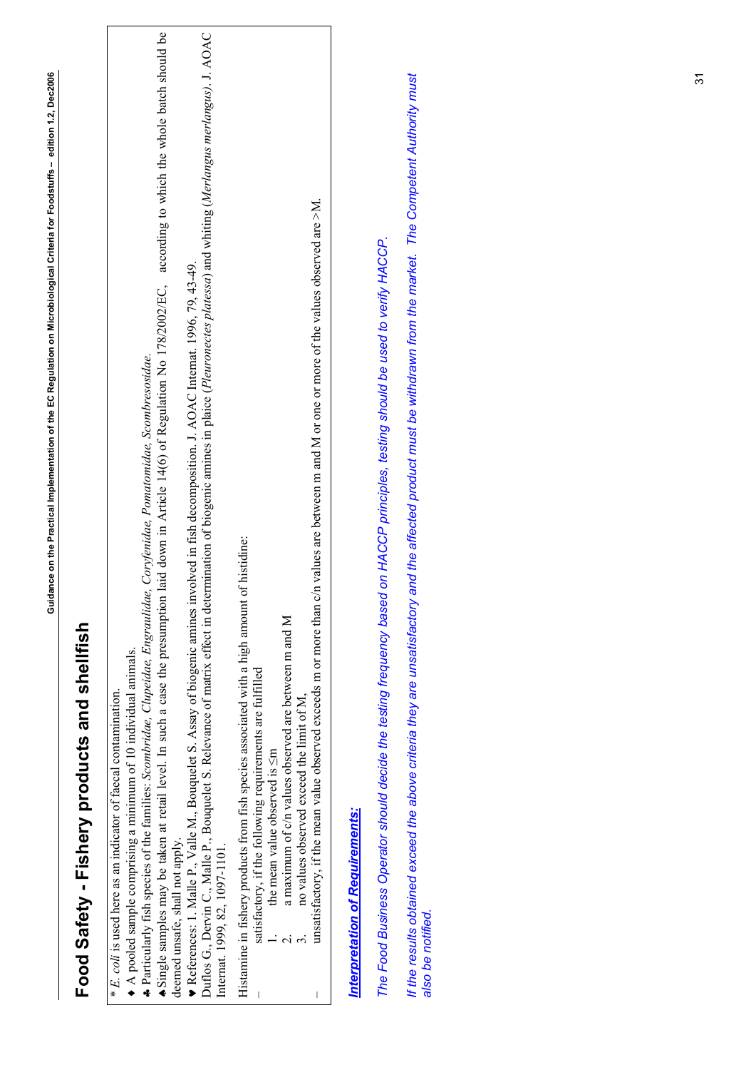# Food Safety - Fishery products and shellfish

\* *E. coli* is used here as an indicator of faecal contamination.
♦ A pooled sample comprising a minimum of 10 individual animals.
♣ Particularly fish species of the families: *Scombridae, Clupeidae, Engraulidae, Coryfenidae, Pomatomidae, Scombresosidae.*
♠ Single samples may be taken at retail level. In such a case the presumption laid down in Article 14(6) of Regulation No 178/2002/EC, according to which the whole batch should be deemed unsafe, shall not apply.
♥ References: 1. Malle P., Valle M., Bouquelet S. Assay of biogenic amines involved in fish decomposition. J. AOAC Internat. 1996, 79, 43-49.
Duflos G., Dervin C., Malle P., Bouquelet S. Relevance of matrix effect in determination of biogenic amines in plaice (*Pleuronectes platessa*) and whiting (*Merlangus merlangus*). J. AOAC Internat. 1999, 82, 1097-1101.

Histamine in fishery products from fish species associated with a high amount of histidine:

- satisfactory, if the following requirements are fulfilled
  1. the mean value observed is ≤m
  2. a maximum of c/n values observed are between m and M
  3. no values observed exceed the limit of M,
- unsatisfactory, if the mean value observed exceeds m or more than c/n values are between m and M or one or more of the values observed are >M.

***Interpretation of Requirements:***

*The Food Business Operator should decide the testing frequency based on HACCP principles, testing should be used to verify HACCP.*

*If the results obtained exceed the above criteria they are unsatisfactory and the affected product must be withdrawn from the market. The Competent Authority must also be notified.*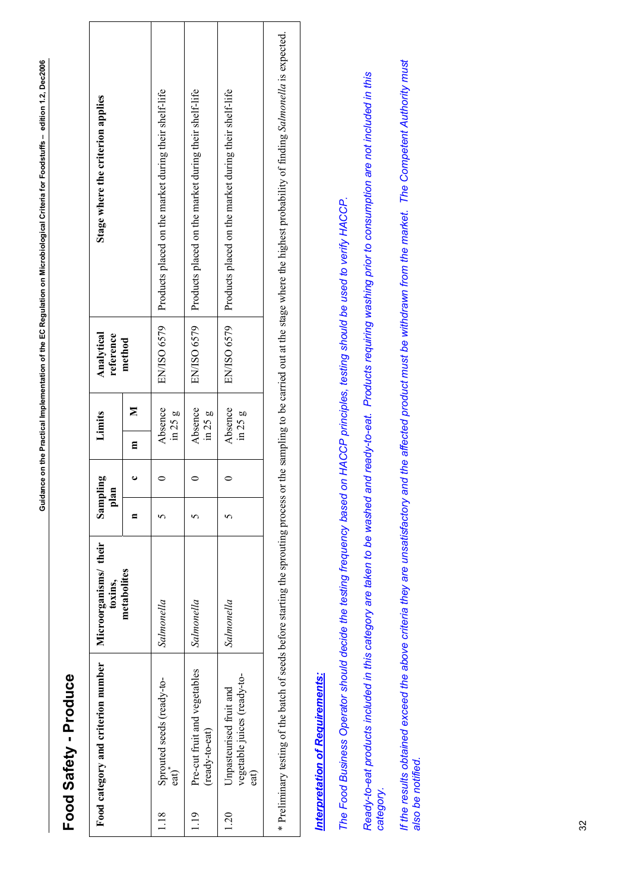# Food Safety - Produce

| Food category and criterion number | | Microorganisms/ their toxins, metabolites | Sampling plan | | Limits | | Analytical reference method | Stage where the criterion applies |
|---|---|---|---|---|---|---|---|---|
| | | | n | c | m | M | | |
| 1.18 | Sprouted seeds (ready-to-eat)* | *Salmonella* | 5 | 0 | Absence in 25 g | | EN/ISO 6579 | Products placed on the market during their shelf-life |
| 1.19 | Pre-cut fruit and vegetables (ready-to-eat) | *Salmonella* | 5 | 0 | Absence in 25 g | | EN/ISO 6579 | Products placed on the market during their shelf-life |
| 1.20 | Unpasteurised fruit and vegetable juices (ready-to-eat) | *Salmonella* | 5 | 0 | Absence in 25 g | | EN/ISO 6579 | Products placed on the market during their shelf-life |

\* Preliminary testing of the batch of seeds before starting the sprouting process or the sampling to be carried out at the stage where the highest probability of finding *Salmonella* is expected.

***Interpretation of Requirements:***

*The Food Business Operator should decide the testing frequency based on HACCP principles, testing should be used to verify HACCP.*

*Ready-to-eat products included in this category are taken to be washed and ready-to-eat. Products requiring washing prior to consumption are not included in this category.*

*If the results obtained exceed the above criteria they are unsatisfactory and the affected product must be withdrawn from the market. The Competent Authority must also be notified.*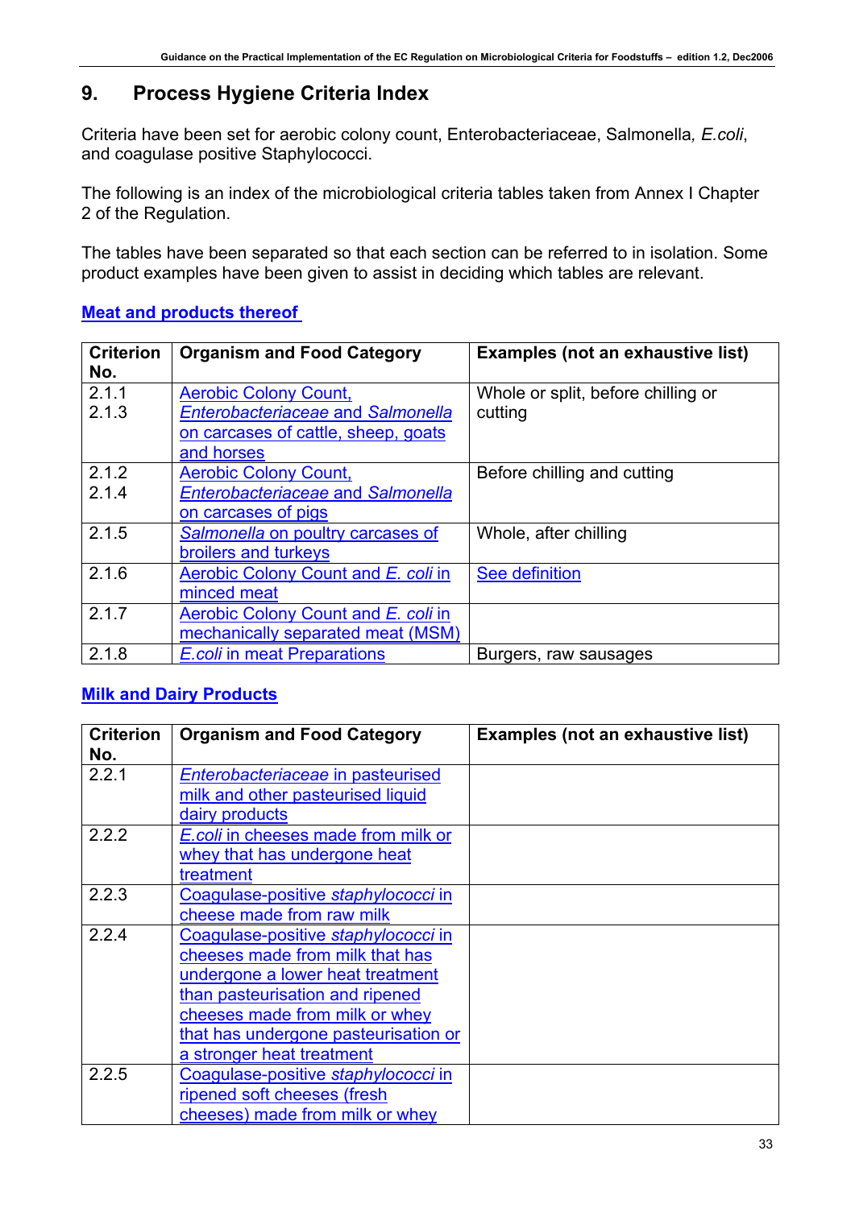## 9. Process Hygiene Criteria Index

Criteria have been set for aerobic colony count, Enterobacteriaceae, Salmonella, *E.coli*, and coagulase positive Staphylococci.

The following is an index of the microbiological criteria tables taken from Annex I Chapter 2 of the Regulation.

The tables have been separated so that each section can be referred to in isolation. Some product examples have been given to assist in deciding which tables are relevant.

### Meat and products thereof

| Criterion No. | Organism and Food Category | Examples (not an exhaustive list) |
|---|---|---|
| 2.1.1<br>2.1.3 | Aerobic Colony Count, *Enterobacteriaceae* and *Salmonella* on carcases of cattle, sheep, goats and horses | Whole or split, before chilling or cutting |
| 2.1.2<br>2.1.4 | Aerobic Colony Count, *Enterobacteriaceae* and *Salmonella* on carcases of pigs | Before chilling and cutting |
| 2.1.5 | *Salmonella* on poultry carcases of broilers and turkeys | Whole, after chilling |
| 2.1.6 | Aerobic Colony Count and *E. coli* in minced meat | See definition |
| 2.1.7 | Aerobic Colony Count and *E. coli* in mechanically separated meat (MSM) | |
| 2.1.8 | *E.coli* in meat Preparations | Burgers, raw sausages |

### Milk and Dairy Products

| Criterion No. | Organism and Food Category | Examples (not an exhaustive list) |
|---|---|---|
| 2.2.1 | *Enterobacteriaceae* in pasteurised milk and other pasteurised liquid dairy products | |
| 2.2.2 | *E.coli* in cheeses made from milk or whey that has undergone heat treatment | |
| 2.2.3 | Coagulase-positive *staphylococci* in cheese made from raw milk | |
| 2.2.4 | Coagulase-positive *staphylococci* in cheeses made from milk that has undergone a lower heat treatment than pasteurisation and ripened cheeses made from milk or whey that has undergone pasteurisation or a stronger heat treatment | |
| 2.2.5 | Coagulase-positive *staphylococci* in ripened soft cheeses (fresh cheeses) made from milk or whey | |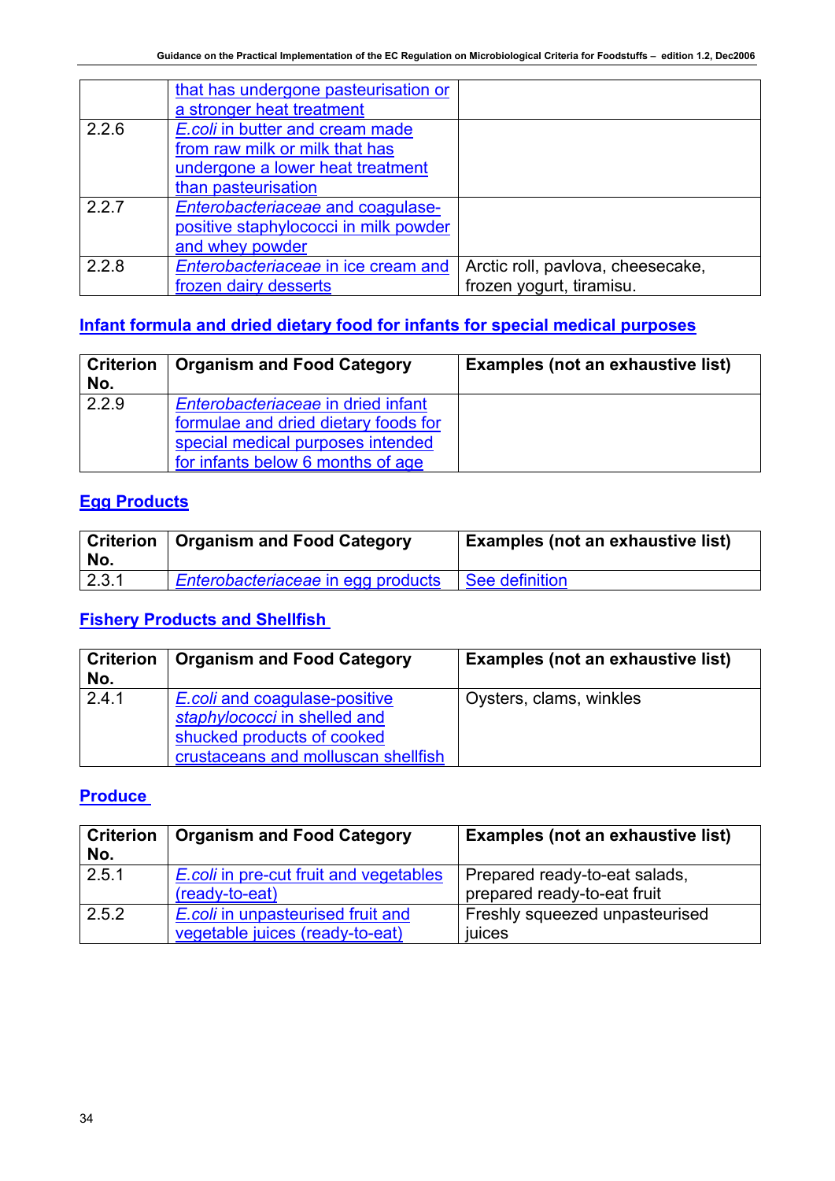| | | |
|---|---|---|
| | that has undergone pasteurisation or a stronger heat treatment | |
| 2.2.6 | *E.coli* in butter and cream made from raw milk or milk that has undergone a lower heat treatment than pasteurisation | |
| 2.2.7 | *Enterobacteriaceae* and coagulase-positive staphylococci in milk powder and whey powder | |
| 2.2.8 | *Enterobacteriaceae* in ice cream and frozen dairy desserts | Arctic roll, pavlova, cheesecake, frozen yogurt, tiramisu. |

## Infant formula and dried dietary food for infants for special medical purposes

| Criterion No. | Organism and Food Category | Examples (not an exhaustive list) |
|---|---|---|
| 2.2.9 | *Enterobacteriaceae* in dried infant formulae and dried dietary foods for special medical purposes intended for infants below 6 months of age | |

## Egg Products

| Criterion No. | Organism and Food Category | Examples (not an exhaustive list) |
|---|---|---|
| 2.3.1 | *Enterobacteriaceae* in egg products | See definition |

## Fishery Products and Shellfish

| Criterion No. | Organism and Food Category | Examples (not an exhaustive list) |
|---|---|---|
| 2.4.1 | *E.coli* and coagulase-positive *staphylococci* in shelled and shucked products of cooked crustaceans and molluscan shellfish | Oysters, clams, winkles |

## Produce

| Criterion No. | Organism and Food Category | Examples (not an exhaustive list) |
|---|---|---|
| 2.5.1 | *E.coli* in pre-cut fruit and vegetables (ready-to-eat) | Prepared ready-to-eat salads, prepared ready-to-eat fruit |
| 2.5.2 | *E.coli* in unpasteurised fruit and vegetable juices (ready-to-eat) | Freshly squeezed unpasteurised juices |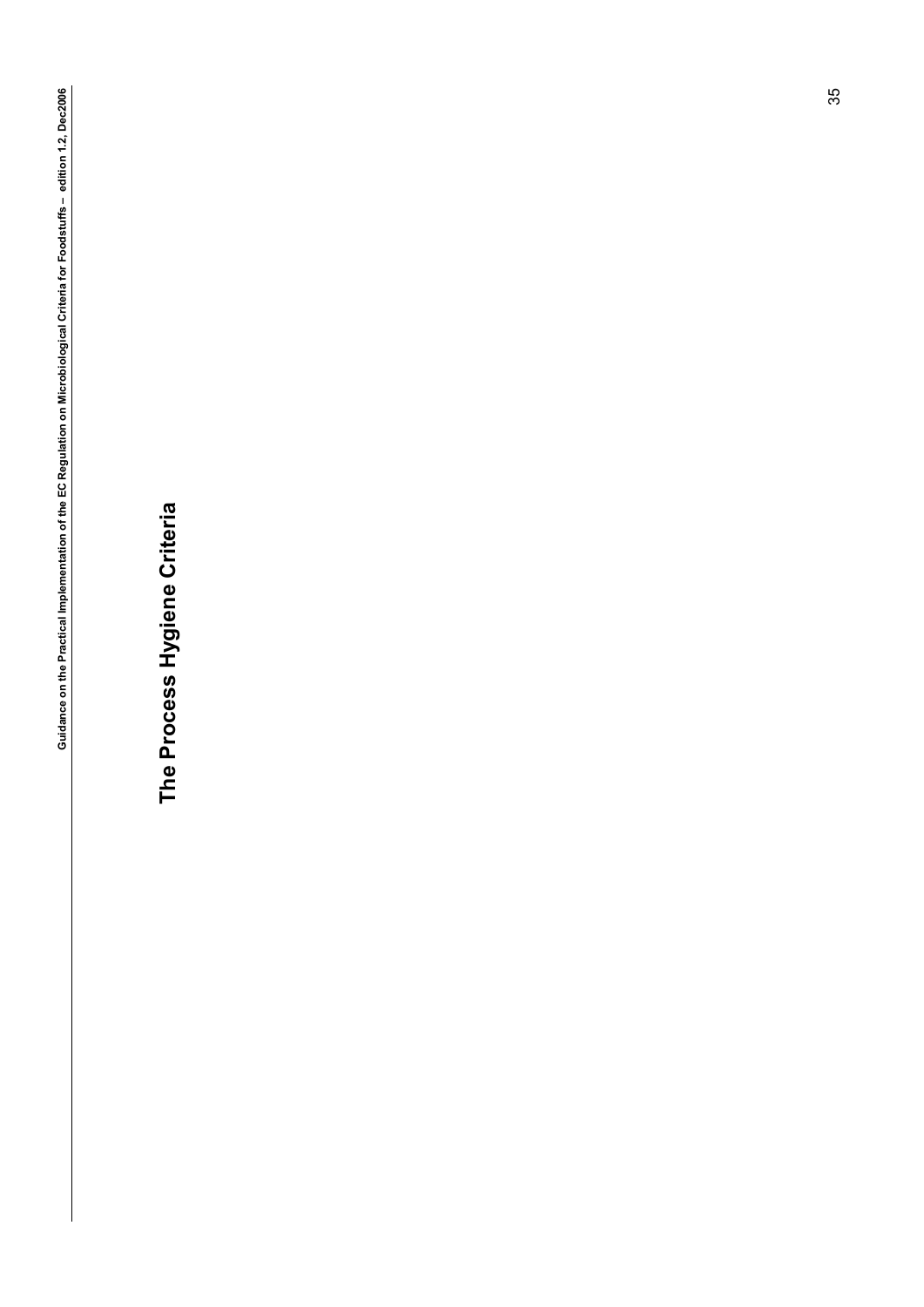# The Process Hygiene Criteria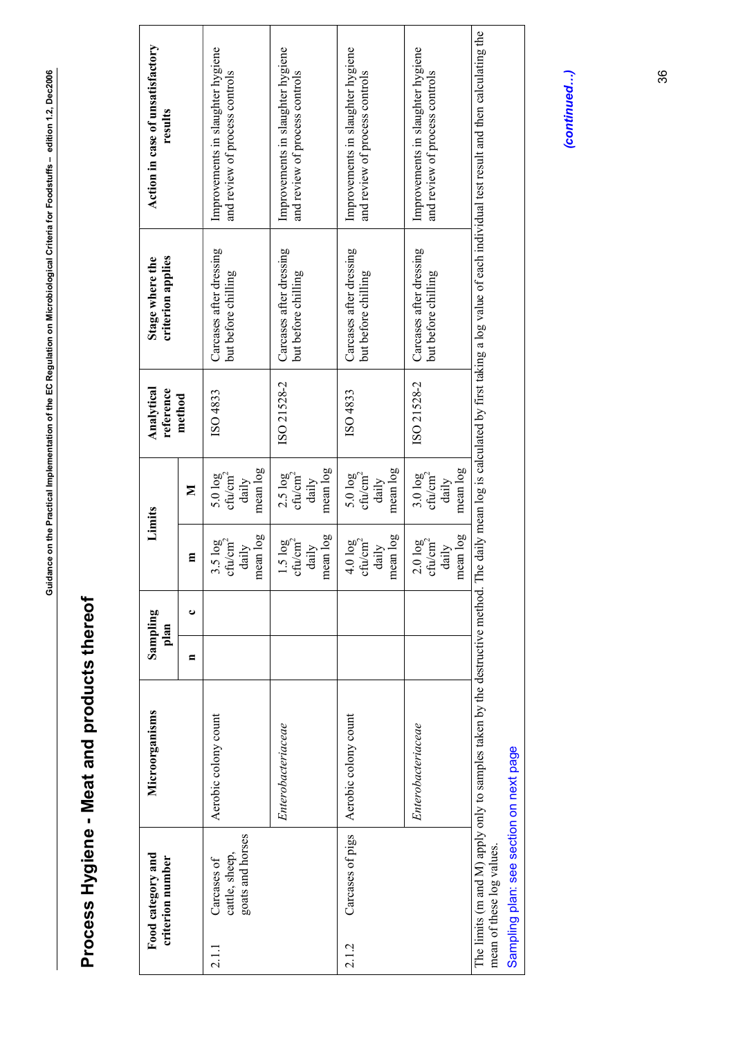# Process Hygiene - Meat and products thereof

| Food category and criterion number | | Microorganisms | Sampling plan | | Limits | | Analytical reference method | Stage where the criterion applies | Action in case of unsatisfactory results |
|---|---|---|---|---|---|---|---|---|---|
| | | | n | c | m | M | | | |
| 2.1.1 | Carcases of cattle, sheep, goats and horses | Aerobic colony count | | | 3.5 log cfu/cm$^2$ daily mean log | 5.0 log cfu/cm$^2$ daily mean log | ISO 4833 | Carcases after dressing but before chilling | Improvements in slaughter hygiene and review of process controls |
| | | *Enterobacteriaceae* | | | 1.5 log cfu/cm$^2$ daily mean log | 2.5 log cfu/cm$^2$ daily mean log | ISO 21528-2 | Carcases after dressing but before chilling | Improvements in slaughter hygiene and review of process controls |
| 2.1.2 | Carcases of pigs | Aerobic colony count | | | 4.0 log cfu/cm$^2$ daily mean log | 5.0 log cfu/cm$^2$ daily mean log | ISO 4833 | Carcases after dressing but before chilling | Improvements in slaughter hygiene and review of process controls |
| | | *Enterobacteriaceae* | | | 2.0 log cfu/cm$^2$ daily mean log | 3.0 log cfu/cm$^2$ daily mean log | ISO 21528-2 | Carcases after dressing but before chilling | Improvements in slaughter hygiene and review of process controls |

The limits (m and M) apply only to samples taken by the destructive method. The daily mean log is calculated by first taking a log value of each individual test result and then calculating the mean of these log values.

Sampling plan: see section on next page

*(continued…)*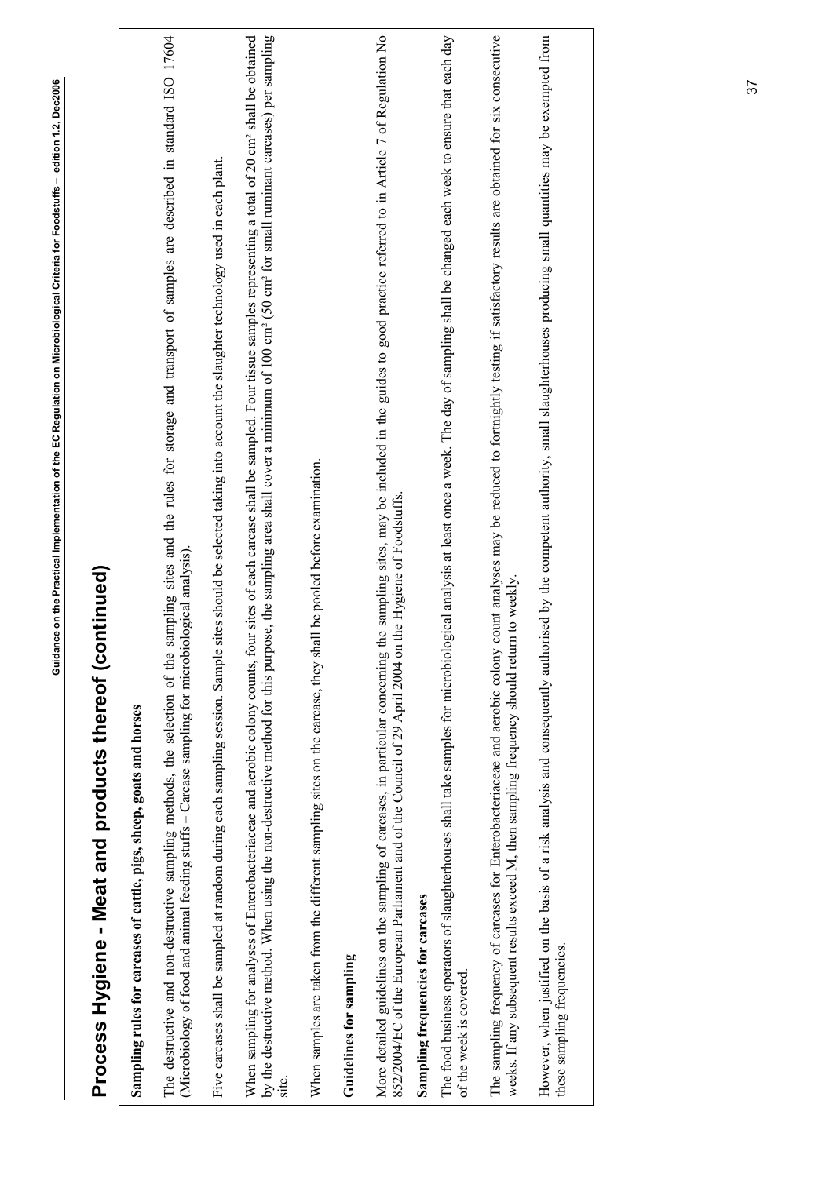# Process Hygiene - Meat and products thereof (continued)

**Sampling rules for carcases of cattle, pigs, sheep, goats and horses**

The destructive and non-destructive sampling methods, the selection of the sampling sites and the rules for storage and transport of samples are described in standard ISO 17604 (Microbiology of food and animal feeding stuffs – Carcase sampling for microbiological analysis).

Five carcases shall be sampled at random during each sampling session. Sample sites should be selected taking into account the slaughter technology used in each plant.

When sampling for analyses of Enterobacteriaceae and aerobic colony counts, four sites of each carcase shall be sampled. Four tissue samples representing a total of 20 cm² shall be obtained by the destructive method. When using the non-destructive method for this purpose, the sampling area shall cover a minimum of 100 cm² (50 cm² for small ruminant carcases) per sampling site.

When samples are taken from the different sampling sites on the carcase, they shall be pooled before examination.

**Guidelines for sampling**

More detailed guidelines on the sampling of carcases, in particular concerning the sampling sites, may be included in the guides to good practice referred to in Article 7 of Regulation No 852/2004/EC of the European Parliament and of the Council of 29 April 2004 on the Hygiene of Foodstuffs.

**Sampling frequencies for carcases**

The food business operators of slaughterhouses shall take samples for microbiological analysis at least once a week. The day of sampling shall be changed each week to ensure that each day of the week is covered.

The sampling frequency of carcases for Enterobacteriaceae and aerobic colony count analyses may be reduced to fortnightly testing if satisfactory results are obtained for six consecutive weeks. If any subsequent results exceed M, then sampling frequency should return to weekly.

However, when justified on the basis of a risk analysis and consequently authorised by the competent authority, small slaughterhouses producing small quantities may be exempted from these sampling frequencies.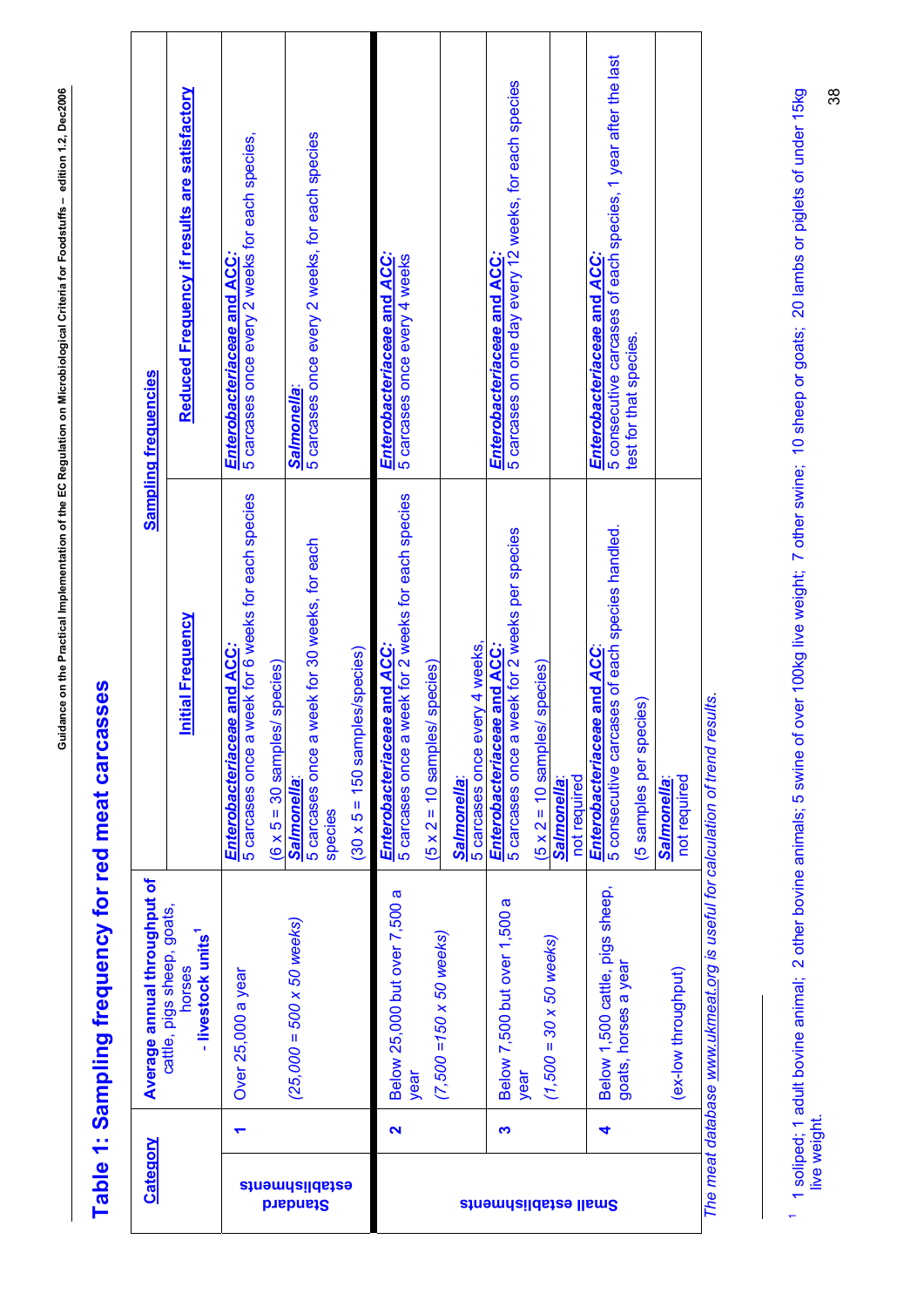# Table 1: Sampling frequency for red meat carcasses

| Category | | Average annual throughput of cattle, pigs sheep, goats, horses - livestock units[1] | Sampling frequencies | |
|---|---|---|---|---|
| | | | **Initial Frequency** | **Reduced Frequency if results are satisfactory** |
| Standard establishments | 1 | Over 25,000 a year<br><br>*(25,000 = 500 x 50 weeks)* | ***Enterobacteriaceae* and ACC:**<br>5 carcases once a week for 6 weeks for each species<br>(6 x 5 = 30 samples/ species) | ***Enterobacteriaceae* and ACC:**<br>5 carcases once every 2 weeks for each species, |
| | | | ***Salmonella*:**<br>5 carcases once a week for 30 weeks, for each species<br>(30 x 5 = 150 samples/species) | ***Salmonella*:**<br>5 carcases once every 2 weeks, for each species |
| Small establishments | 2 | Below 25,000 but over 7,500 a year<br>*(7,500 =150 x 50 weeks)* | ***Enterobacteriaceae* and ACC:**<br>5 carcases once a week for 2 weeks for each species<br>(5 x 2 = 10 samples/ species) | ***Enterobacteriaceae* and ACC:**<br>5 carcases once every 4 weeks |
| | | | ***Salmonella*:**<br>5 carcases once every 4 weeks, | |
| | 3 | Below 7,500 but over 1,500 a year<br>*(1,500 = 30 x 50 weeks)* | ***Enterobacteriaceae* and ACC:**<br>5 carcases once a week for 2 weeks per species<br>(5 x 2 = 10 samples/ species) | ***Enterobacteriaceae* and ACC:**<br>5 carcases on one day every 12 weeks, for each species |
| | | | ***Salmonella*:**<br>not required | |
| | 4 | Below 1,500 cattle, pigs sheep, goats, horses a year<br><br>(ex-low throughput) | ***Enterobacteriaceae* and ACC:**<br>5 consecutive carcases of each species handled.<br>(5 samples per species) | ***Enterobacteriaceae* and ACC:**<br>5 consecutive carcases of each species, 1 year after the last test for that species. |
| | | | ***Salmonella*:**<br>not required | |

*The meat database www.ukmeat.org is useful for calculation of trend results.*

[1] 1 soliped; 1 adult bovine animal; 2 other bovine animals; 5 swine of over 100kg live weight; 7 other swine; 10 sheep or goats; 20 lambs or piglets of under 15kg live weight.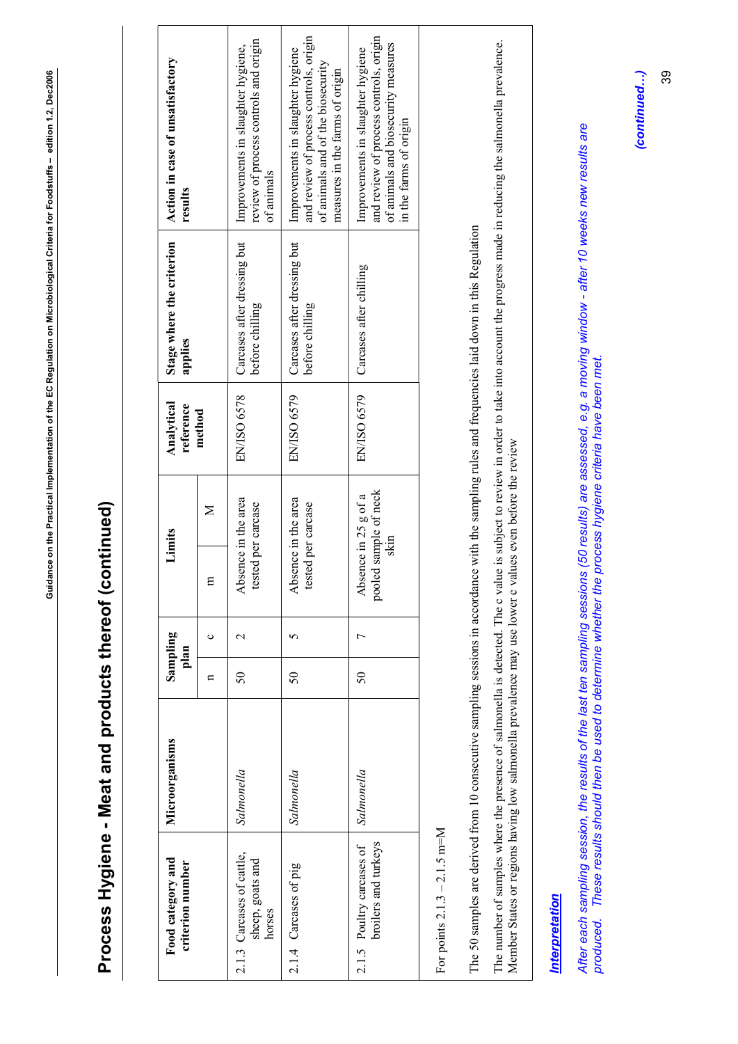# Process Hygiene - Meat and products thereof (continued)

| Food category and criterion number | Microorganisms | Sampling plan | | Limits | | Analytical reference method | Stage where the criterion applies | Action in case of unsatisfactory results |
|---|---|---|---|---|---|---|---|---|
| | | n | c | m | M | | | |
| 2.1.3 Carcases of cattle, sheep, goats and horses | *Salmonella* | 50 | 2 | Absence in the area tested per carcase | | EN/ISO 6578 | Carcases after dressing but before chilling | Improvements in slaughter hygiene, review of process controls and origin of animals |
| 2.1.4 Carcases of pig | *Salmonella* | 50 | 5 | Absence in the area tested per carcase | | EN/ISO 6579 | Carcases after dressing but before chilling | Improvements in slaughter hygiene and review of process controls, origin of animals and of the biosecurity measures in the farms of origin |
| 2.1.5 Poultry carcases of broilers and turkeys | *Salmonella* | 50 | 7 | Absence in 25 g of a pooled sample of neck skin | | EN/ISO 6579 | Carcases after chilling | Improvements in slaughter hygiene and review of process controls, origin of animals and biosecurity measures in the farms of origin |

For points 2.1.3 – 2.1.5 m=M

The 50 samples are derived from 10 consecutive sampling sessions in accordance with the sampling rules and frequencies laid down in this Regulation

The number of samples where the presence of salmonella is detected. The c value is subject to review in order to take into account the progress made in reducing the salmonella prevalence. Member States or regions having low salmonella prevalence may use lower c values even before the review

***Interpretation***

*After each sampling session, the results of the last ten sampling sessions (50 results) are assessed, e.g. a moving window - after 10 weeks new results are produced. These results should then be used to determine whether the process hygiene criteria have been met.*

***(continued…)***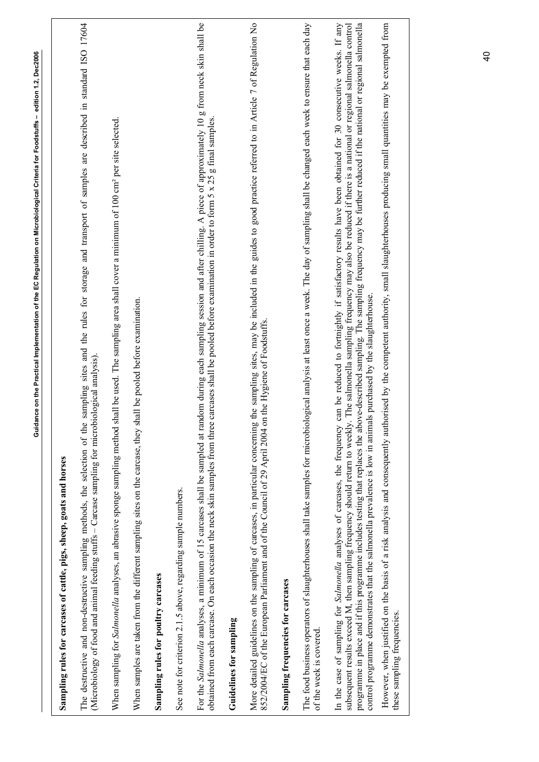**Sampling rules for carcases of cattle, pigs, sheep, goats and horses**

The destructive and non-destructive sampling methods, the selection of the sampling sites and the rules for storage and transport of samples are described in standard ISO 17604 (Microbiology of food and animal feeding stuffs – Carcase sampling for microbiological analysis).

When sampling for *Salmonella* analyses, an abrasive sponge sampling method shall be used. The sampling area shall cover a minimum of 100 cm² per site selected.

When samples are taken from the different sampling sites on the carcase, they shall be pooled before examination.

**Sampling rules for poultry carcases**

See note for criterion 2.1.5 above, regarding sample numbers.

For the *Salmonella* analyses, a minimum of 15 carcases shall be sampled at random during each sampling session and after chilling. A piece of approximately 10 g from neck skin shall be obtained from each carcase. On each occasion the neck skin samples from three carcases shall be pooled before examination in order to form 5 x 25 g final samples.

**Guidelines for sampling**

More detailed guidelines on the sampling of carcases, in particular concerning the sampling sites, may be included in the guides to good practice referred to in Article 7 of Regulation No 852/2004/EC of the European Parliament and of the Council of 29 April 2004 on the Hygiene of Foodstuffs.

**Sampling frequencies for carcases**

The food business operators of slaughterhouses shall take samples for microbiological analysis at least once a week. The day of sampling shall be changed each week to ensure that each day of the week is covered.

In the case of sampling for *Salmonella* analyses of carcases, the frequency can be reduced to fortnightly if satisfactory results have been obtained for 30 consecutive weeks. If any subsequent results exceed M, then sampling frequency should return to weekly. The salmonella sampling frequency may also be reduced if there is a national or regional salmonella control programme in place and if this programme includes testing that replaces the above-described sampling. The sampling frequency may be further reduced if the national or regional salmonella control programme demonstrates that the salmonella prevalence is low in animals purchased by the slaughterhouse.

However, when justified on the basis of a risk analysis and consequently authorised by the competent authority, small slaughterhouses producing small quantities may be exempted from these sampling frequencies.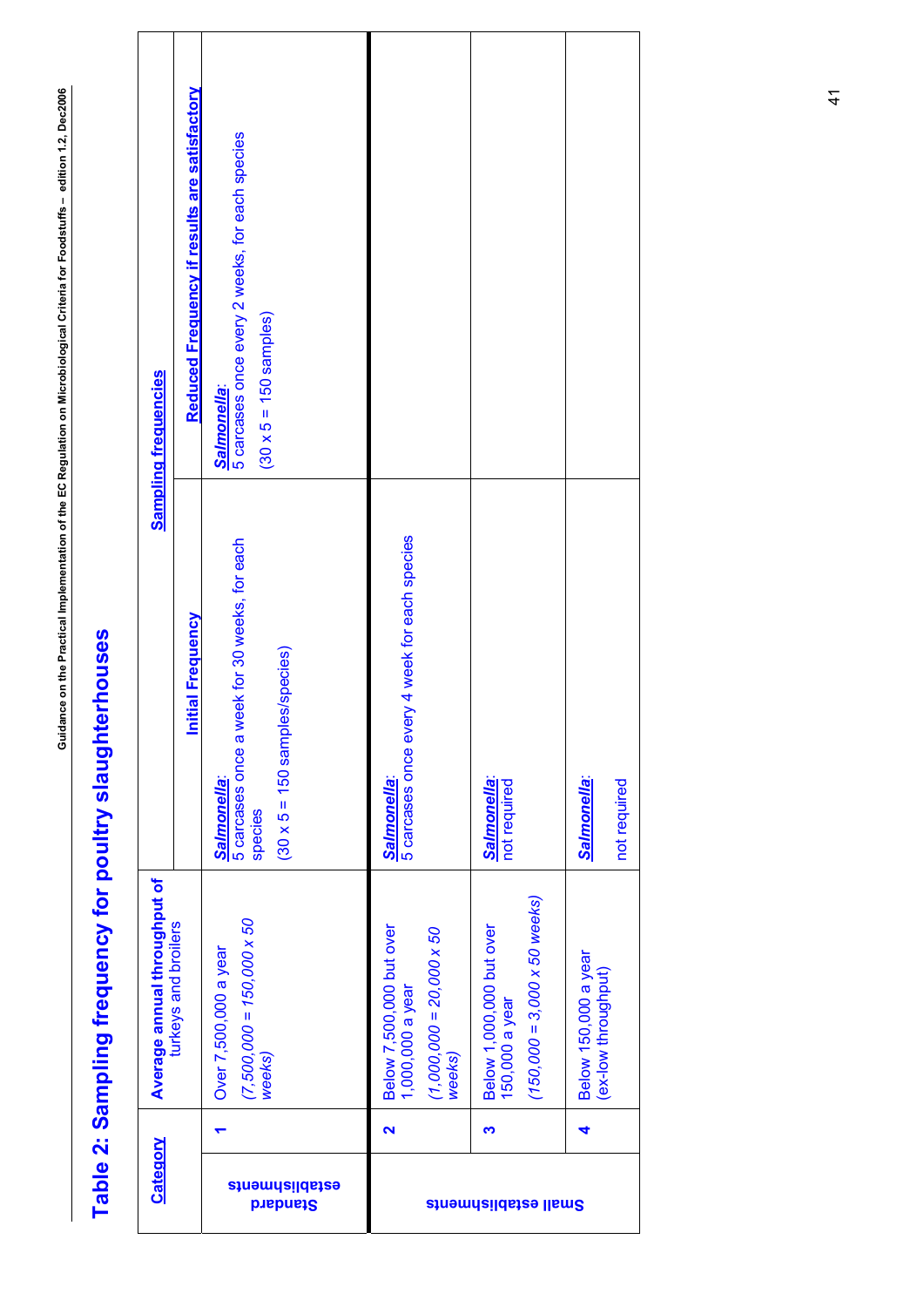# Table 2: Sampling frequency for poultry slaughterhouses

| Category | | Average annual throughput of turkeys and broilers | Sampling frequencies | |
|---|---|---|---|---|
| | | | **Initial Frequency** | **Reduced Frequency if results are satisfactory** |
| Standard establishments | **1** | Over 7,500,000 a year<br>*(7,500,000 = 150,000 x 50 weeks)* | ***Salmonella***:<br>5 carcases once a week for 30 weeks, for each species<br>(30 x 5 = 150 samples/species) | ***Salmonella***:<br>5 carcases once every 2 weeks, for each species<br>(30 x 5 = 150 samples) |
| Small establishments | **2** | Below 7,500,000 but over 1,000,000 a year<br>*(1,000,000 = 20,000 x 50 weeks)* | ***Salmonella***:<br>5 carcases once every 4 week for each species | |
| | **3** | Below 1,000,000 but over 150,000 a year<br>*(150,000 = 3,000 x 50 weeks)* | ***Salmonella***:<br>not required | |
| | **4** | Below 150,000 a year<br>(ex-low throughput) | ***Salmonella***:<br>not required | |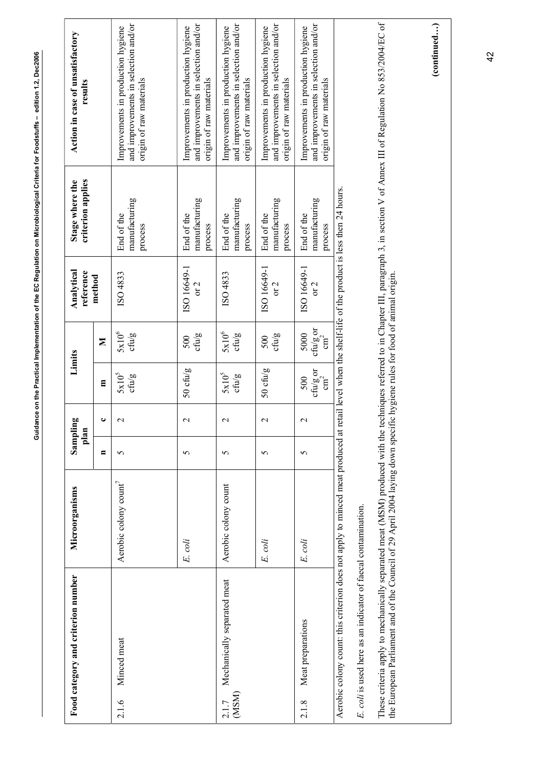| Food category and criterion number | Microorganisms | Sampling plan | | Limits | | Analytical reference method | Stage where the criterion applies | Action in case of unsatisfactory results |
|---|---|---|---|---|---|---|---|---|
| | | n | c | m | M | | | |
| 2.1.6 Minced meat | Aerobic colony count[7] | 5 | 2 | $5x10^5$ cfu/g | $5x10^6$ cfu/g | ISO 4833 | End of the manufacturing process | Improvements in production hygiene and improvements in selection and/or origin of raw materials |
| | *E. coli* | 5 | 2 | 50 cfu/g | 500 cfu/g | ISO 16649-1 or 2 | End of the manufacturing process | Improvements in production hygiene and improvements in selection and/or origin of raw materials |
| 2.1.7 Mechanically separated meat (MSM) | Aerobic colony count | 5 | 2 | $5x10^5$ cfu/g | $5x10^6$ cfu/g | ISO 4833 | End of the manufacturing process | Improvements in production hygiene and improvements in selection and/or origin of raw materials |
| | *E. coli* | 5 | 2 | 50 cfu/g | 500 cfu/g | ISO 16649-1 or 2 | End of the manufacturing process | Improvements in production hygiene and improvements in selection and/or origin of raw materials |
| 2.1.8 Meat preparations | *E. coli* | 5 | 2 | 500 cfu/g or $cm^2$ | 5000 cfu/g or $cm^2$ | ISO 16649-1 or 2 | End of the manufacturing process | Improvements in production hygiene and improvements in selection and/or origin of raw materials |

Aerobic colony count: this criterion does not apply to minced meat produced at retail level when the shelf-life of the product is less then 24 hours.

*E. coli* is used here as an indicator of faecal contamination.

These criteria apply to mechanically separated meat (MSM) produced with the techniques referred to in Chapter III, paragraph 3, in section V of Annex III of Regulation No 853/2004/EC of the European Parliament and of the Council of 29 April 2004 laying down specific hygiene rules for food of animal origin.

**(continued…)**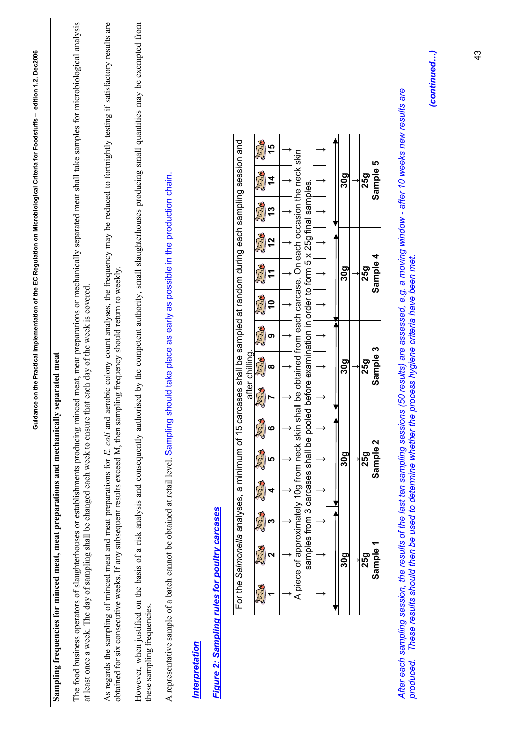**Sampling frequencies for minced meat, meat preparations and mechanically separated meat**

The food business operators of slaughterhouses or establishments producing minced meat, meat preparations or mechanically separated meat shall take samples for microbiological analysis at least once a week. The day of sampling shall be changed each week to ensure that each day of the week is covered.

As regards the sampling of minced meat and meat preparations for *E. coli* and aerobic colony count analyses, the frequency may be reduced to fortnightly testing if satisfactory results are obtained for six consecutive weeks. If any subsequent results exceed M, then sampling frequency should return to weekly.

However, when justified on the basis of a risk analysis and consequently authorised by the competent authority, small slaughterhouses producing small quantities may be exempted from these sampling frequencies.

A representative sample of a batch cannot be obtained at retail level. Sampling should take place as early as possible in the production chain.

***Interpretation***

***Figure 2: Sampling rules for poultry carcases***

| For the *Salmonella* analyses, a minimum of 15 carcases shall be sampled at random during each sampling session and after chilling | | | | | | | | | | | | | | |
|---|---|---|---|---|---|---|---|---|---|---|---|---|---|---|
| **1** | **2** | **3** | **4** | **5** | **6** | **7** | **8** | **9** | **10** | **11** | **12** | **13** | **14** | **15** |
| ↓ | ↓ | ↓ | ↓ | ↓ | ↓ | ↓ | ↓ | ↓ | ↓ | ↓ | ↓ | ↓ | ↓ | ↓ |
| A piece of approximately 10g from neck skin shall be obtained from each carcase. On each occasion the neck skin samples from 3 carcases shall be pooled before examination in order to form 5 x 25g final samples. | | | | | | | | | | | | | | |
| ↓ | ↓ | ↓ | ↓ | ↓ | ↓ | ↓ | ↓ | ↓ | ↓ | ↓ | ↓ | ↓ | ↓ | ↓ |
| **30g** | | | **30g** | | | **30g** | | | **30g** | | | **30g** | | |
| ↓ | | | ↓ | | | ↓ | | | ↓ | | | ↓ | | |
| **25g** | | | **25g** | | | **25g** | | | **25g** | | | **25g** | | |
| **Sample 1** | | | **Sample 2** | | | **Sample 3** | | | **Sample 4** | | | **Sample 5** | | |

*After each sampling session, the results of the last ten sampling sessions (50 results) are assessed, e.g. a moving window - after 10 weeks new results are produced. These results should then be used to determine whether the process hygiene criteria have been met.*

***(continued…)***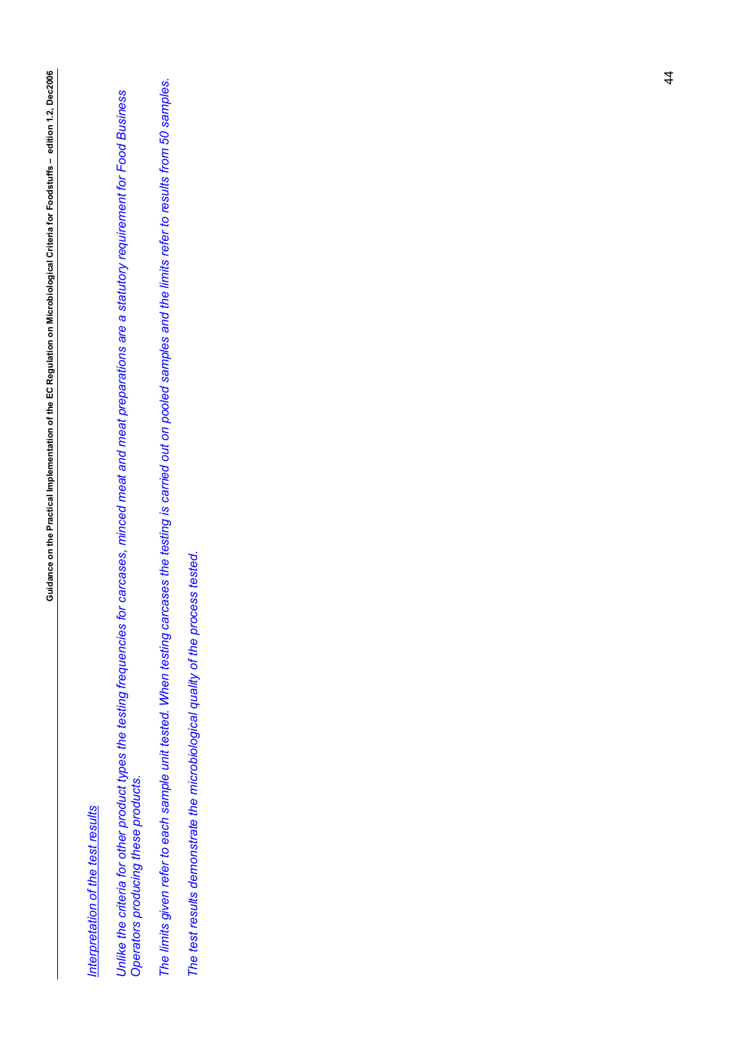_Interpretation of the test results_

*Unlike the criteria for other product types the testing frequencies for carcases, minced meat and meat preparations are a statutory requirement for Food Business Operators producing these products.*

*The limits given refer to each sample unit tested. When testing carcases the testing is carried out on pooled samples and the limits refer to results from 50 samples.*

*The test results demonstrate the microbiological quality of the process tested.*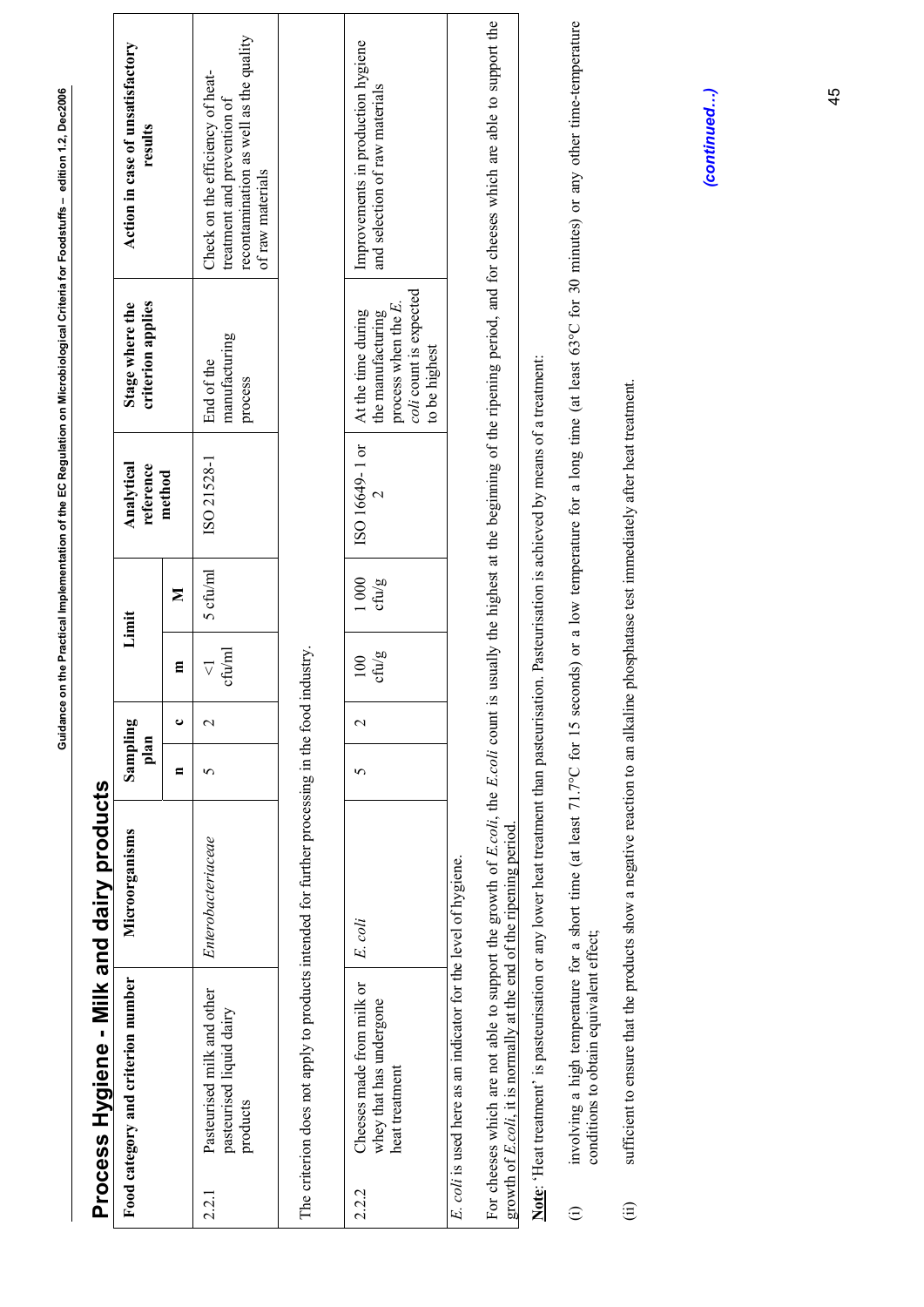## Process Hygiene - Milk and dairy products

| Food category and criterion number | | Microorganisms | Sampling plan | | Limit | | Analytical reference method | Stage where the criterion applies | Action in case of unsatisfactory results |
|---|---|---|---|---|---|---|---|---|---|
| | | | n | c | m | M | | | |
| 2.2.1 | Pasteurised milk and other pasteurised liquid dairy products | *Enterobacteriaceae* | 5 | 2 | <1 cfu/ml | 5 cfu/ml | ISO 21528-1 | End of the manufacturing process | Check on the efficiency of heat-treatment and prevention of recontamination as well as the quality of raw materials |
| The criterion does not apply to products intended for further processing in the food industry. | | | | | | | | | |
| 2.2.2 | Cheeses made from milk or whey that has undergone heat treatment | *E. coli* | 5 | 2 | 100 cfu/g | 1 000 cfu/g | ISO 16649- 1 or 2 | At the time during the manufacturing process when the *E. coli* count is expected to be highest | Improvements in production hygiene and selection of raw materials |
| *E. coli* is used here as an indicator for the level of hygiene. | | | | | | | | | |
| For cheeses which are not able to support the growth of *E.coli*, the *E.coli* count is usually the highest at the beginning of the ripening period, and for cheeses which are able to support the growth of *E.coli*, it is normally at the end of the ripening period. | | | | | | | | | |

**Note**: 'Heat treatment' is pasteurisation or any lower heat treatment than pasteurisation. Pasteurisation is achieved by means of a treatment:

(i) involving a high temperature for a short time (at least 71.7°C for 15 seconds) or a low temperature for a long time (at least 63°C for 30 minutes) or any other time-temperature conditions to obtain equivalent effect;

(ii) sufficient to ensure that the products show a negative reaction to an alkaline phosphatase test immediately after heat treatment.

*(continued…)*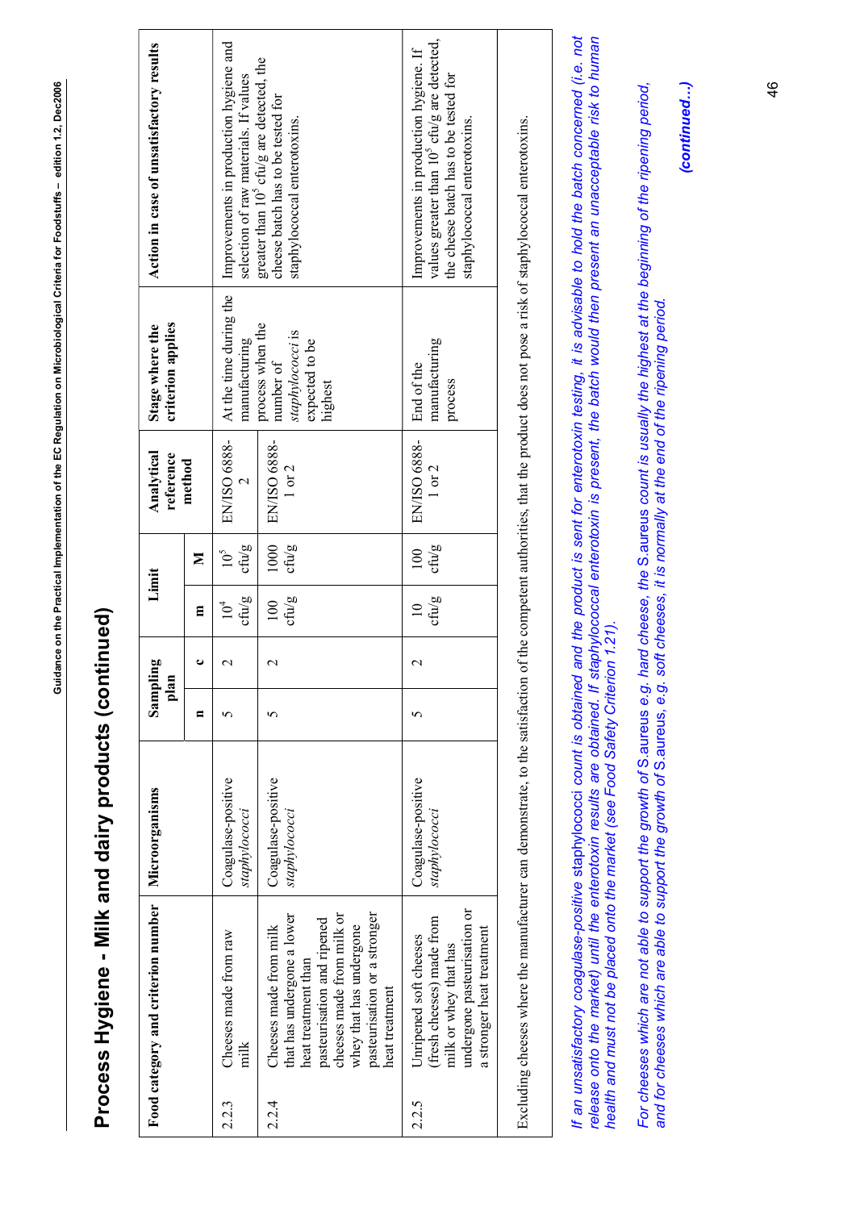# Process Hygiene - Milk and dairy products (continued)

| Food category and criterion number | | Microorganisms | Sampling plan | | Limit | | Analytical reference method | Stage where the criterion applies | Action in case of unsatisfactory results |
|---|---|---|---|---|---|---|---|---|---|
| | | | n | c | m | M | | | |
| 2.2.3 | Cheeses made from raw milk | Coagulase-positive *staphylococci* | 5 | 2 | $10^4$ cfu/g | $10^5$ cfu/g | EN/ISO 6888-2 | At the time during the manufacturing process when the number of *staphylococci* is expected to be highest | Improvements in production hygiene and selection of raw materials. If values greater than $10^5$ cfu/g are detected, the cheese batch has to be tested for staphylococcal enterotoxins. |
| 2.2.4 | Cheeses made from milk that has undergone a lower heat treatment than pasteurisation and ripened cheeses made from milk or whey that has undergone pasteurisation or a stronger heat treatment | Coagulase-positive *staphylococci* | 5 | 2 | 100 cfu/g | 1000 cfu/g | EN/ISO 6888-1 or 2 | | |
| 2.2.5 | Unripened soft cheeses (fresh cheeses) made from milk or whey that has undergone pasteurisation or a stronger heat treatment | Coagulase-positive *staphylococci* | 5 | 2 | 10 cfu/g | 100 cfu/g | EN/ISO 6888-1 or 2 | End of the manufacturing process | Improvements in production hygiene. If values greater than $10^5$ cfu/g are detected, the cheese batch has to be tested for staphylococcal enterotoxins. |
| Excluding cheeses where the manufacturer can demonstrate, to the satisfaction of the competent authorities, that the product does not pose a risk of staphylococcal enterotoxins. | | | | | | | | | |

*If an unsatisfactory coagulase-positive* staphylococci *count is obtained and the product is sent for enterotoxin testing, it is advisable to hold the batch concerned (i.e. not release onto the market) until the enterotoxin results are obtained. If staphylococcal enterotoxin is present, the batch would then present an unacceptable risk to human health and must not be placed onto the market (see Food Safety Criterion 1.21).*

*For cheeses which are not able to support the growth of* S.aureus *e.g. hard cheese, the* S.aureus *count is usually the highest at the beginning of the ripening period, and for cheeses which are able to support the growth of* S.aureus*, e.g. soft cheeses, it is normally at the end of the ripening period.*

***(continued...)***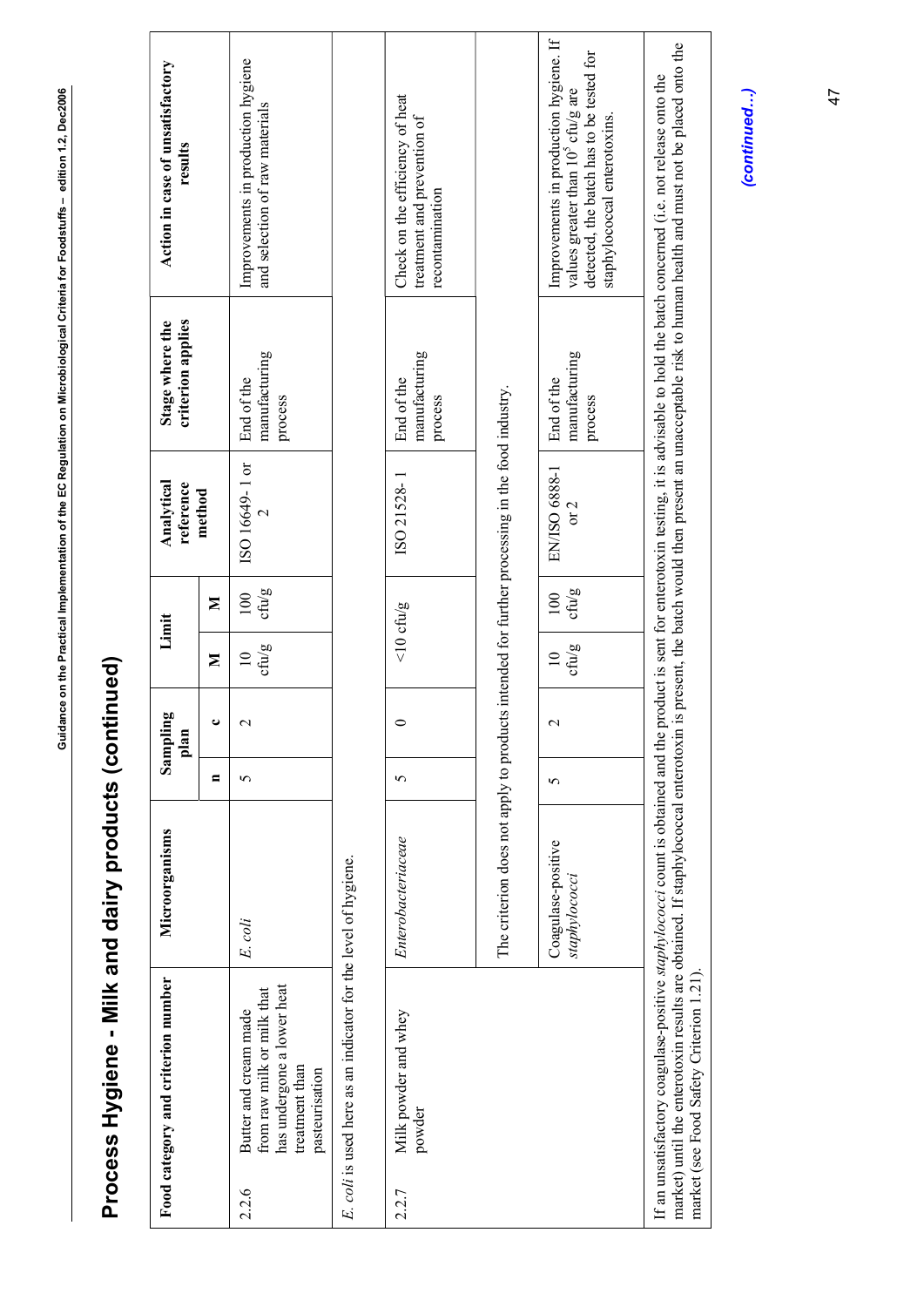# Process Hygiene - Milk and dairy products (continued)

| Food category and criterion number | | Microorganisms | Sampling plan | | Limit | | Analytical reference method | Stage where the criterion applies | Action in case of unsatisfactory results |
|---|---|---|---|---|---|---|---|---|---|
| | | | n | c | M | M | | | |
| 2.2.6 | Butter and cream made from raw milk or milk that has undergone a lower heat treatment than pasteurisation | *E. coli* | 5 | 2 | 10 cfu/g | 100 cfu/g | ISO 16649- 1 or 2 | End of the manufacturing process | Improvements in production hygiene and selection of raw materials |
| *E. coli* is used here as an indicator for the level of hygiene. | | | | | | | | | |
| 2.2.7 | Milk powder and whey powder | *Enterobacteriaceae* | 5 | 0 | <10 cfu/g | | ISO 21528- 1 | End of the manufacturing process | Check on the efficiency of heat treatment and prevention of recontamination |
| | | The criterion does not apply to products intended for further processing in the food industry. | | | | | | | |
| | | Coagulase-positive *staphylococci* | 5 | 2 | 10 cfu/g | 100 cfu/g | EN/ISO 6888-1 or 2 | End of the manufacturing process | Improvements in production hygiene. If values greater than $10^5$ cfu/g are detected, the batch has to be tested for staphylococcal enterotoxins. |
| If an unsatisfactory coagulase-positive *staphylococci* count is obtained and the product is sent for enterotoxin testing, it is advisable to hold the batch concerned (i.e. not release onto the market) until the enterotoxin results are obtained. If staphylococcal enterotoxin is present, the batch would then present an unacceptable risk to human health and must not be placed onto the market (see Food Safety Criterion 1.21). | | | | | | | | | |

*(continued…)*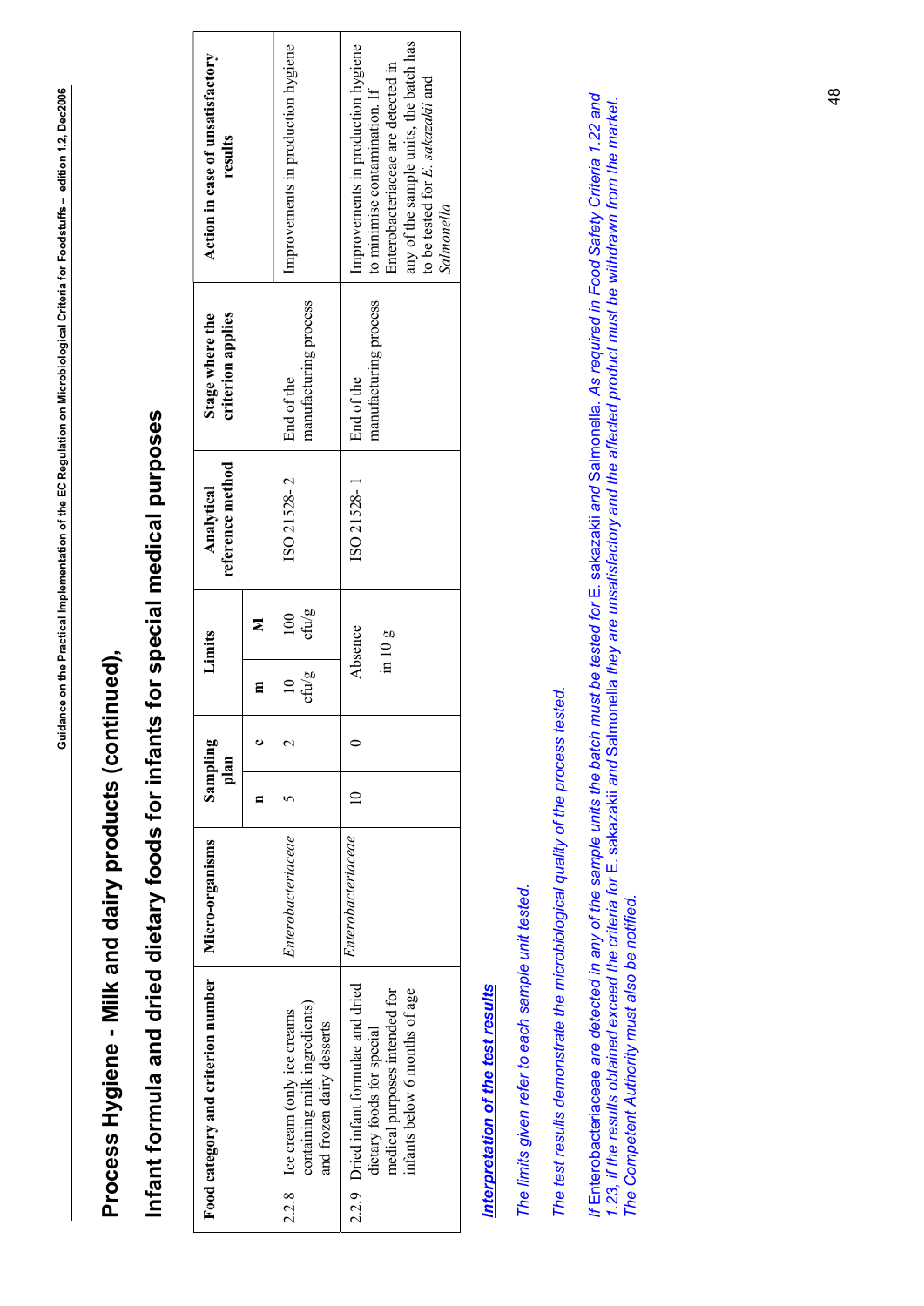# Process Hygiene - Milk and dairy products (continued),

## Infant formula and dried dietary foods for infants for special medical purposes

| Food category and criterion number | Micro-organisms | Sampling plan | | Limits | | Analytical reference method | Stage where the criterion applies | Action in case of unsatisfactory results |
|---|---|---|---|---|---|---|---|---|
| | | n | c | m | M | | | |
| 2.2.8 Ice cream (only ice creams containing milk ingredients) and frozen dairy desserts | *Enterobacteriaceae* | 5 | 2 | 10 cfu/g | 100 cfu/g | ISO 21528- 2 | End of the manufacturing process | Improvements in production hygiene |
| 2.2.9 Dried infant formulae and dried dietary foods for special medical purposes intended for infants below 6 months of age | *Enterobacteriaceae* | 10 | 0 | Absence in 10 g | | ISO 21528- 1 | End of the manufacturing process | Improvements in production hygiene to minimise contamination. If Enterobacteriaceae are detected in any of the sample units, the batch has to be tested for *E. sakazakii* and *Salmonella* |

***Interpretation of the test results***

*The limits given refer to each sample unit tested.*

*The test results demonstrate the microbiological quality of the process tested.*

*If* Enterobacteriaceae *are detected in any of the sample units the batch must be tested for* E. sakazakii *and* Salmonella. *As required in Food Safety Criteria 1.22 and 1.23, if the results obtained exceed the criteria for* E. sakazakii *and* Salmonella *they are unsatisfactory and the affected product must be withdrawn from the market. The Competent Authority must also be notified.*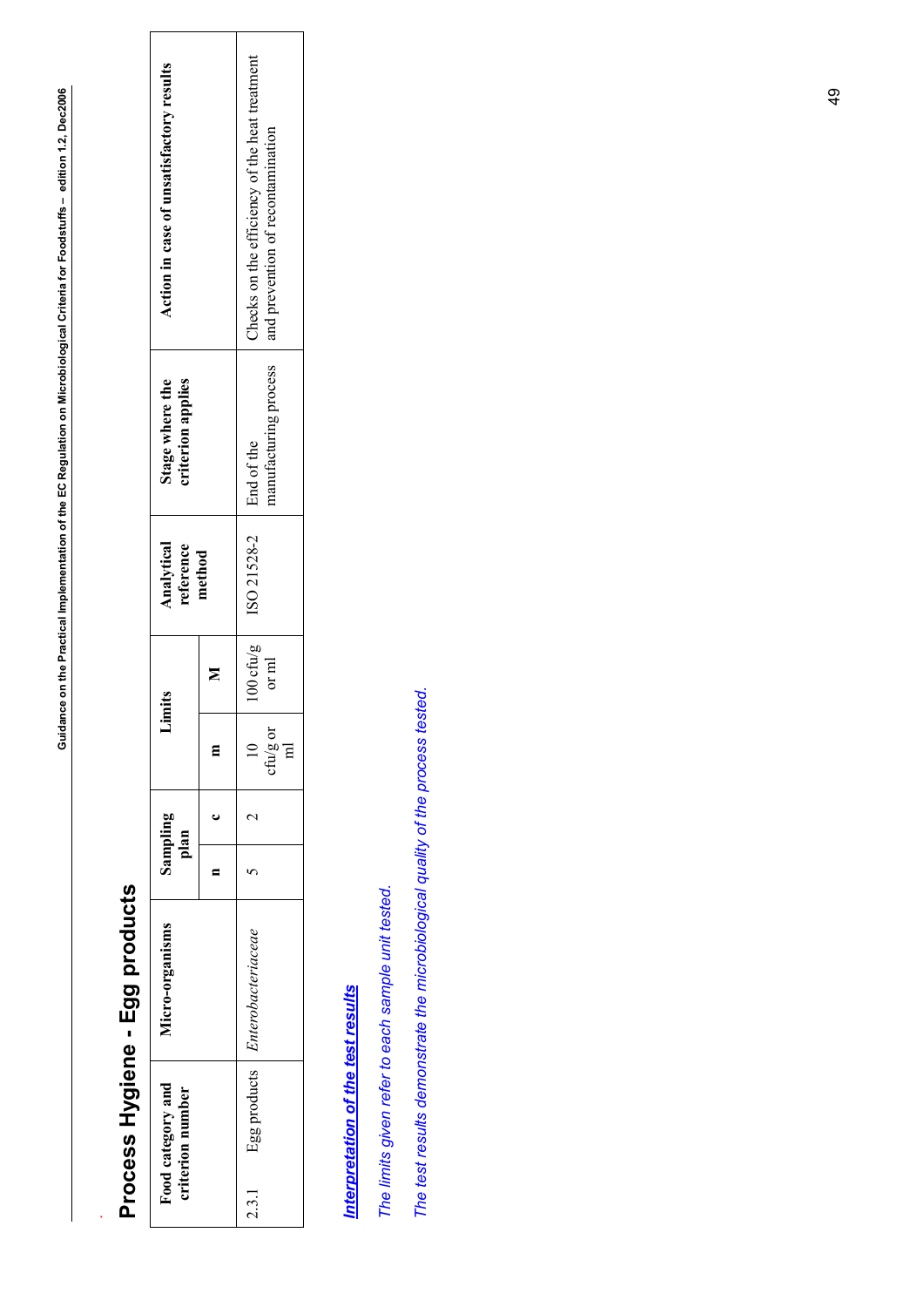## Process Hygiene - Egg products

| Food category and criterion number | | Micro-organisms | Sampling plan | | Limits | | Analytical reference method | Stage where the criterion applies | Action in case of unsatisfactory results |
|---|---|---|---|---|---|---|---|---|---|
| | | | n | c | m | M | | | |
| 2.3.1 | Egg products | *Enterobacteriaceae* | 5 | 2 | 10 cfu/g or ml | 100 cfu/g or ml | ISO 21528-2 | End of the manufacturing process | Checks on the efficiency of the heat treatment and prevention of recontamination |

***Interpretation of the test results***

*The limits given refer to each sample unit tested.*

*The test results demonstrate the microbiological quality of the process tested.*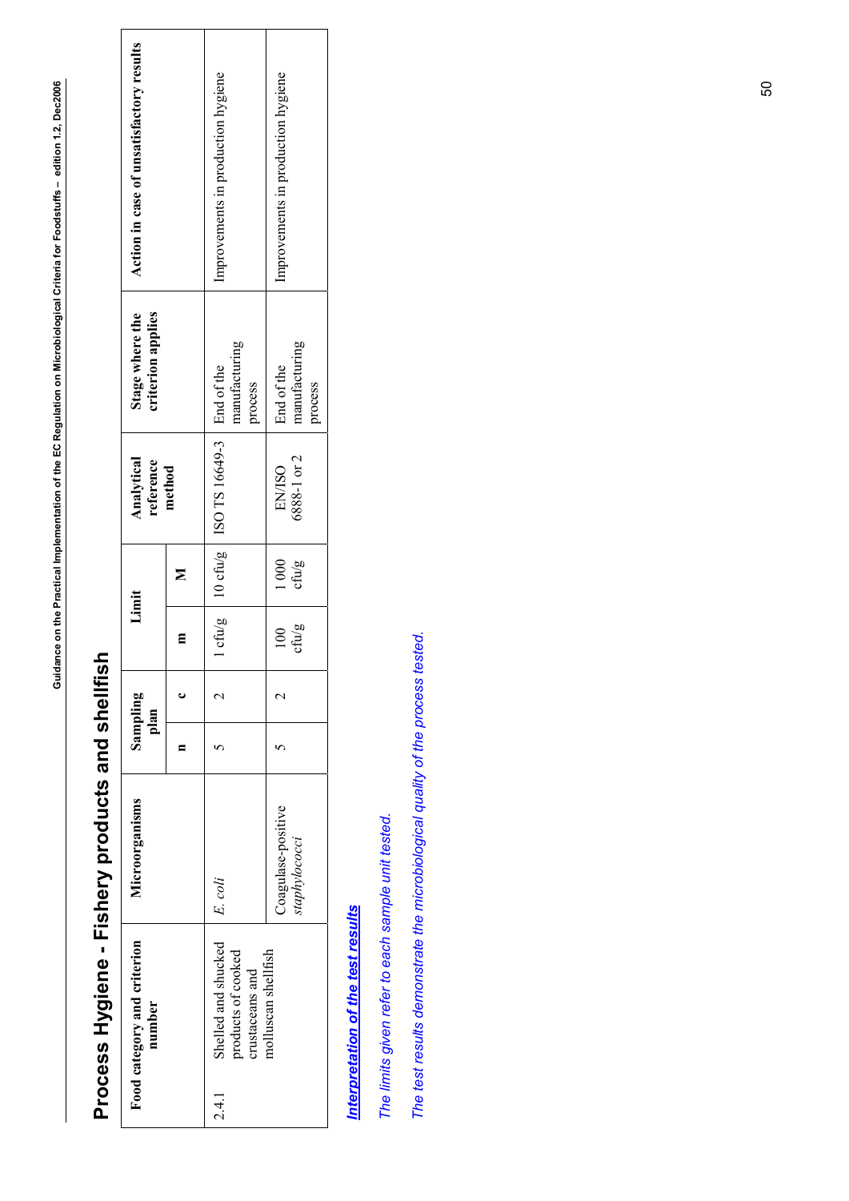# Process Hygiene - Fishery products and shellfish

| Food category and criterion number | | Microorganisms | Sampling plan | | Limit | | Analytical reference method | Stage where the criterion applies | Action in case of unsatisfactory results |
|---|---|---|---|---|---|---|---|---|---|
| | | | n | c | m | M | | | |
| 2.4.1 | Shelled and shucked products of cooked crustaceans and molluscan shellfish | *E. coli* | 5 | 2 | 1 cfu/g | 10 cfu/g | ISO TS 16649-3 | End of the manufacturing process | Improvements in production hygiene |
| | | Coagulase-positive *staphylococci* | 5 | 2 | 100 cfu/g | 1 000 cfu/g | EN/ISO 6888-1 or 2 | End of the manufacturing process | Improvements in production hygiene |

***Interpretation of the test results***

*The limits given refer to each sample unit tested.*

*The test results demonstrate the microbiological quality of the process tested.*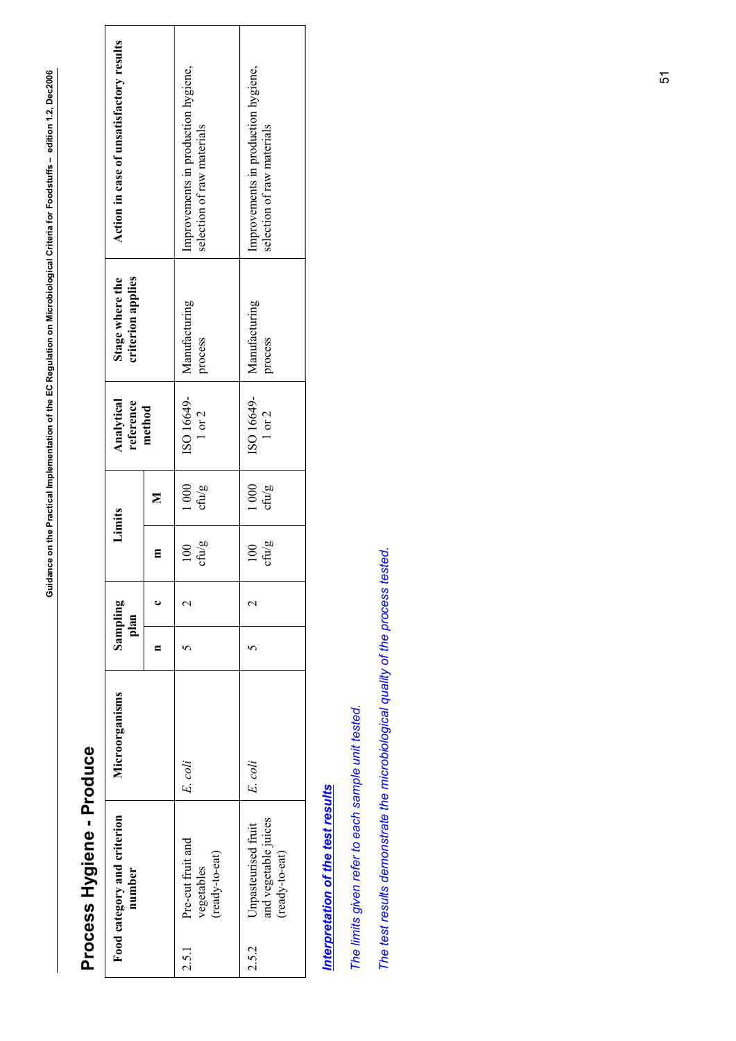# Process Hygiene - Produce

| Food category and criterion number | | Microorganisms | Sampling plan | | Limits | | Analytical reference method | Stage where the criterion applies | Action in case of unsatisfactory results |
|---|---|---|---|---|---|---|---|---|---|
| | | | n | c | m | M | | | |
| 2.5.1 | Pre-cut fruit and vegetables (ready-to-eat) | *E. coli* | 5 | 2 | 100 cfu/g | 1 000 cfu/g | ISO 16649-1 or 2 | Manufacturing process | Improvements in production hygiene, selection of raw materials |
| 2.5.2 | Unpasteurised fruit and vegetable juices (ready-to-eat) | *E. coli* | 5 | 2 | 100 cfu/g | 1 000 cfu/g | ISO 16649-1 or 2 | Manufacturing process | Improvements in production hygiene, selection of raw materials |

***Interpretation of the test results***

*The limits given refer to each sample unit tested.*

*The test results demonstrate the microbiological quality of the process tested.*